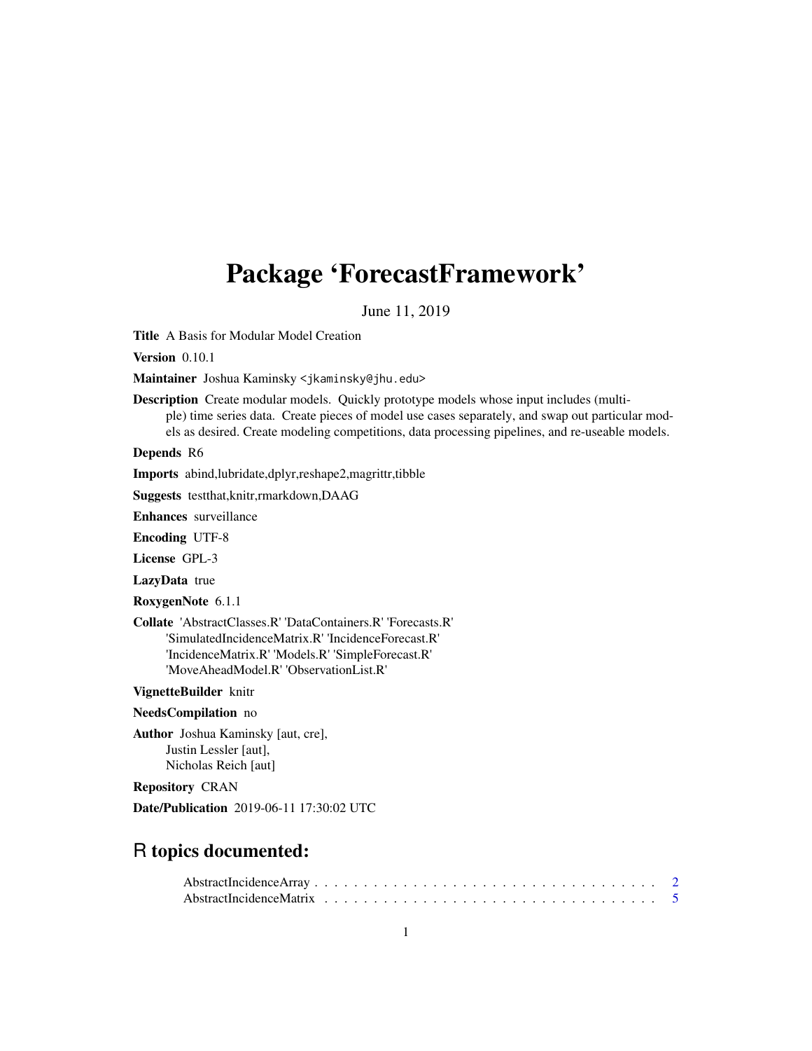# Package 'ForecastFramework'

June 11, 2019

**Title** A Basis for Modular Model Creation

**Version** 0.10.1

**Maintainer** Joshua Kaminsky <jkaminsky@jhu.edu>

**Description** Create modular models. Quickly prototype models whose input includes (multiple) time series data. Create pieces of model use cases separately, and swap out particular models as desired. Create modeling competitions, data processing pipelines, and re-useable models.

**Depends** R6

**Imports** abind,lubridate,dplyr,reshape2,magrittr,tibble

**Suggests** testthat,knitr,rmarkdown,DAAG

**Enhances** surveillance

**Encoding** UTF-8

**License** GPL-3

**LazyData** true

**RoxygenNote** 6.1.1

**Collate** 'AbstractClasses.R' 'DataContainers.R' 'Forecasts.R' 'SimulatedIncidenceMatrix.R' 'IncidenceForecast.R' 'IncidenceMatrix.R' 'Models.R' 'SimpleForecast.R' 'MoveAheadModel.R' 'ObservationList.R'

**VignetteBuilder** knitr

**NeedsCompilation** no

**Author** Joshua Kaminsky [aut, cre], Justin Lessler [aut], Nicholas Reich [aut]

**Repository** CRAN

**Date/Publication** 2019-06-11 17:30:02 UTC

## R topics documented:

AbstractIncidenceArray . . . . . . . . . . . . . . . . . . . . . . . . . . . . . . . . . . . 2
AbstractIncidenceMatrix . . . . . . . . . . . . . . . . . . . . . . . . . . . . . . . . . . 5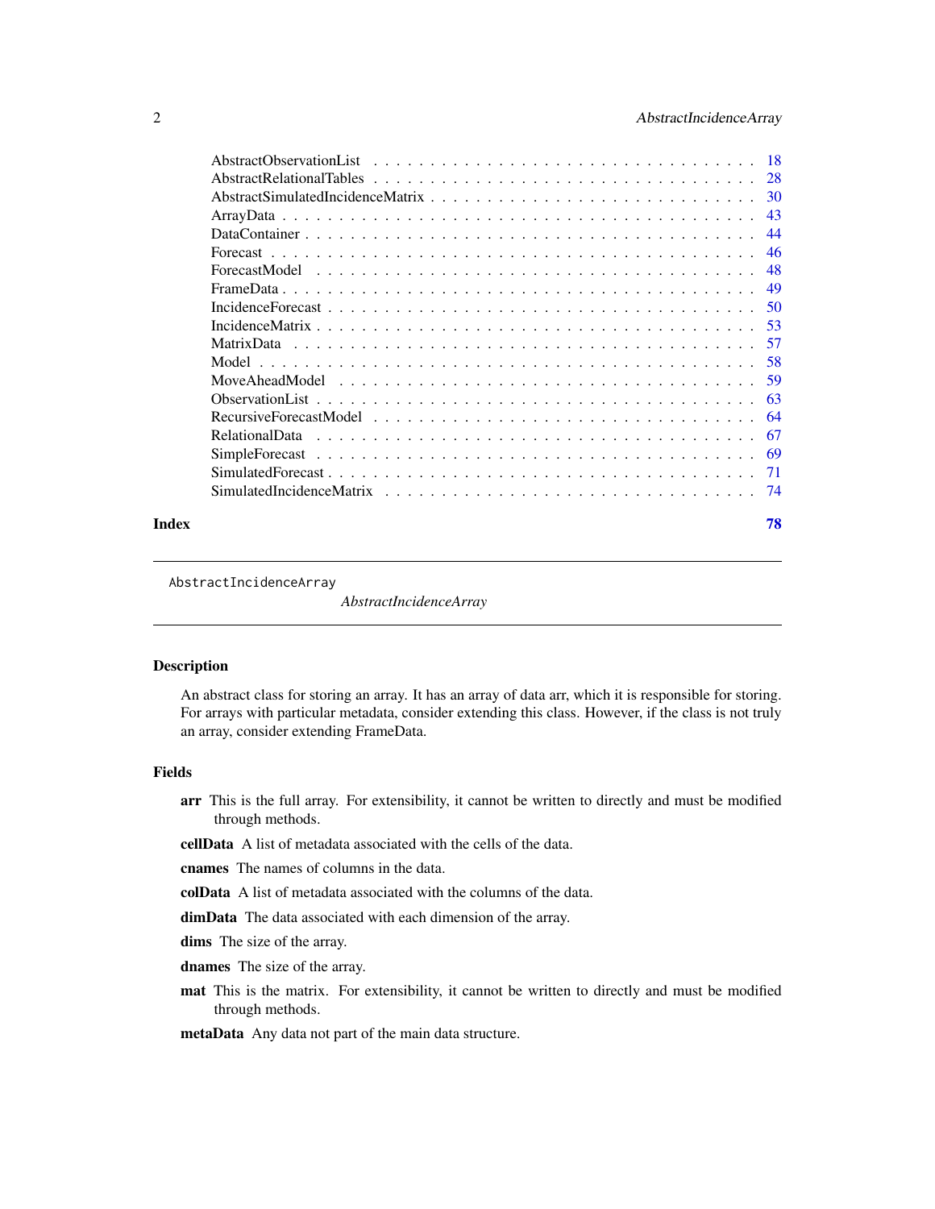| | |
|---|---|
| AbstractObservationList | 18 |
| AbstractRelationalTables | 28 |
| AbstractSimulatedIncidenceMatrix | 30 |
| ArrayData | 43 |
| DataContainer | 44 |
| Forecast | 46 |
| ForecastModel | 48 |
| FrameData | 49 |
| IncidenceForecast | 50 |
| IncidenceMatrix | 53 |
| MatrixData | 57 |
| Model | 58 |
| MoveAheadModel | 59 |
| ObservationList | 63 |
| RecursiveForecastModel | 64 |
| RelationalData | 67 |
| SimpleForecast | 69 |
| SimulatedForecast | 71 |
| SimulatedIncidenceMatrix | 74 |

**Index** **78**

---

`AbstractIncidenceArray` *AbstractIncidenceArray*

---

## Description

An abstract class for storing an array. It has an array of data arr, which it is responsible for storing. For arrays with particular metadata, consider extending this class. However, if the class is not truly an array, consider extending FrameData.

## Fields

**arr** This is the full array. For extensibility, it cannot be written to directly and must be modified through methods.

**cellData** A list of metadata associated with the cells of the data.

**cnames** The names of columns in the data.

**colData** A list of metadata associated with the columns of the data.

**dimData** The data associated with each dimension of the array.

**dims** The size of the array.

**dnames** The size of the array.

**mat** This is the matrix. For extensibility, it cannot be written to directly and must be modified through methods.

**metaData** Any data not part of the main data structure.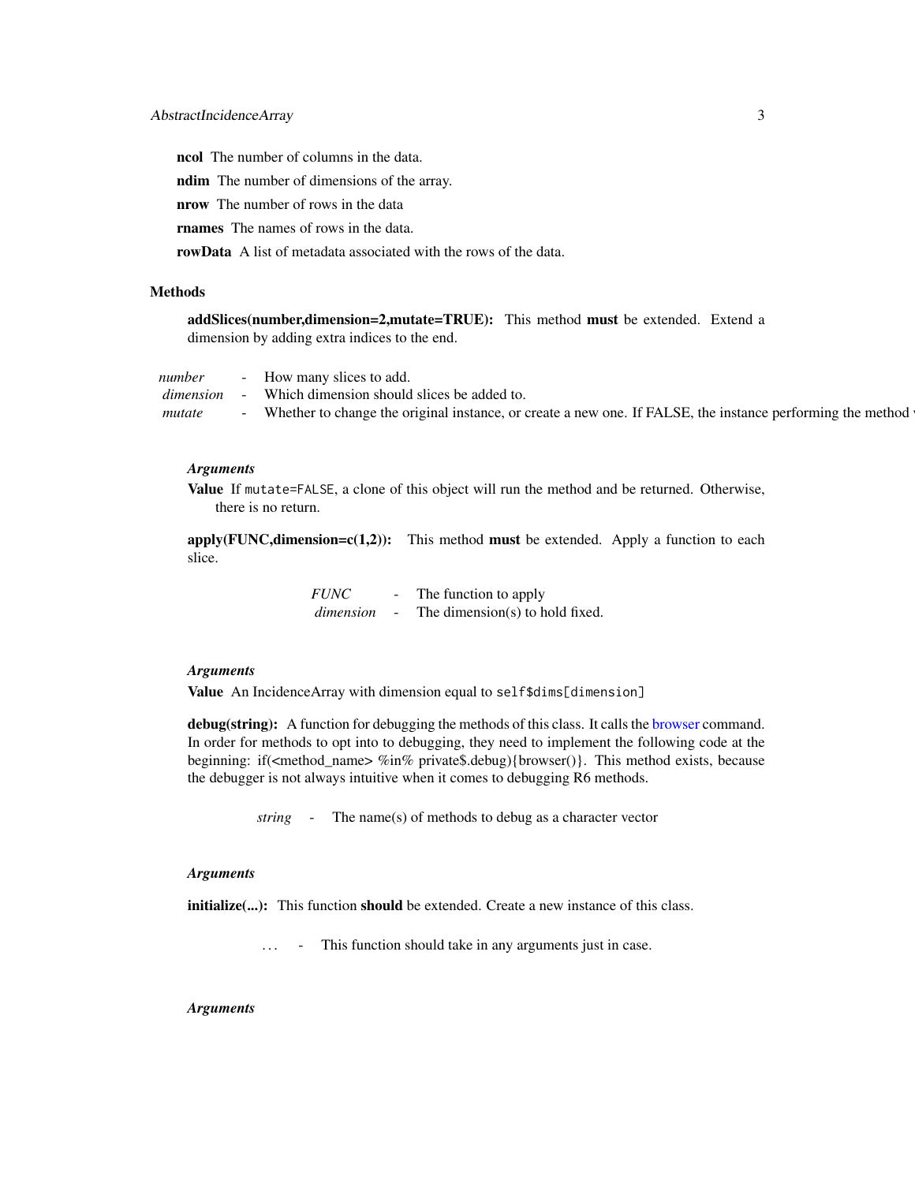**ncol** The number of columns in the data.

**ndim** The number of dimensions of the array.

**nrow** The number of rows in the data

**rnames** The names of rows in the data.

**rowData** A list of metadata associated with the rows of the data.

## Methods

**addSlices(number,dimension=2,mutate=TRUE):** This method **must** be extended. Extend a dimension by adding extra indices to the end.

| | | |
|---|---|---|
| *number* | - | How many slices to add. |
| *dimension* | - | Which dimension should slices be added to. |
| *mutate* | - | Whether to change the original instance, or create a new one. If FALSE, the instance performing the method v |

***Arguments***

**Value** If mutate=FALSE, a clone of this object will run the method and be returned. Otherwise, there is no return.

**apply(FUNC,dimension=c(1,2)):** This method **must** be extended. Apply a function to each slice.

| | | |
|---|---|---|
| *FUNC* | - | The function to apply |
| *dimension* | - | The dimension(s) to hold fixed. |

***Arguments***

**Value** An IncidenceArray with dimension equal to `self$dims[dimension]`

**debug(string):** A function for debugging the methods of this class. It calls the browser command. In order for methods to opt into to debugging, they need to implement the following code at the beginning: if(<method_name> %in% private$.debug){browser()}. This method exists, because the debugger is not always intuitive when it comes to debugging R6 methods.

| | | |
|---|---|---|
| *string* | - | The name(s) of methods to debug as a character vector |

***Arguments***

**initialize(...):** This function **should** be extended. Create a new instance of this class.

| | | |
|---|---|---|
| ... | - | This function should take in any arguments just in case. |

***Arguments***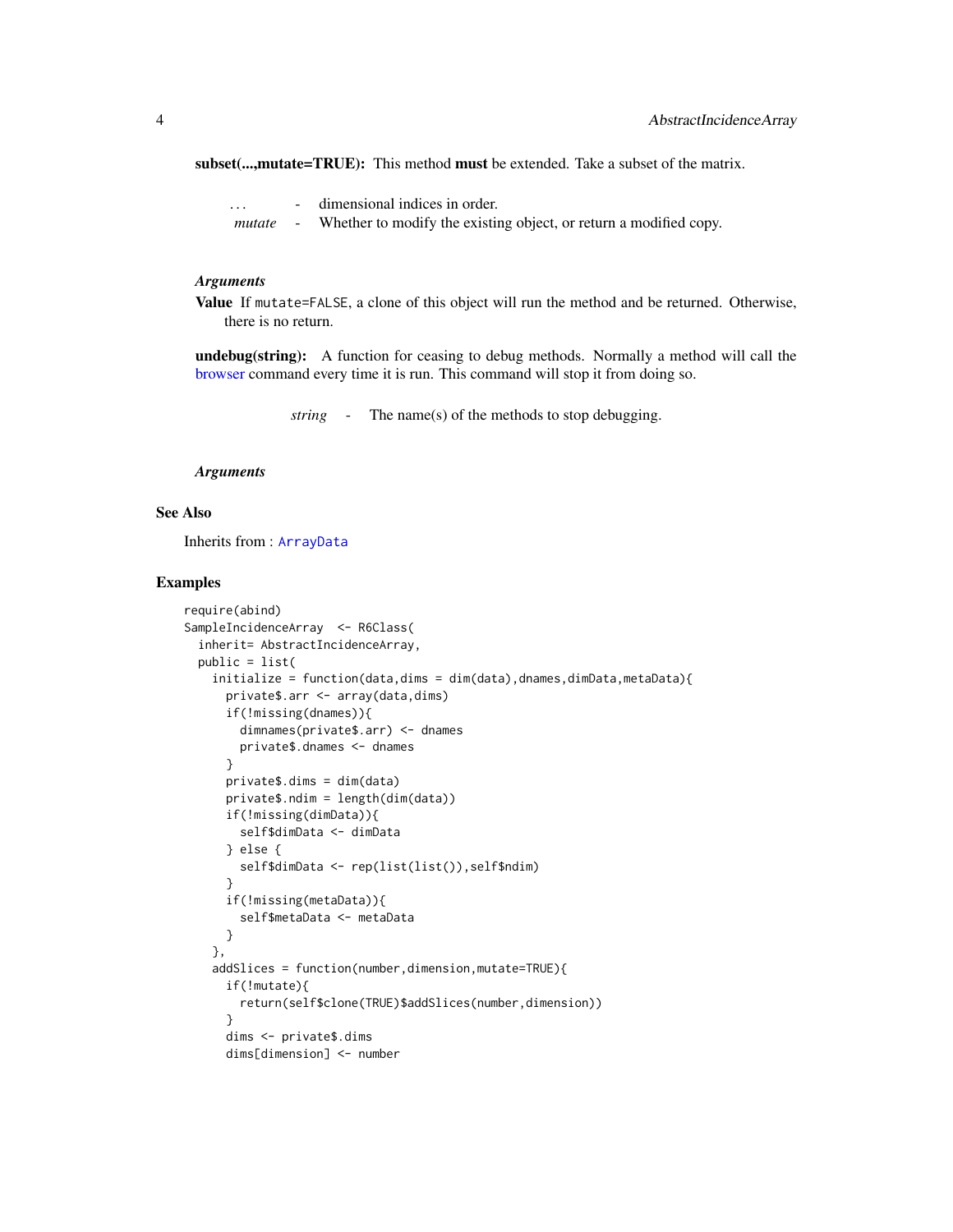**subset(...,mutate=TRUE):** This method **must** be extended. Take a subset of the matrix.

| | | |
|---|---|---|
| ... | - | dimensional indices in order. |
| *mutate* | - | Whether to modify the existing object, or return a modified copy. |

### *Arguments*

**Value** If `mutate=FALSE`, a clone of this object will run the method and be returned. Otherwise, there is no return.

**undebug(string):** A function for ceasing to debug methods. Normally a method will call the browser command every time it is run. This command will stop it from doing so.

| | | |
|---|---|---|
| *string* | - | The name(s) of the methods to stop debugging. |

### *Arguments*

## See Also

Inherits from : `ArrayData`

## Examples

```
require(abind)
SampleIncidenceArray  <- R6Class(
  inherit= AbstractIncidenceArray,
  public = list(
    initialize = function(data,dims = dim(data),dnames,dimData,metaData){
      private$.arr <- array(data,dims)
      if(!missing(dnames)){
        dimnames(private$.arr) <- dnames
        private$.dnames <- dnames
      }
      private$.dims = dim(data)
      private$.ndim = length(dim(data))
      if(!missing(dimData)){
        self$dimData <- dimData
      } else {
        self$dimData <- rep(list(list()),self$ndim)
      }
      if(!missing(metaData)){
        self$metaData <- metaData
      }
    },
    addSlices = function(number,dimension,mutate=TRUE){
      if(!mutate){
        return(self$clone(TRUE)$addSlices(number,dimension))
      }
      dims <- private$.dims
      dims[dimension] <- number
```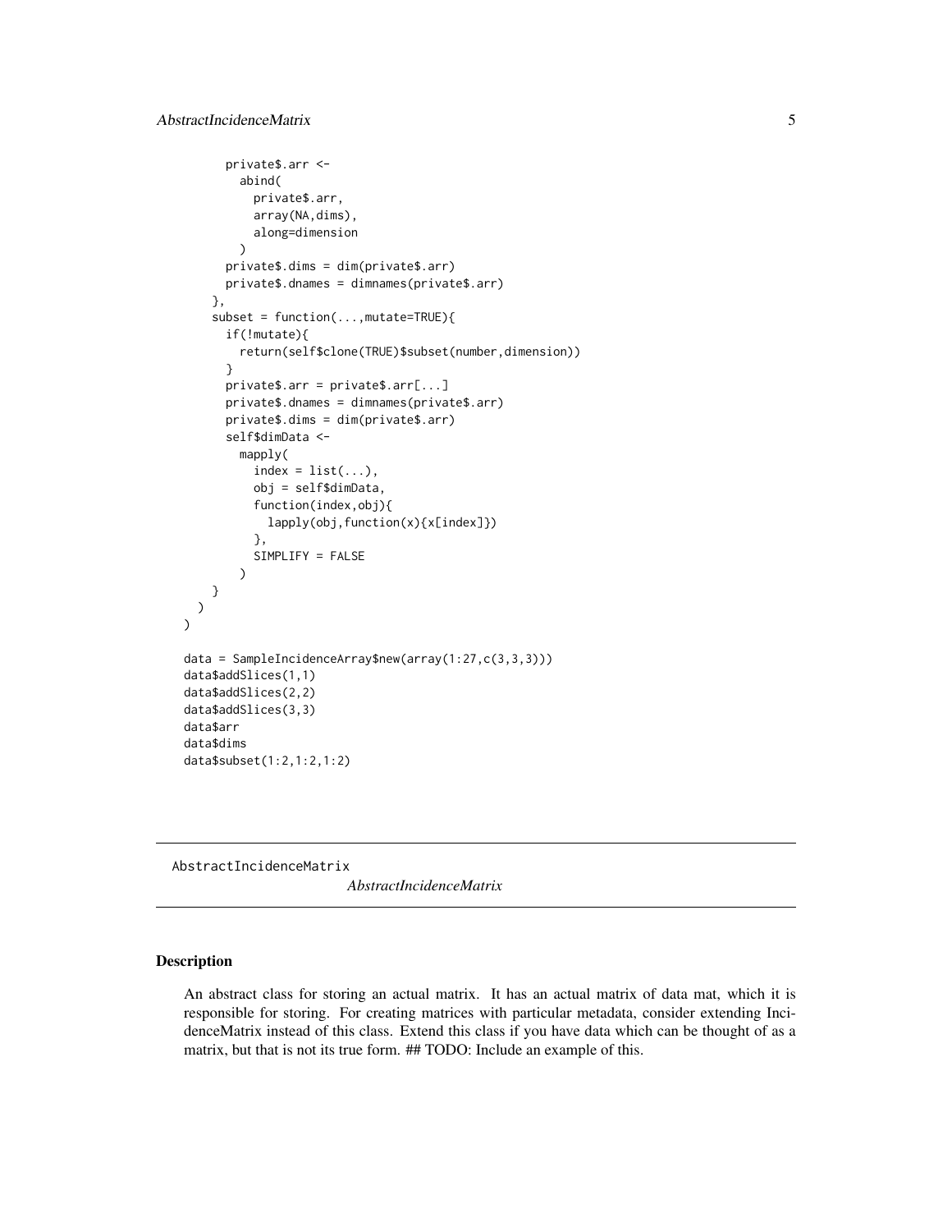```
        private$.arr <-
          abind(
            private$.arr,
            array(NA,dims),
            along=dimension
          )
        private$.dims = dim(private$.arr)
        private$.dnames = dimnames(private$.arr)
      },
      subset = function(...,mutate=TRUE){
        if(!mutate){
          return(self$clone(TRUE)$subset(number,dimension))
        }
        private$.arr = private$.arr[...]
        private$.dnames = dimnames(private$.arr)
        private$.dims = dim(private$.arr)
        self$dimData <-
          mapply(
            index = list(...),
            obj = self$dimData,
            function(index,obj){
              lapply(obj,function(x){x[index]})
            },
            SIMPLIFY = FALSE
          )
      }
    )
  )

data = SampleIncidenceArray$new(array(1:27,c(3,3,3)))
data$addSlices(1,1)
data$addSlices(2,2)
data$addSlices(3,3)
data$arr
data$dims
data$subset(1:2,1:2,1:2)
```

---

AbstractIncidenceMatrix

*AbstractIncidenceMatrix*

---

## Description

An abstract class for storing an actual matrix. It has an actual matrix of data mat, which it is responsible for storing. For creating matrices with particular metadata, consider extending IncidenceMatrix instead of this class. Extend this class if you have data which can be thought of as a matrix, but that is not its true form. ## TODO: Include an example of this.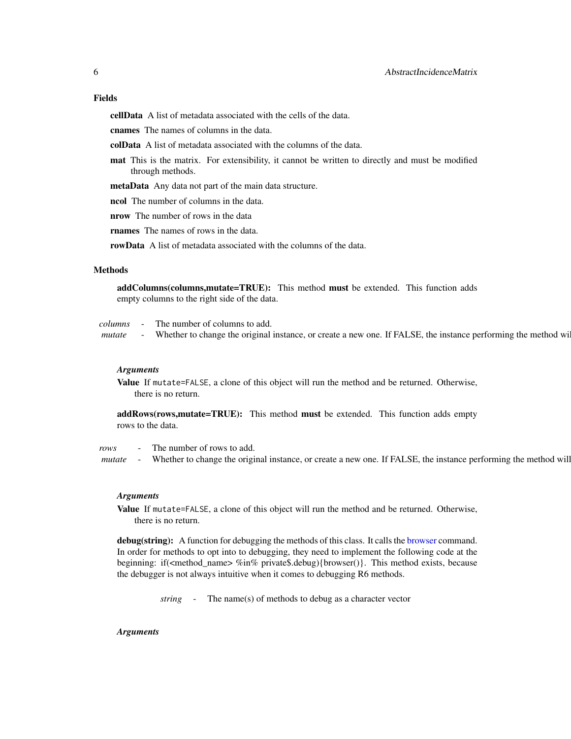## Fields

**cellData** A list of metadata associated with the cells of the data.

**cnames** The names of columns in the data.

**colData** A list of metadata associated with the columns of the data.

**mat** This is the matrix. For extensibility, it cannot be written to directly and must be modified through methods.

**metaData** Any data not part of the main data structure.

**ncol** The number of columns in the data.

**nrow** The number of rows in the data

**rnames** The names of rows in the data.

**rowData** A list of metadata associated with the columns of the data.

## Methods

**addColumns(columns,mutate=TRUE):** This method **must** be extended. This function adds empty columns to the right side of the data.

| | | |
|---|---|---|
| *columns* | - | The number of columns to add. |
| *mutate* | - | Whether to change the original instance, or create a new one. If FALSE, the instance performing the method wil |

***Arguments***

**Value** If `mutate=FALSE`, a clone of this object will run the method and be returned. Otherwise, there is no return.

**addRows(rows,mutate=TRUE):** This method **must** be extended. This function adds empty rows to the data.

| | | |
|---|---|---|
| *rows* | - | The number of rows to add. |
| *mutate* | - | Whether to change the original instance, or create a new one. If FALSE, the instance performing the method will |

***Arguments***

**Value** If `mutate=FALSE`, a clone of this object will run the method and be returned. Otherwise, there is no return.

**debug(string):** A function for debugging the methods of this class. It calls the browser command. In order for methods to opt into to debugging, they need to implement the following code at the beginning: if(<method_name> %in% private$.debug){browser()}. This method exists, because the debugger is not always intuitive when it comes to debugging R6 methods.

| | | |
|---|---|---|
| *string* | - | The name(s) of methods to debug as a character vector |

***Arguments***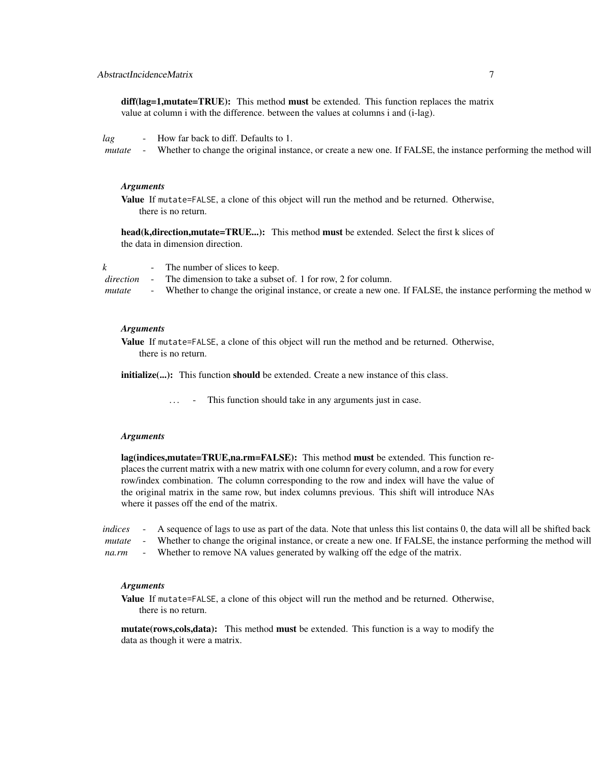**diff(lag=1,mutate=TRUE):** This method **must** be extended. This function replaces the matrix value at column i with the difference. between the values at columns i and (i-lag).

| | | |
|---|---|---|
| *lag* | - | How far back to diff. Defaults to 1. |
| *mutate* | - | Whether to change the original instance, or create a new one. If FALSE, the instance performing the method will |

***Arguments***

**Value** If `mutate=FALSE`, a clone of this object will run the method and be returned. Otherwise, there is no return.

**head(k,direction,mutate=TRUE...):** This method **must** be extended. Select the first k slices of the data in dimension direction.

| | | |
|---|---|---|
| *k* | - | The number of slices to keep. |
| *direction* | - | The dimension to take a subset of. 1 for row, 2 for column. |
| *mutate* | - | Whether to change the original instance, or create a new one. If FALSE, the instance performing the method w |

***Arguments***

**Value** If `mutate=FALSE`, a clone of this object will run the method and be returned. Otherwise, there is no return.

**initialize(...):** This function **should** be extended. Create a new instance of this class.

| | | |
|---|---|---|
| ... | - | This function should take in any arguments just in case. |

***Arguments***

**lag(indices,mutate=TRUE,na.rm=FALSE):** This method **must** be extended. This function replaces the current matrix with a new matrix with one column for every column, and a row for every row/index combination. The column corresponding to the row and index will have the value of the original matrix in the same row, but index columns previous. This shift will introduce NAs where it passes off the end of the matrix.

| | | |
|---|---|---|
| *indices* | - | A sequence of lags to use as part of the data. Note that unless this list contains 0, the data will all be shifted back |
| *mutate* | - | Whether to change the original instance, or create a new one. If FALSE, the instance performing the method will |
| *na.rm* | - | Whether to remove NA values generated by walking off the edge of the matrix. |

***Arguments***

**Value** If `mutate=FALSE`, a clone of this object will run the method and be returned. Otherwise, there is no return.

**mutate(rows,cols,data):** This method **must** be extended. This function is a way to modify the data as though it were a matrix.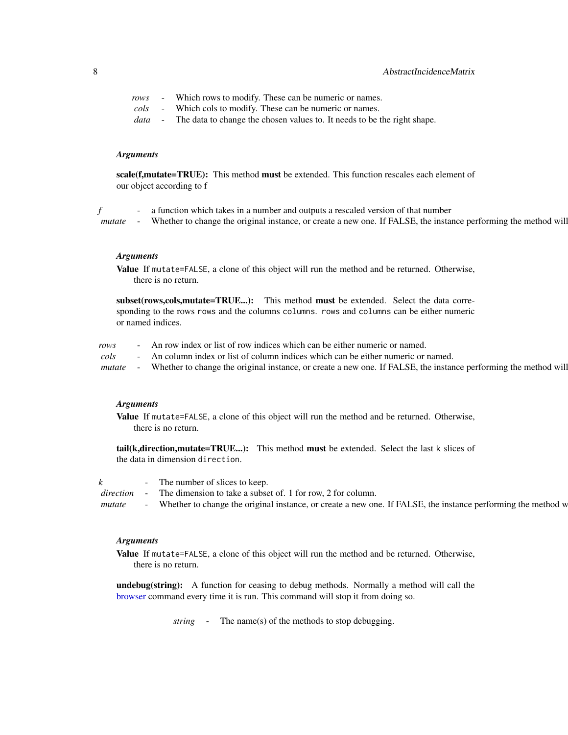| | | |
|---|---|---|
| *rows* | - | Which rows to modify. These can be numeric or names. |
| *cols* | - | Which cols to modify. These can be numeric or names. |
| *data* | - | The data to change the chosen values to. It needs to be the right shape. |

***Arguments***

**scale(f,mutate=TRUE):** This method **must** be extended. This function rescales each element of our object according to f

| | | |
|---|---|---|
| *f* | - | a function which takes in a number and outputs a rescaled version of that number |
| *mutate* | - | Whether to change the original instance, or create a new one. If FALSE, the instance performing the method will |

***Arguments***

**Value** If `mutate=FALSE`, a clone of this object will run the method and be returned. Otherwise, there is no return.

**subset(rows,cols,mutate=TRUE...):** This method **must** be extended. Select the data corresponding to the rows `rows` and the columns `columns`. `rows` and `columns` can be either numeric or named indices.

| | | |
|---|---|---|
| *rows* | - | An row index or list of row indices which can be either numeric or named. |
| *cols* | - | An column index or list of column indices which can be either numeric or named. |
| *mutate* | - | Whether to change the original instance, or create a new one. If FALSE, the instance performing the method will |

***Arguments***

**Value** If `mutate=FALSE`, a clone of this object will run the method and be returned. Otherwise, there is no return.

**tail(k,direction,mutate=TRUE...):** This method **must** be extended. Select the last `k` slices of the data in dimension `direction`.

| | | |
|---|---|---|
| *k* | - | The number of slices to keep. |
| *direction* | - | The dimension to take a subset of. 1 for row, 2 for column. |
| *mutate* | - | Whether to change the original instance, or create a new one. If FALSE, the instance performing the method w |

***Arguments***

**Value** If `mutate=FALSE`, a clone of this object will run the method and be returned. Otherwise, there is no return.

**undebug(string):** A function for ceasing to debug methods. Normally a method will call the browser command every time it is run. This command will stop it from doing so.

| | | |
|---|---|---|
| *string* | - | The name(s) of the methods to stop debugging. |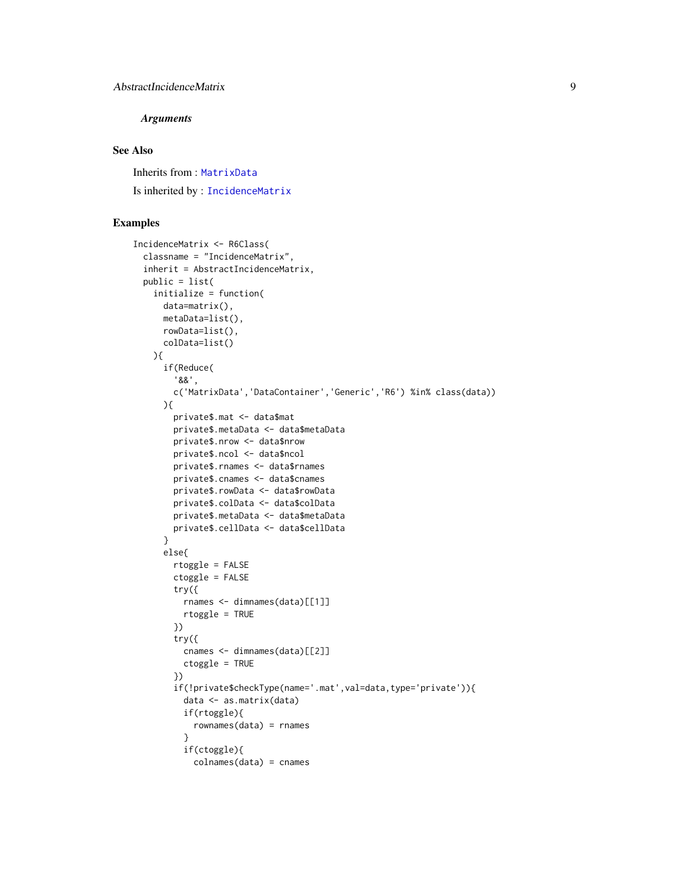*Arguments*

## See Also

Inherits from : MatrixData

Is inherited by : IncidenceMatrix

## Examples

```
IncidenceMatrix <- R6Class(
  classname = "IncidenceMatrix",
  inherit = AbstractIncidenceMatrix,
  public = list(
    initialize = function(
      data=matrix(),
      metaData=list(),
      rowData=list(),
      colData=list()
    ){
      if(Reduce(
        '&&',
        c('MatrixData','DataContainer','Generic','R6') %in% class(data))
      ){
        private$.mat <- data$mat
        private$.metaData <- data$metaData
        private$.nrow <- data$nrow
        private$.ncol <- data$ncol
        private$.rnames <- data$rnames
        private$.cnames <- data$cnames
        private$.rowData <- data$rowData
        private$.colData <- data$colData
        private$.metaData <- data$metaData
        private$.cellData <- data$cellData
      }
      else{
        rtoggle = FALSE
        ctoggle = FALSE
        try({
          rnames <- dimnames(data)[[1]]
          rtoggle = TRUE
        })
        try({
          cnames <- dimnames(data)[[2]]
          ctoggle = TRUE
        })
        if(!private$checkType(name='.mat',val=data,type='private')){
          data <- as.matrix(data)
          if(rtoggle){
            rownames(data) = rnames
          }
          if(ctoggle){
            colnames(data) = cnames
```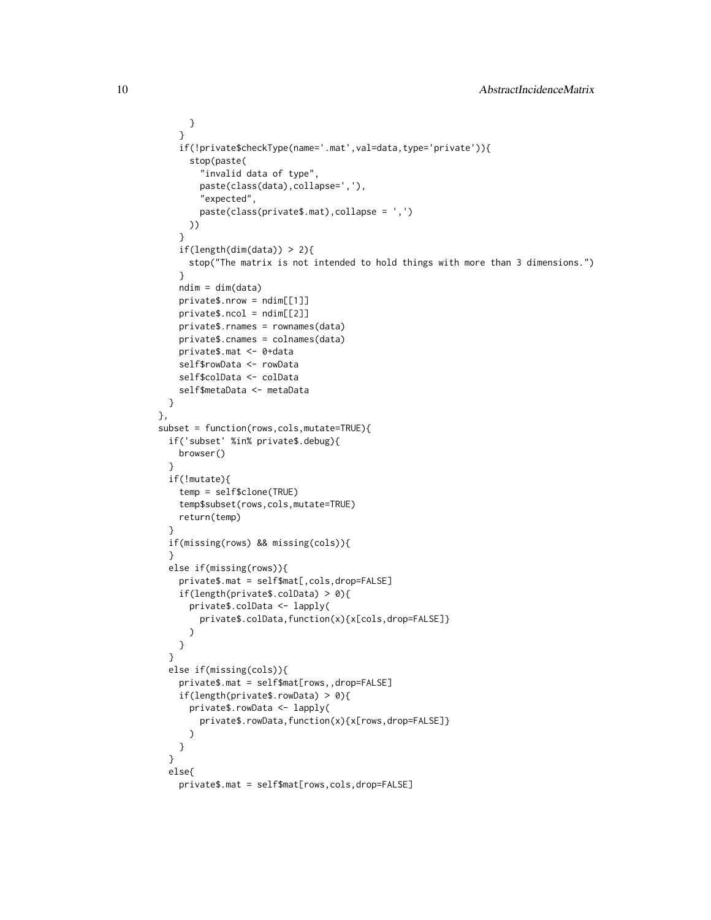```
      }
    }
    if(!private$checkType(name='.mat',val=data,type='private')){
      stop(paste(
        "invalid data of type",
        paste(class(data),collapse=','),
        "expected",
        paste(class(private$.mat),collapse = ',')
      ))
    }
    if(length(dim(data)) > 2){
      stop("The matrix is not intended to hold things with more than 3 dimensions.")
    }
    ndim = dim(data)
    private$.nrow = ndim[[1]]
    private$.ncol = ndim[[2]]
    private$.rnames = rownames(data)
    private$.cnames = colnames(data)
    private$.mat <- 0+data
    self$rowData <- rowData
    self$colData <- colData
    self$metaData <- metaData
  }
},
subset = function(rows,cols,mutate=TRUE){
  if('subset' %in% private$.debug){
    browser()
  }
  if(!mutate){
    temp = self$clone(TRUE)
    temp$subset(rows,cols,mutate=TRUE)
    return(temp)
  }
  if(missing(rows) && missing(cols)){
  }
  else if(missing(rows)){
    private$.mat = self$mat[,cols,drop=FALSE]
    if(length(private$.colData) > 0){
      private$.colData <- lapply(
        private$.colData,function(x){x[cols,drop=FALSE]}
      )
    }
  }
  else if(missing(cols)){
    private$.mat = self$mat[rows,,drop=FALSE]
    if(length(private$.rowData) > 0){
      private$.rowData <- lapply(
        private$.rowData,function(x){x[rows,drop=FALSE]}
      )
    }
  }
  else{
    private$.mat = self$mat[rows,cols,drop=FALSE]
```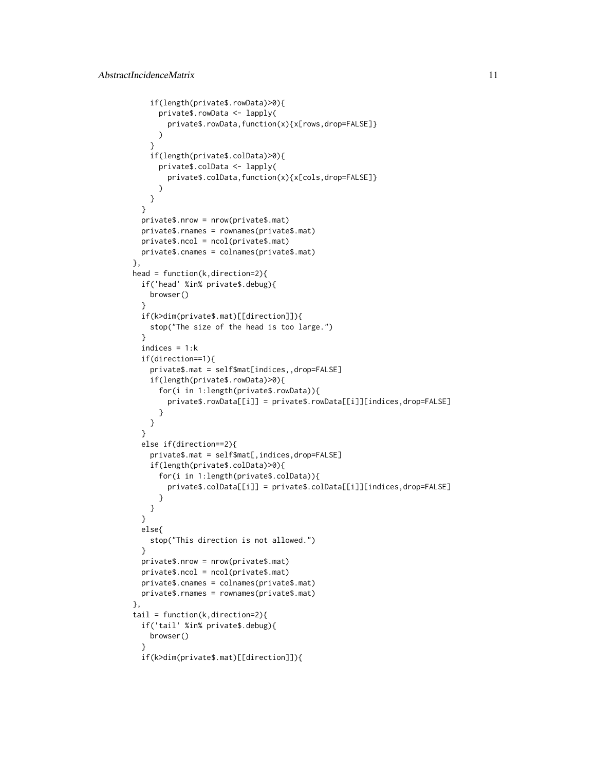```
      if(length(private$.rowData)>0){
        private$.rowData <- lapply(
          private$.rowData,function(x){x[rows,drop=FALSE]}
        )
      }
      if(length(private$.colData)>0){
        private$.colData <- lapply(
          private$.colData,function(x){x[cols,drop=FALSE]}
        )
      }
    }
    private$.nrow = nrow(private$.mat)
    private$.rnames = rownames(private$.mat)
    private$.ncol = ncol(private$.mat)
    private$.cnames = colnames(private$.mat)
  },
  head = function(k,direction=2){
    if('head' %in% private$.debug){
      browser()
    }
    if(k>dim(private$.mat)[[direction]]){
      stop("The size of the head is too large.")
    }
    indices = 1:k
    if(direction==1){
      private$.mat = self$mat[indices,,drop=FALSE]
      if(length(private$.rowData)>0){
        for(i in 1:length(private$.rowData)){
          private$.rowData[[i]] = private$.rowData[[i]][indices,drop=FALSE]
        }
      }
    }
    else if(direction==2){
      private$.mat = self$mat[,indices,drop=FALSE]
      if(length(private$.colData)>0){
        for(i in 1:length(private$.colData)){
          private$.colData[[i]] = private$.colData[[i]][indices,drop=FALSE]
        }
      }
    }
    else{
      stop("This direction is not allowed.")
    }
    private$.nrow = nrow(private$.mat)
    private$.ncol = ncol(private$.mat)
    private$.cnames = colnames(private$.mat)
    private$.rnames = rownames(private$.mat)
  },
  tail = function(k,direction=2){
    if('tail' %in% private$.debug){
      browser()
    }
    if(k>dim(private$.mat)[[direction]]){
```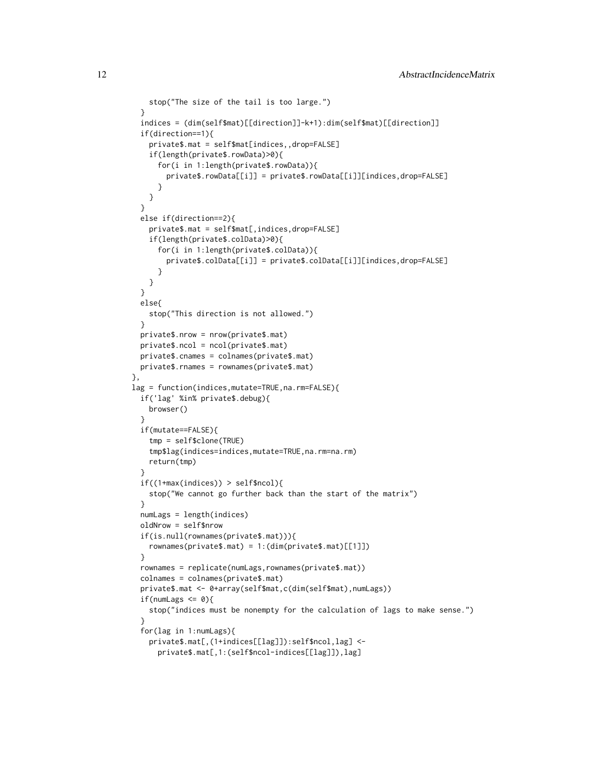```
      stop("The size of the tail is too large.")
    }
    indices = (dim(self$mat)[[direction]]-k+1):dim(self$mat)[[direction]]
    if(direction==1){
      private$.mat = self$mat[indices,,drop=FALSE]
      if(length(private$.rowData)>0){
        for(i in 1:length(private$.rowData)){
          private$.rowData[[i]] = private$.rowData[[i]][indices,drop=FALSE]
        }
      }
    }
    else if(direction==2){
      private$.mat = self$mat[,indices,drop=FALSE]
      if(length(private$.colData)>0){
        for(i in 1:length(private$.colData)){
          private$.colData[[i]] = private$.colData[[i]][indices,drop=FALSE]
        }
      }
    }
    else{
      stop("This direction is not allowed.")
    }
    private$.nrow = nrow(private$.mat)
    private$.ncol = ncol(private$.mat)
    private$.cnames = colnames(private$.mat)
    private$.rnames = rownames(private$.mat)
  },
  lag = function(indices,mutate=TRUE,na.rm=FALSE){
    if('lag' %in% private$.debug){
      browser()
    }
    if(mutate==FALSE){
      tmp = self$clone(TRUE)
      tmp$lag(indices=indices,mutate=TRUE,na.rm=na.rm)
      return(tmp)
    }
    if((1+max(indices)) > self$ncol){
      stop("We cannot go further back than the start of the matrix")
    }
    numLags = length(indices)
    oldNrow = self$nrow
    if(is.null(rownames(private$.mat))){
      rownames(private$.mat) = 1:(dim(private$.mat)[[1]])
    }
    rownames = replicate(numLags,rownames(private$.mat))
    colnames = colnames(private$.mat)
    private$.mat <- 0+array(self$mat,c(dim(self$mat),numLags))
    if(numLags <= 0){
      stop("indices must be nonempty for the calculation of lags to make sense.")
    }
    for(lag in 1:numLags){
      private$.mat[,(1+indices[[lag]]):self$ncol,lag] <-
        private$.mat[,1:(self$ncol-indices[[lag]]),lag]
```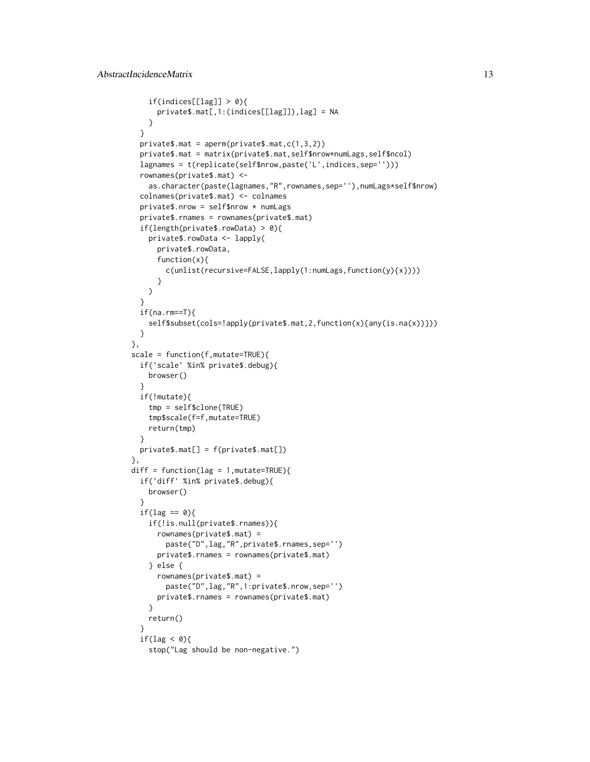```
      if(indices[[lag]] > 0){
        private$.mat[,1:(indices[[lag]]),lag] = NA
      }
    }
    private$.mat = aperm(private$.mat,c(1,3,2))
    private$.mat = matrix(private$.mat,self$nrow*numLags,self$ncol)
    lagnames = t(replicate(self$nrow,paste('L',indices,sep='')))
    rownames(private$.mat) <-
      as.character(paste(lagnames,"R",rownames,sep=''),numLags*self$nrow)
    colnames(private$.mat) <- colnames
    private$.nrow = self$nrow * numLags
    private$.rnames = rownames(private$.mat)
    if(length(private$.rowData) > 0){
      private$.rowData <- lapply(
        private$.rowData,
        function(x){
          c(unlist(recursive=FALSE,lapply(1:numLags,function(y){x})))
        }
      )
    }
    if(na.rm==T){
      self$subset(cols=!apply(private$.mat,2,function(x){any(is.na(x))}))
    }
  },
  scale = function(f,mutate=TRUE){
    if('scale' %in% private$.debug){
      browser()
    }
    if(!mutate){
      tmp = self$clone(TRUE)
      tmp$scale(f=f,mutate=TRUE)
      return(tmp)
    }
    private$.mat[] = f(private$.mat[])
  },
  diff = function(lag = 1,mutate=TRUE){
    if('diff' %in% private$.debug){
      browser()
    }
    if(lag == 0){
      if(!is.null(private$.rnames)){
        rownames(private$.mat) =
          paste("D",lag,"R",private$.rnames,sep='')
        private$.rnames = rownames(private$.mat)
      } else {
        rownames(private$.mat) =
          paste("D",lag,"R",1:private$.nrow,sep='')
        private$.rnames = rownames(private$.mat)
      }
      return()
    }
    if(lag < 0){
      stop("Lag should be non-negative.")
```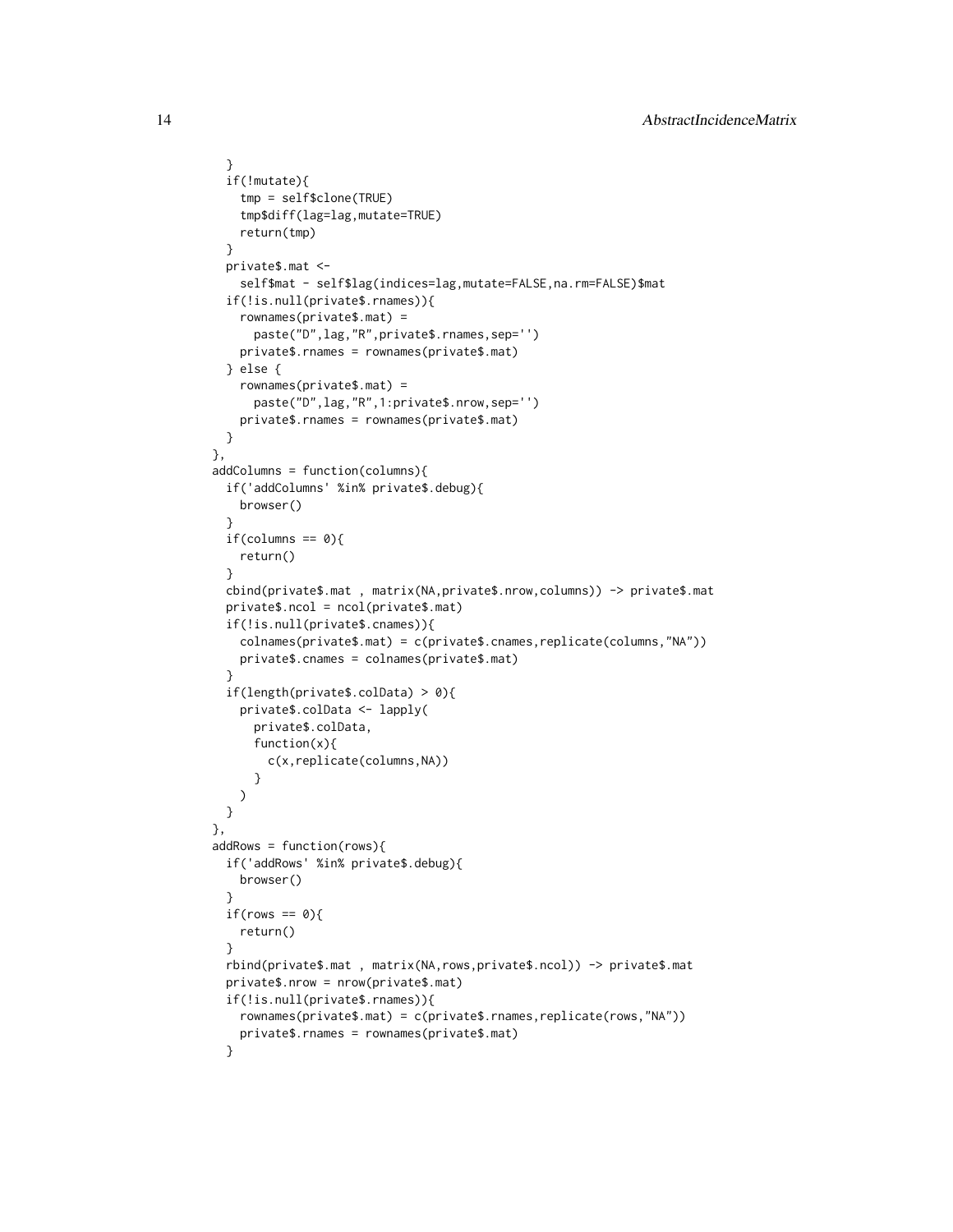```
    }
    if(!mutate){
      tmp = self$clone(TRUE)
      tmp$diff(lag=lag,mutate=TRUE)
      return(tmp)
    }
    private$.mat <-
      self$mat - self$lag(indices=lag,mutate=FALSE,na.rm=FALSE)$mat
    if(!is.null(private$.rnames)){
      rownames(private$.mat) =
        paste("D",lag,"R",private$.rnames,sep='')
      private$.rnames = rownames(private$.mat)
    } else {
      rownames(private$.mat) =
        paste("D",lag,"R",1:private$.nrow,sep='')
      private$.rnames = rownames(private$.mat)
    }
  },
  addColumns = function(columns){
    if('addColumns' %in% private$.debug){
      browser()
    }
    if(columns == 0){
      return()
    }
    cbind(private$.mat , matrix(NA,private$.nrow,columns)) -> private$.mat
    private$.ncol = ncol(private$.mat)
    if(!is.null(private$.cnames)){
      colnames(private$.mat) = c(private$.cnames,replicate(columns,"NA"))
      private$.cnames = colnames(private$.mat)
    }
    if(length(private$.colData) > 0){
      private$.colData <- lapply(
        private$.colData,
        function(x){
          c(x,replicate(columns,NA))
        }
      )
    }
  },
  addRows = function(rows){
    if('addRows' %in% private$.debug){
      browser()
    }
    if(rows == 0){
      return()
    }
    rbind(private$.mat , matrix(NA,rows,private$.ncol)) -> private$.mat
    private$.nrow = nrow(private$.mat)
    if(!is.null(private$.rnames)){
      rownames(private$.mat) = c(private$.rnames,replicate(rows,"NA"))
      private$.rnames = rownames(private$.mat)
    }
```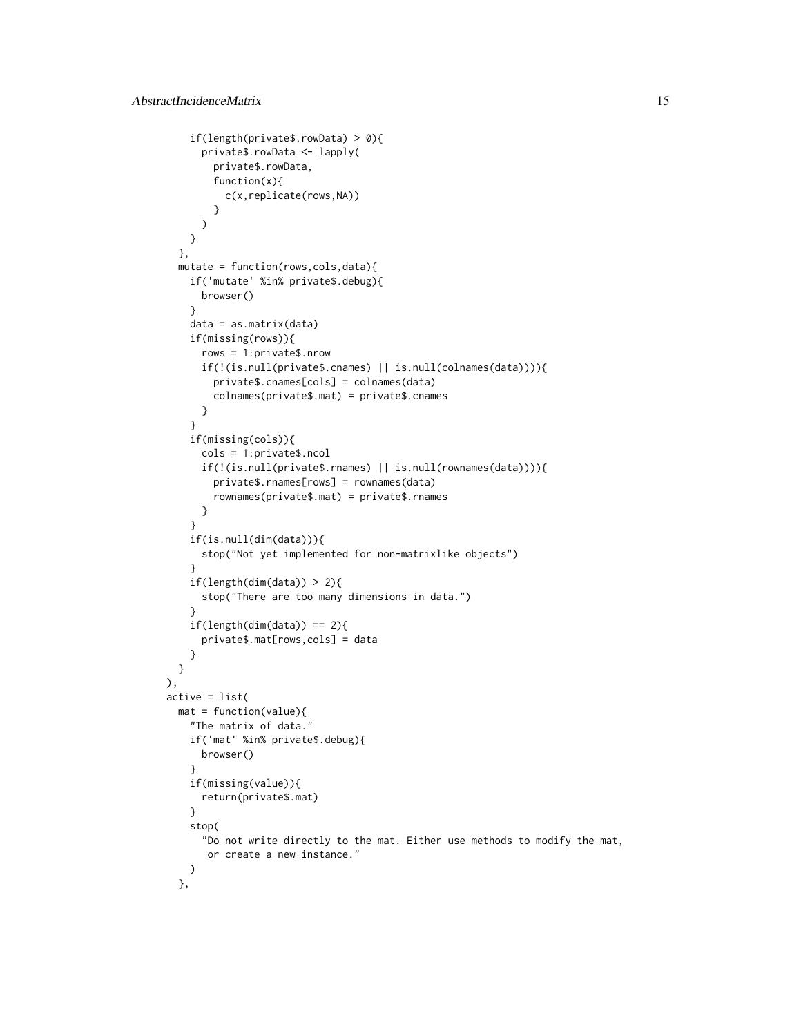```
      if(length(private$.rowData) > 0){
        private$.rowData <- lapply(
          private$.rowData,
          function(x){
            c(x,replicate(rows,NA))
          }
        )
      }
    },
    mutate = function(rows,cols,data){
      if('mutate' %in% private$.debug){
        browser()
      }
      data = as.matrix(data)
      if(missing(rows)){
        rows = 1:private$.nrow
        if(!(is.null(private$.cnames) || is.null(colnames(data)))){
          private$.cnames[cols] = colnames(data)
          colnames(private$.mat) = private$.cnames
        }
      }
      if(missing(cols)){
        cols = 1:private$.ncol
        if(!(is.null(private$.rnames) || is.null(rownames(data)))){
          private$.rnames[rows] = rownames(data)
          rownames(private$.mat) = private$.rnames
        }
      }
      if(is.null(dim(data))){
        stop("Not yet implemented for non-matrixlike objects")
      }
      if(length(dim(data)) > 2){
        stop("There are too many dimensions in data.")
      }
      if(length(dim(data)) == 2){
        private$.mat[rows,cols] = data
      }
    }
  ),
  active = list(
    mat = function(value){
      "The matrix of data."
      if('mat' %in% private$.debug){
        browser()
      }
      if(missing(value)){
        return(private$.mat)
      }
      stop(
        "Do not write directly to the mat. Either use methods to modify the mat,
         or create a new instance."
      )
    },
```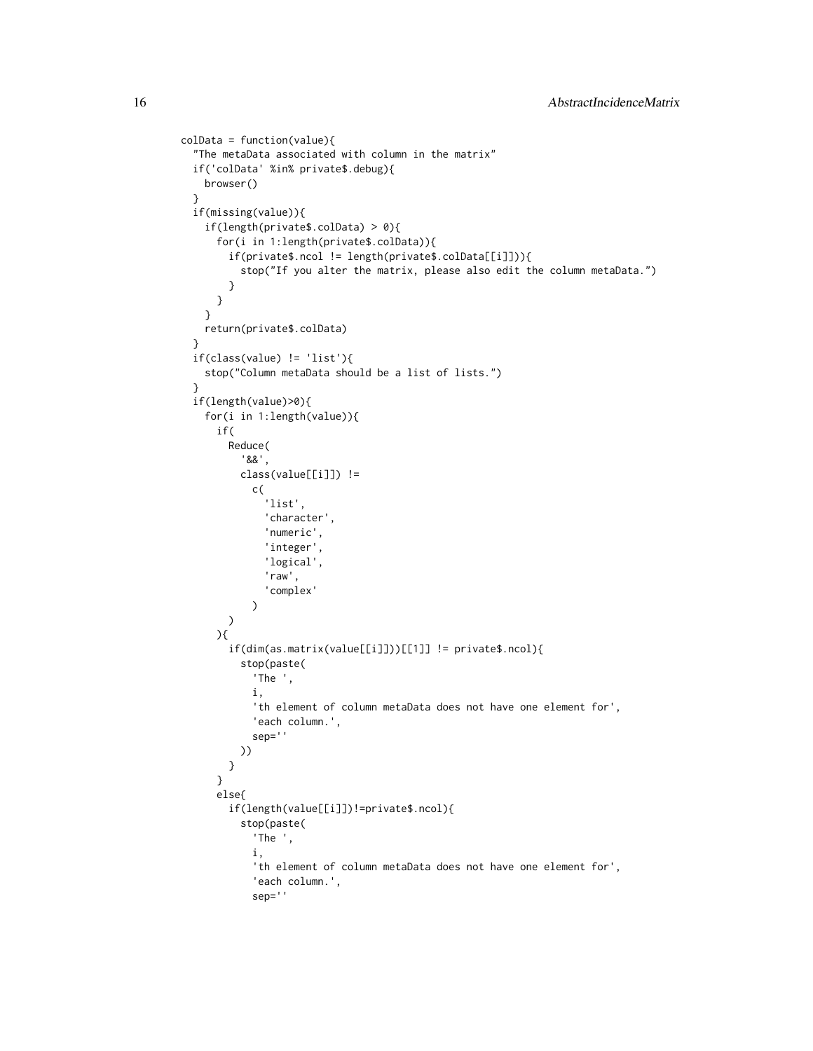```
colData = function(value){
  "The metaData associated with column in the matrix"
  if('colData' %in% private$.debug){
    browser()
  }
  if(missing(value)){
    if(length(private$.colData) > 0){
      for(i in 1:length(private$.colData)){
        if(private$.ncol != length(private$.colData[[i]])){
          stop("If you alter the matrix, please also edit the column metaData.")
        }
      }
    }
    return(private$.colData)
  }
  if(class(value) != 'list'){
    stop("Column metaData should be a list of lists.")
  }
  if(length(value)>0){
    for(i in 1:length(value)){
      if(
        Reduce(
          '&&',
          class(value[[i]]) !=
            c(
              'list',
              'character',
              'numeric',
              'integer',
              'logical',
              'raw',
              'complex'
            )
        )
      ){
        if(dim(as.matrix(value[[i]]))[[1]] != private$.ncol){
          stop(paste(
            'The ',
            i,
            'th element of column metaData does not have one element for',
            'each column.',
            sep=''
          ))
        }
      }
      else{
        if(length(value[[i]])!=private$.ncol){
          stop(paste(
            'The ',
            i,
            'th element of column metaData does not have one element for',
            'each column.',
            sep=''
```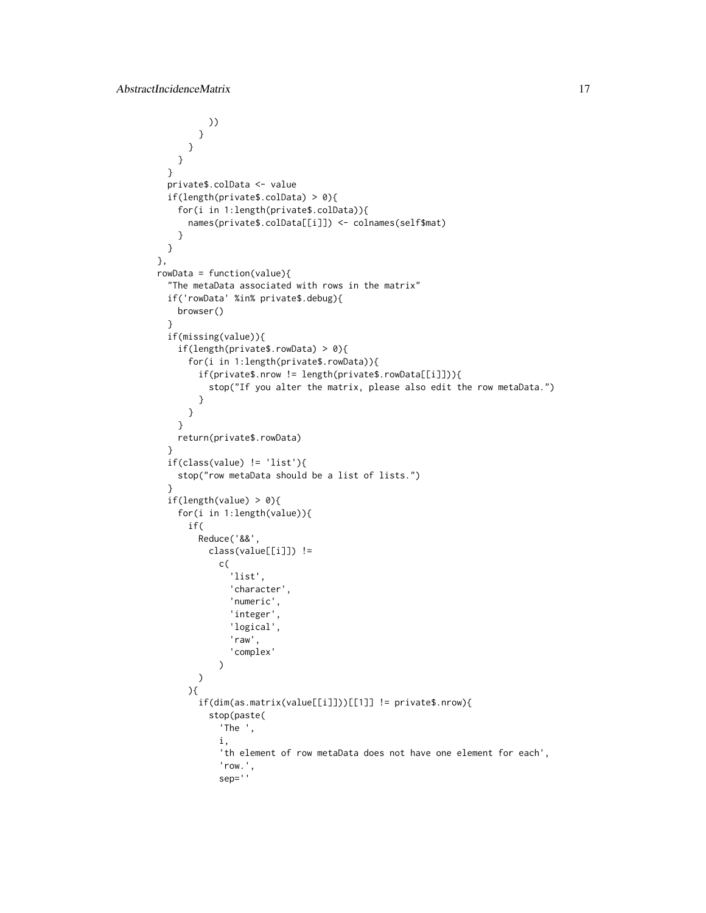```
            ))
          }
        }
      }
    }
    private$.colData <- value
    if(length(private$.colData) > 0){
      for(i in 1:length(private$.colData)){
        names(private$.colData[[i]]) <- colnames(self$mat)
      }
    }
  },
  rowData = function(value){
    "The metaData associated with rows in the matrix"
    if('rowData' %in% private$.debug){
      browser()
    }
    if(missing(value)){
      if(length(private$.rowData) > 0){
        for(i in 1:length(private$.rowData)){
          if(private$.nrow != length(private$.rowData[[i]])){
            stop("If you alter the matrix, please also edit the row metaData.")
          }
        }
      }
      return(private$.rowData)
    }
    if(class(value) != 'list'){
      stop("row metaData should be a list of lists.")
    }
    if(length(value) > 0){
      for(i in 1:length(value)){
        if(
          Reduce('&&',
            class(value[[i]]) !=
              c(
                'list',
                'character',
                'numeric',
                'integer',
                'logical',
                'raw',
                'complex'
              )
          )
        ){
          if(dim(as.matrix(value[[i]]))[[1]] != private$.nrow){
            stop(paste(
              'The ',
              i,
              'th element of row metaData does not have one element for each',
              'row.',
              sep=''
```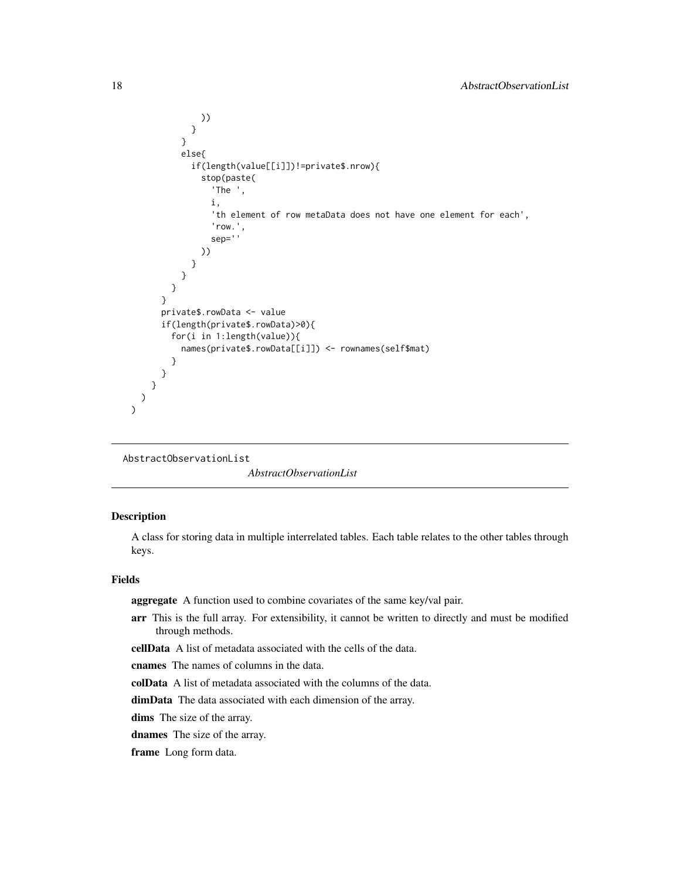```
            ))
          }
        }
        else{
          if(length(value[[i]])!=private$.nrow){
            stop(paste(
              'The ',
              i,
              'th element of row metaData does not have one element for each',
              'row.',
              sep=''
            ))
          }
        }
      }
    }
    private$.rowData <- value
    if(length(private$.rowData)>0){
      for(i in 1:length(value)){
        names(private$.rowData[[i]]) <- rownames(self$mat)
      }
    }
  }
 )
)
```

---

AbstractObservationList

*AbstractObservationList*

---

### Description

A class for storing data in multiple interrelated tables. Each table relates to the other tables through keys.

### Fields

**aggregate** A function used to combine covariates of the same key/val pair.

**arr** This is the full array. For extensibility, it cannot be written to directly and must be modified through methods.

**cellData** A list of metadata associated with the cells of the data.

**cnames** The names of columns in the data.

**colData** A list of metadata associated with the columns of the data.

**dimData** The data associated with each dimension of the array.

**dims** The size of the array.

**dnames** The size of the array.

**frame** Long form data.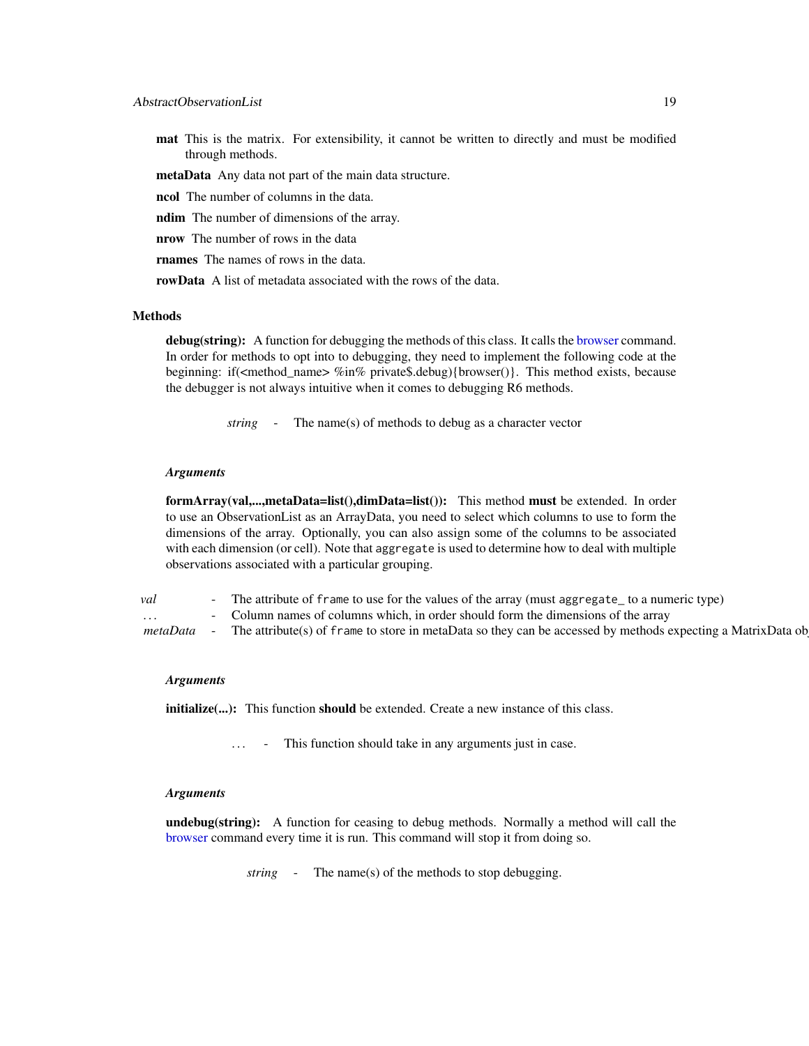**mat** This is the matrix. For extensibility, it cannot be written to directly and must be modified through methods.

**metaData** Any data not part of the main data structure.

**ncol** The number of columns in the data.

**ndim** The number of dimensions of the array.

**nrow** The number of rows in the data

**rnames** The names of rows in the data.

**rowData** A list of metadata associated with the rows of the data.

## Methods

**debug(string):** A function for debugging the methods of this class. It calls the browser command. In order for methods to opt into to debugging, they need to implement the following code at the beginning: if(<method_name> %in% private$.debug){browser()}. This method exists, because the debugger is not always intuitive when it comes to debugging R6 methods.

| | | |
|---|---|---|
| *string* | - | The name(s) of methods to debug as a character vector |

***Arguments***

**formArray(val,...,metaData=list(),dimData=list()):** This method **must** be extended. In order to use an ObservationList as an ArrayData, you need to select which columns to use to form the dimensions of the array. Optionally, you can also assign some of the columns to be associated with each dimension (or cell). Note that `aggregate` is used to determine how to deal with multiple observations associated with a particular grouping.

| | | |
|---|---|---|
| *val* | - | The attribute of `frame` to use for the values of the array (must `aggregate_` to a numeric type) |
| ... | - | Column names of columns which, in order should form the dimensions of the array |
| *metaData* | - | The attribute(s) of `frame` to store in metaData so they can be accessed by methods expecting a MatrixData ob |

***Arguments***

**initialize(...):** This function **should** be extended. Create a new instance of this class.

| | | |
|---|---|---|
| ... | - | This function should take in any arguments just in case. |

***Arguments***

**undebug(string):** A function for ceasing to debug methods. Normally a method will call the browser command every time it is run. This command will stop it from doing so.

| | | |
|---|---|---|
| *string* | - | The name(s) of the methods to stop debugging. |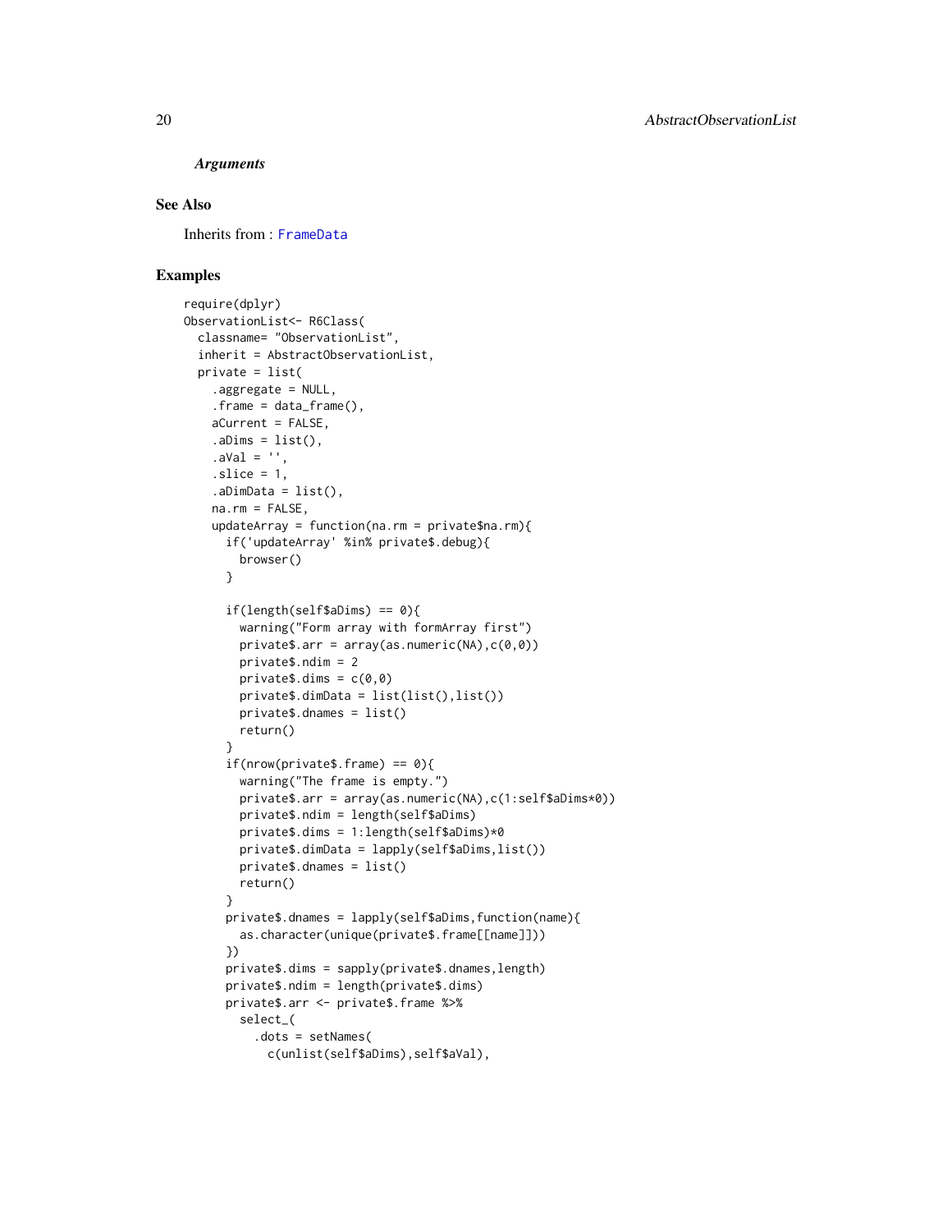***Arguments***

## See Also

Inherits from : FrameData

## Examples

```
require(dplyr)
ObservationList<- R6Class(
  classname= "ObservationList",
  inherit = AbstractObservationList,
  private = list(
    .aggregate = NULL,
    .frame = data_frame(),
    aCurrent = FALSE,
    .aDims = list(),
    .aVal = '',
    .slice = 1,
    .aDimData = list(),
    na.rm = FALSE,
    updateArray = function(na.rm = private$na.rm){
      if('updateArray' %in% private$.debug){
        browser()
      }

      if(length(self$aDims) == 0){
        warning("Form array with formArray first")
        private$.arr = array(as.numeric(NA),c(0,0))
        private$.ndim = 2
        private$.dims = c(0,0)
        private$.dimData = list(list(),list())
        private$.dnames = list()
        return()
      }
      if(nrow(private$.frame) == 0){
        warning("The frame is empty.")
        private$.arr = array(as.numeric(NA),c(1:self$aDims*0))
        private$.ndim = length(self$aDims)
        private$.dims = 1:length(self$aDims)*0
        private$.dimData = lapply(self$aDims,list())
        private$.dnames = list()
        return()
      }
      private$.dnames = lapply(self$aDims,function(name){
        as.character(unique(private$.frame[[name]]))
      })
      private$.dims = sapply(private$.dnames,length)
      private$.ndim = length(private$.dims)
      private$.arr <- private$.frame %>%
        select_(
          .dots = setNames(
            c(unlist(self$aDims),self$aVal),
```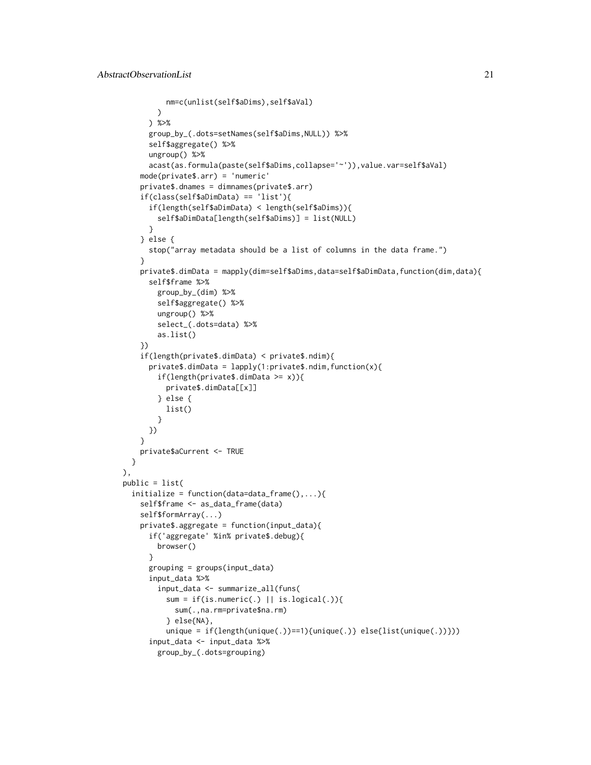```
          nm=c(unlist(self$aDims),self$aVal)
        )
      ) %>%
      group_by_(.dots=setNames(self$aDims,NULL)) %>%
      self$aggregate() %>%
      ungroup() %>%
      acast(as.formula(paste(self$aDims,collapse='~')),value.var=self$aVal)
    mode(private$.arr) = 'numeric'
    private$.dnames = dimnames(private$.arr)
    if(class(self$aDimData) == 'list'){
      if(length(self$aDimData) < length(self$aDims)){
        self$aDimData[length(self$aDims)] = list(NULL)
      }
    } else {
      stop("array metadata should be a list of columns in the data frame.")
    }
    private$.dimData = mapply(dim=self$aDims,data=self$aDimData,function(dim,data){
      self$frame %>%
        group_by_(dim) %>%
        self$aggregate() %>%
        ungroup() %>%
        select_(.dots=data) %>%
        as.list()
    })
    if(length(private$.dimData) < private$.ndim){
      private$.dimData = lapply(1:private$.ndim,function(x){
        if(length(private$.dimData >= x)){
          private$.dimData[[x]]
        } else {
          list()
        }
      })
    }
    private$aCurrent <- TRUE
  }
),
public = list(
  initialize = function(data=data_frame(),...){
    self$frame <- as_data_frame(data)
    self$formArray(...)
    private$.aggregate = function(input_data){
      if('aggregate' %in% private$.debug){
        browser()
      }
      grouping = groups(input_data)
      input_data %>%
        input_data <- summarize_all(funs(
          sum = if(is.numeric(.) || is.logical(.)){
            sum(.,na.rm=private$na.rm)
          } else{NA},
          unique = if(length(unique(.))==1){unique(.)} else{list(unique(.))}))
      input_data <- input_data %>%
        group_by_(.dots=grouping)
```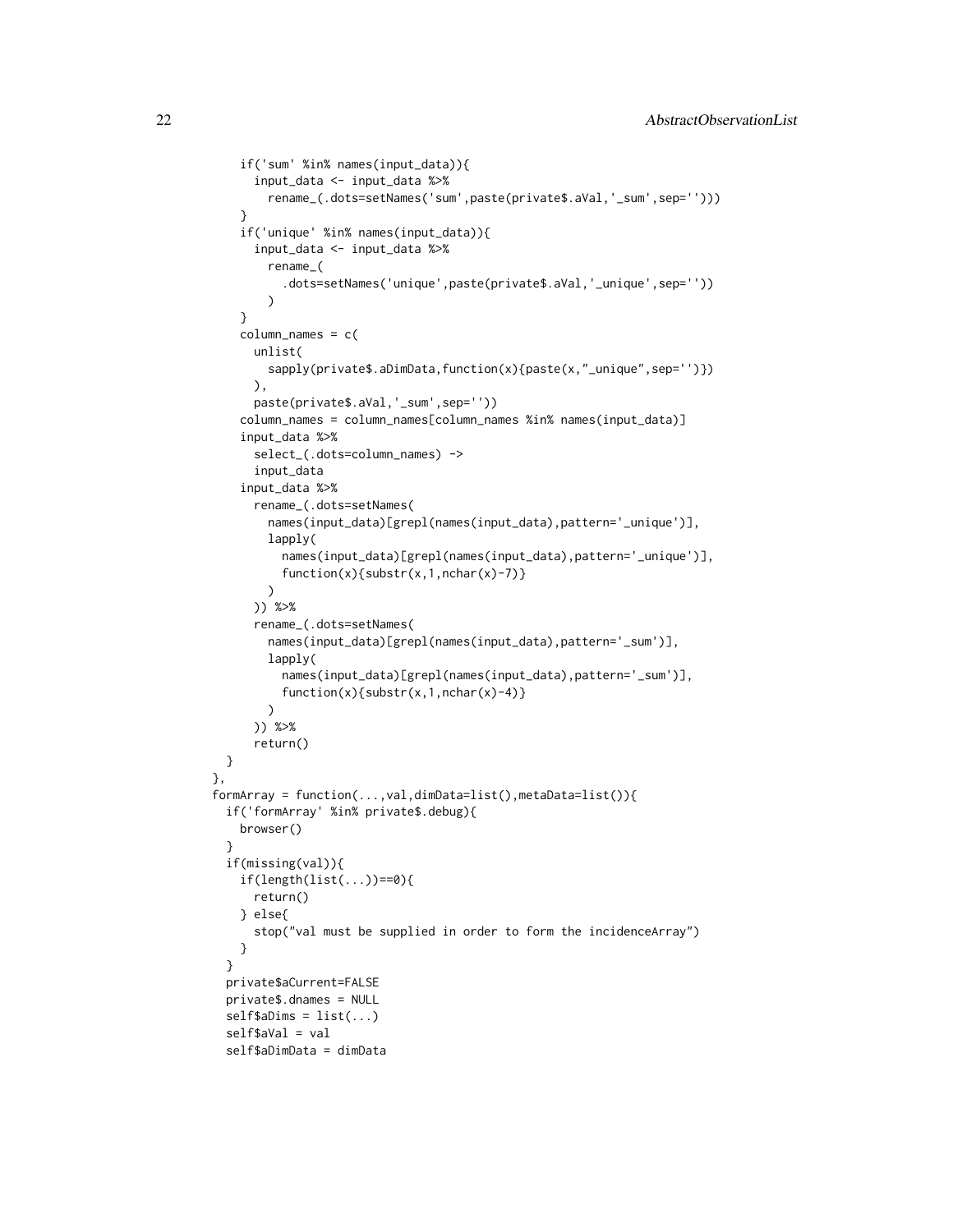```
      if('sum' %in% names(input_data)){
        input_data <- input_data %>%
          rename_(.dots=setNames('sum',paste(private$.aVal,'_sum',sep='')))
      }
      if('unique' %in% names(input_data)){
        input_data <- input_data %>%
          rename_(
            .dots=setNames('unique',paste(private$.aVal,'_unique',sep=''))
          )
      }
      column_names = c(
        unlist(
          sapply(private$.aDimData,function(x){paste(x,"_unique",sep='')})
        ),
        paste(private$.aVal,'_sum',sep=''))
      column_names = column_names[column_names %in% names(input_data)]
      input_data %>%
        select_(.dots=column_names) ->
        input_data
      input_data %>%
        rename_(.dots=setNames(
          names(input_data)[grepl(names(input_data),pattern='_unique')],
          lapply(
            names(input_data)[grepl(names(input_data),pattern='_unique')],
            function(x){substr(x,1,nchar(x)-7)}
          )
        )) %>%
        rename_(.dots=setNames(
          names(input_data)[grepl(names(input_data),pattern='_sum')],
          lapply(
            names(input_data)[grepl(names(input_data),pattern='_sum')],
            function(x){substr(x,1,nchar(x)-4)}
          )
        )) %>%
        return()
    }
  },
  formArray = function(...,val,dimData=list(),metaData=list()){
    if('formArray' %in% private$.debug){
      browser()
    }
    if(missing(val)){
      if(length(list(...))==0){
        return()
      } else{
        stop("val must be supplied in order to form the incidenceArray")
      }
    }
    private$aCurrent=FALSE
    private$.dnames = NULL
    self$aDims = list(...)
    self$aVal = val
    self$aDimData = dimData
```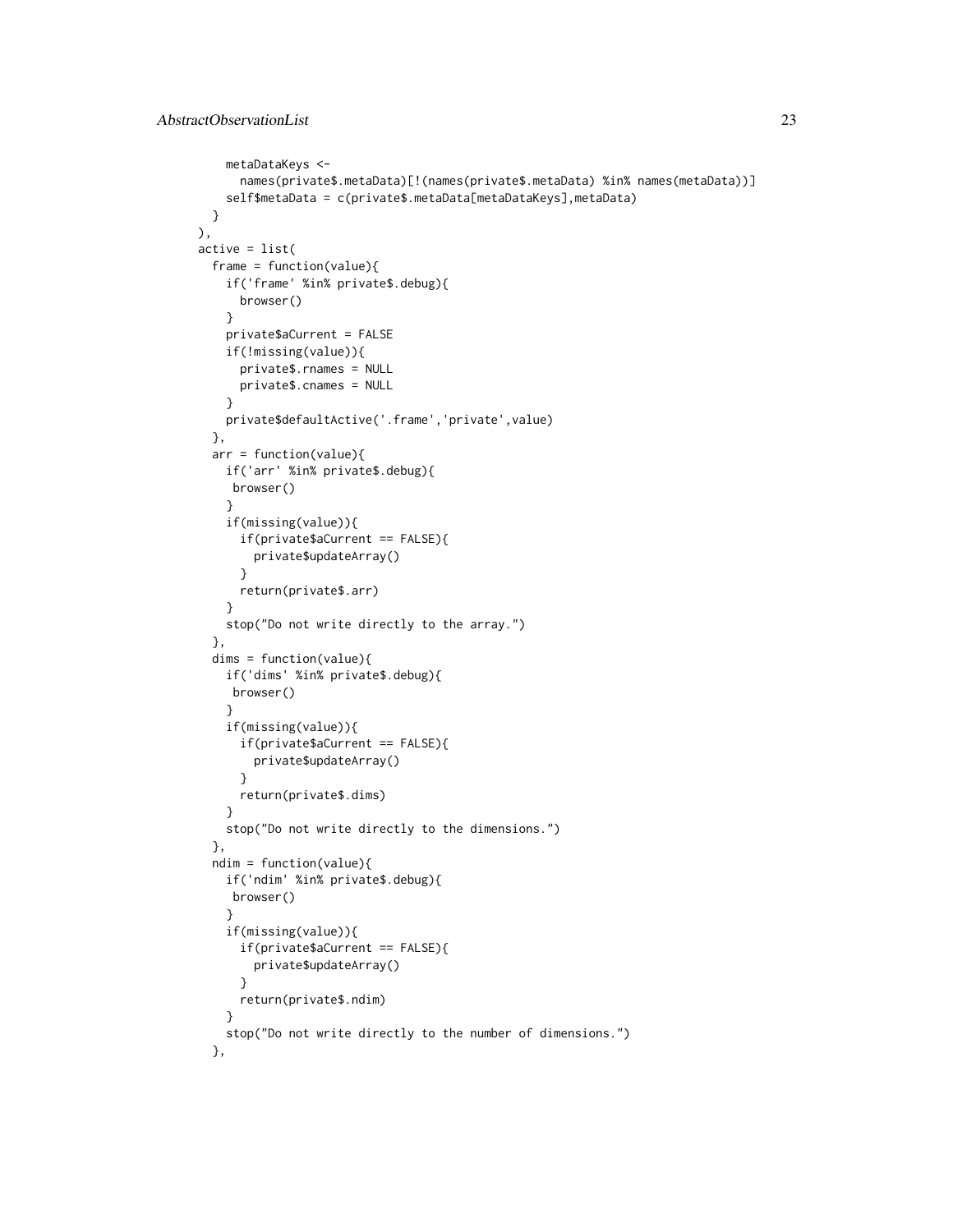```
    metaDataKeys <-
      names(private$.metaData)[!(names(private$.metaData) %in% names(metaData))]
    self$metaData = c(private$.metaData[metaDataKeys],metaData)
  }
),
active = list(
  frame = function(value){
    if('frame' %in% private$.debug){
      browser()
    }
    private$aCurrent = FALSE
    if(!missing(value)){
      private$.rnames = NULL
      private$.cnames = NULL
    }
    private$defaultActive('.frame','private',value)
  },
  arr = function(value){
    if('arr' %in% private$.debug){
     browser()
    }
    if(missing(value)){
      if(private$aCurrent == FALSE){
        private$updateArray()
      }
      return(private$.arr)
    }
    stop("Do not write directly to the array.")
  },
  dims = function(value){
    if('dims' %in% private$.debug){
     browser()
    }
    if(missing(value)){
      if(private$aCurrent == FALSE){
        private$updateArray()
      }
      return(private$.dims)
    }
    stop("Do not write directly to the dimensions.")
  },
  ndim = function(value){
    if('ndim' %in% private$.debug){
     browser()
    }
    if(missing(value)){
      if(private$aCurrent == FALSE){
        private$updateArray()
      }
      return(private$.ndim)
    }
    stop("Do not write directly to the number of dimensions.")
  },
```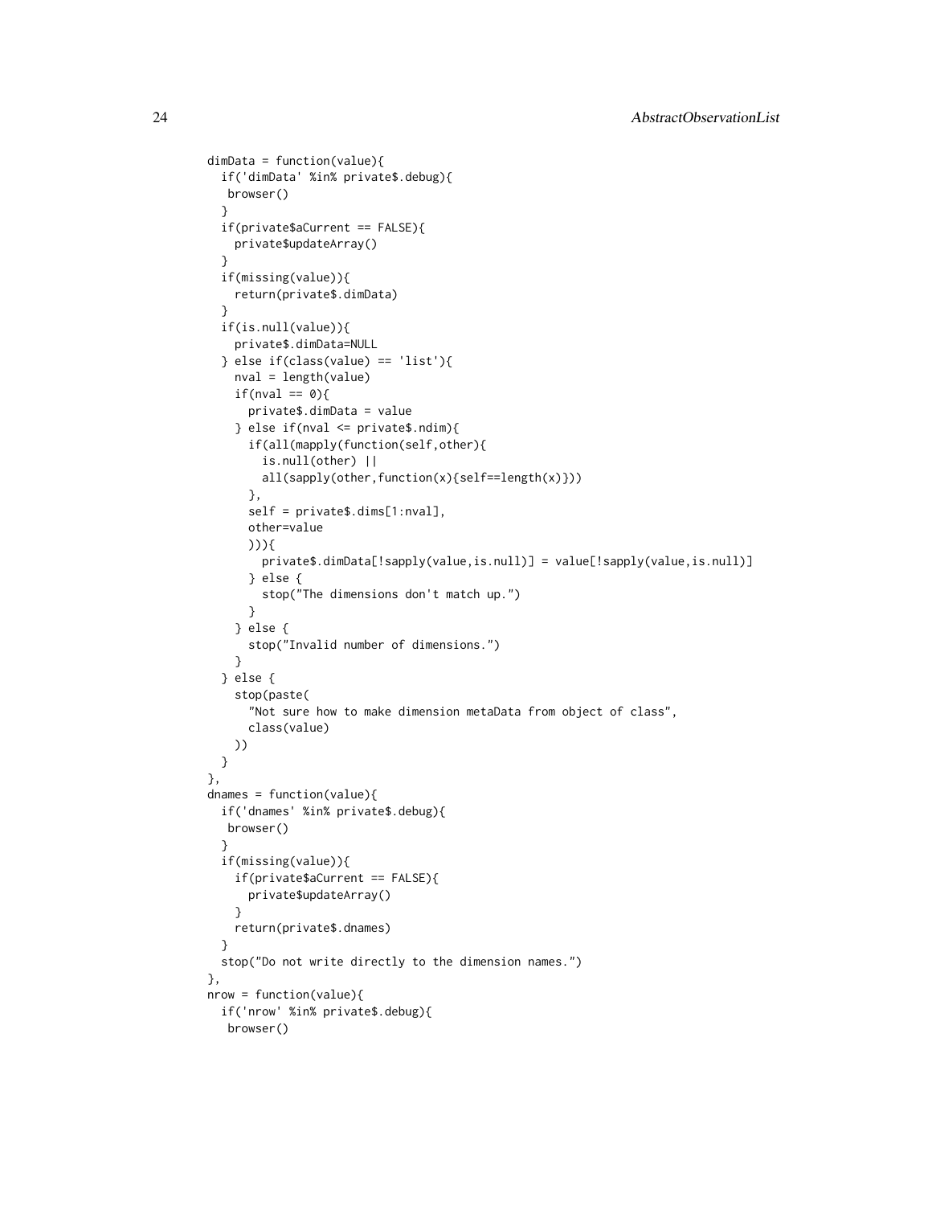```
dimData = function(value){
  if('dimData' %in% private$.debug){
   browser()
  }
  if(private$aCurrent == FALSE){
    private$updateArray()
  }
  if(missing(value)){
    return(private$.dimData)
  }
  if(is.null(value)){
    private$.dimData=NULL
  } else if(class(value) == 'list'){
    nval = length(value)
    if(nval == 0){
      private$.dimData = value
    } else if(nval <= private$.ndim){
      if(all(mapply(function(self,other){
        is.null(other) ||
        all(sapply(other,function(x){self==length(x)}))
      },
      self = private$.dims[1:nval],
      other=value
      ))){
        private$.dimData[!sapply(value,is.null)] = value[!sapply(value,is.null)]
      } else {
        stop("The dimensions don't match up.")
      }
    } else {
      stop("Invalid number of dimensions.")
    }
  } else {
    stop(paste(
      "Not sure how to make dimension metaData from object of class",
      class(value)
    ))
  }
},
dnames = function(value){
  if('dnames' %in% private$.debug){
   browser()
  }
  if(missing(value)){
    if(private$aCurrent == FALSE){
      private$updateArray()
    }
    return(private$.dnames)
  }
  stop("Do not write directly to the dimension names.")
},
nrow = function(value){
  if('nrow' %in% private$.debug){
   browser()
```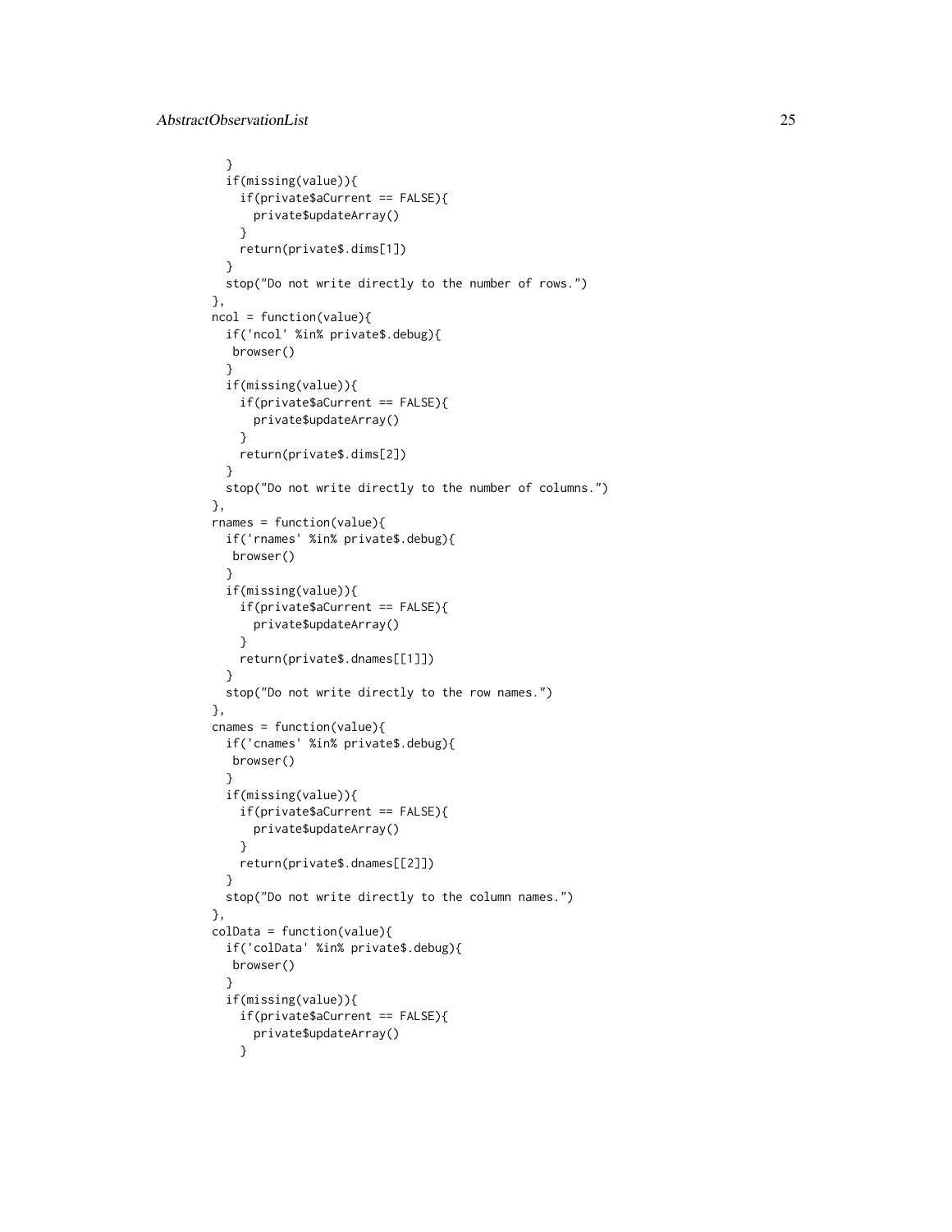```
  }
  if(missing(value)){
    if(private$aCurrent == FALSE){
      private$updateArray()
    }
    return(private$.dims[1])
  }
  stop("Do not write directly to the number of rows.")
},
ncol = function(value){
  if('ncol' %in% private$.debug){
   browser()
  }
  if(missing(value)){
    if(private$aCurrent == FALSE){
      private$updateArray()
    }
    return(private$.dims[2])
  }
  stop("Do not write directly to the number of columns.")
},
rnames = function(value){
  if('rnames' %in% private$.debug){
   browser()
  }
  if(missing(value)){
    if(private$aCurrent == FALSE){
      private$updateArray()
    }
    return(private$.dnames[[1]])
  }
  stop("Do not write directly to the row names.")
},
cnames = function(value){
  if('cnames' %in% private$.debug){
   browser()
  }
  if(missing(value)){
    if(private$aCurrent == FALSE){
      private$updateArray()
    }
    return(private$.dnames[[2]])
  }
  stop("Do not write directly to the column names.")
},
colData = function(value){
  if('colData' %in% private$.debug){
   browser()
  }
  if(missing(value)){
    if(private$aCurrent == FALSE){
      private$updateArray()
    }
```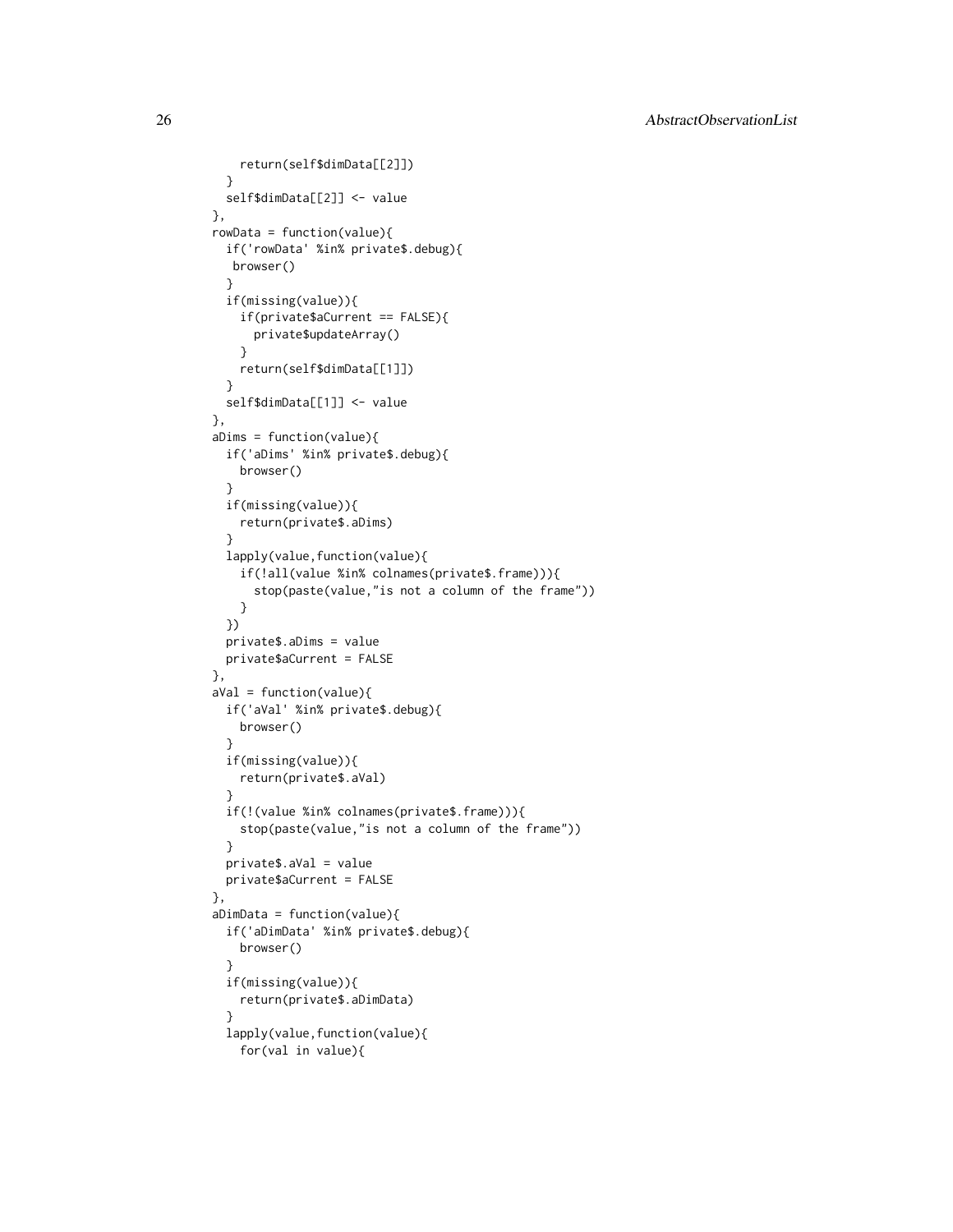```
      return(self$dimData[[2]])
    }
    self$dimData[[2]] <- value
  },
  rowData = function(value){
    if('rowData' %in% private$.debug){
     browser()
    }
    if(missing(value)){
      if(private$aCurrent == FALSE){
        private$updateArray()
      }
      return(self$dimData[[1]])
    }
    self$dimData[[1]] <- value
  },
  aDims = function(value){
    if('aDims' %in% private$.debug){
      browser()
    }
    if(missing(value)){
      return(private$.aDims)
    }
    lapply(value,function(value){
      if(!all(value %in% colnames(private$.frame))){
        stop(paste(value,"is not a column of the frame"))
      }
    })
    private$.aDims = value
    private$aCurrent = FALSE
  },
  aVal = function(value){
    if('aVal' %in% private$.debug){
      browser()
    }
    if(missing(value)){
      return(private$.aVal)
    }
    if(!(value %in% colnames(private$.frame))){
      stop(paste(value,"is not a column of the frame"))
    }
    private$.aVal = value
    private$aCurrent = FALSE
  },
  aDimData = function(value){
    if('aDimData' %in% private$.debug){
      browser()
    }
    if(missing(value)){
      return(private$.aDimData)
    }
    lapply(value,function(value){
      for(val in value){
```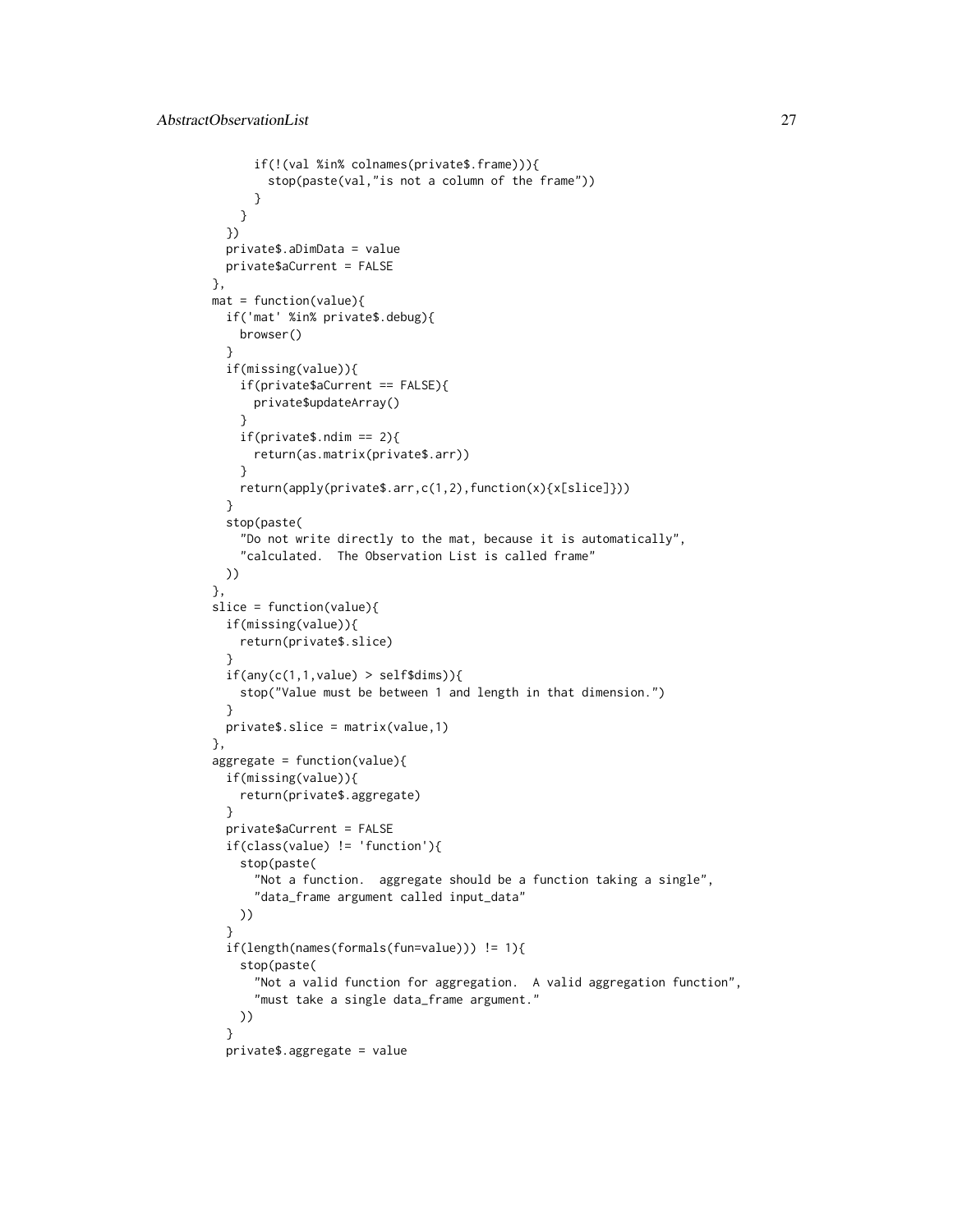```
        if(!(val %in% colnames(private$.frame))){
          stop(paste(val,"is not a column of the frame"))
        }
      }
    })
    private$.aDimData = value
    private$aCurrent = FALSE
  },
  mat = function(value){
    if('mat' %in% private$.debug){
      browser()
    }
    if(missing(value)){
      if(private$aCurrent == FALSE){
        private$updateArray()
      }
      if(private$.ndim == 2){
        return(as.matrix(private$.arr))
      }
      return(apply(private$.arr,c(1,2),function(x){x[slice]}))
    }
    stop(paste(
      "Do not write directly to the mat, because it is automatically",
      "calculated.  The Observation List is called frame"
    ))
  },
  slice = function(value){
    if(missing(value)){
      return(private$.slice)
    }
    if(any(c(1,1,value) > self$dims)){
      stop("Value must be between 1 and length in that dimension.")
    }
    private$.slice = matrix(value,1)
  },
  aggregate = function(value){
    if(missing(value)){
      return(private$.aggregate)
    }
    private$aCurrent = FALSE
    if(class(value) != 'function'){
      stop(paste(
        "Not a function.  aggregate should be a function taking a single",
        "data_frame argument called input_data"
      ))
    }
    if(length(names(formals(fun=value))) != 1){
      stop(paste(
        "Not a valid function for aggregation.  A valid aggregation function",
        "must take a single data_frame argument."
      ))
    }
    private$.aggregate = value
```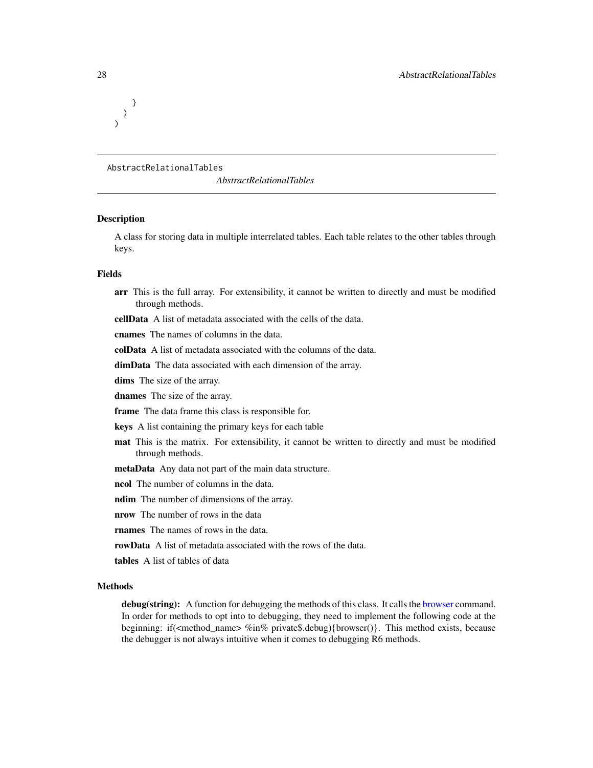```
    }
  )
)
```

AbstractRelationalTables

*AbstractRelationalTables*

### Description

A class for storing data in multiple interrelated tables. Each table relates to the other tables through keys.

### Fields

**arr** This is the full array. For extensibility, it cannot be written to directly and must be modified through methods.

**cellData** A list of metadata associated with the cells of the data.

**cnames** The names of columns in the data.

**colData** A list of metadata associated with the columns of the data.

**dimData** The data associated with each dimension of the array.

**dims** The size of the array.

**dnames** The size of the array.

**frame** The data frame this class is responsible for.

**keys** A list containing the primary keys for each table

**mat** This is the matrix. For extensibility, it cannot be written to directly and must be modified through methods.

**metaData** Any data not part of the main data structure.

**ncol** The number of columns in the data.

**ndim** The number of dimensions of the array.

**nrow** The number of rows in the data

**rnames** The names of rows in the data.

**rowData** A list of metadata associated with the rows of the data.

**tables** A list of tables of data

### Methods

**debug(string):** A function for debugging the methods of this class. It calls the browser command. In order for methods to opt into to debugging, they need to implement the following code at the beginning: if(<method_name> %in% private$.debug){browser()}. This method exists, because the debugger is not always intuitive when it comes to debugging R6 methods.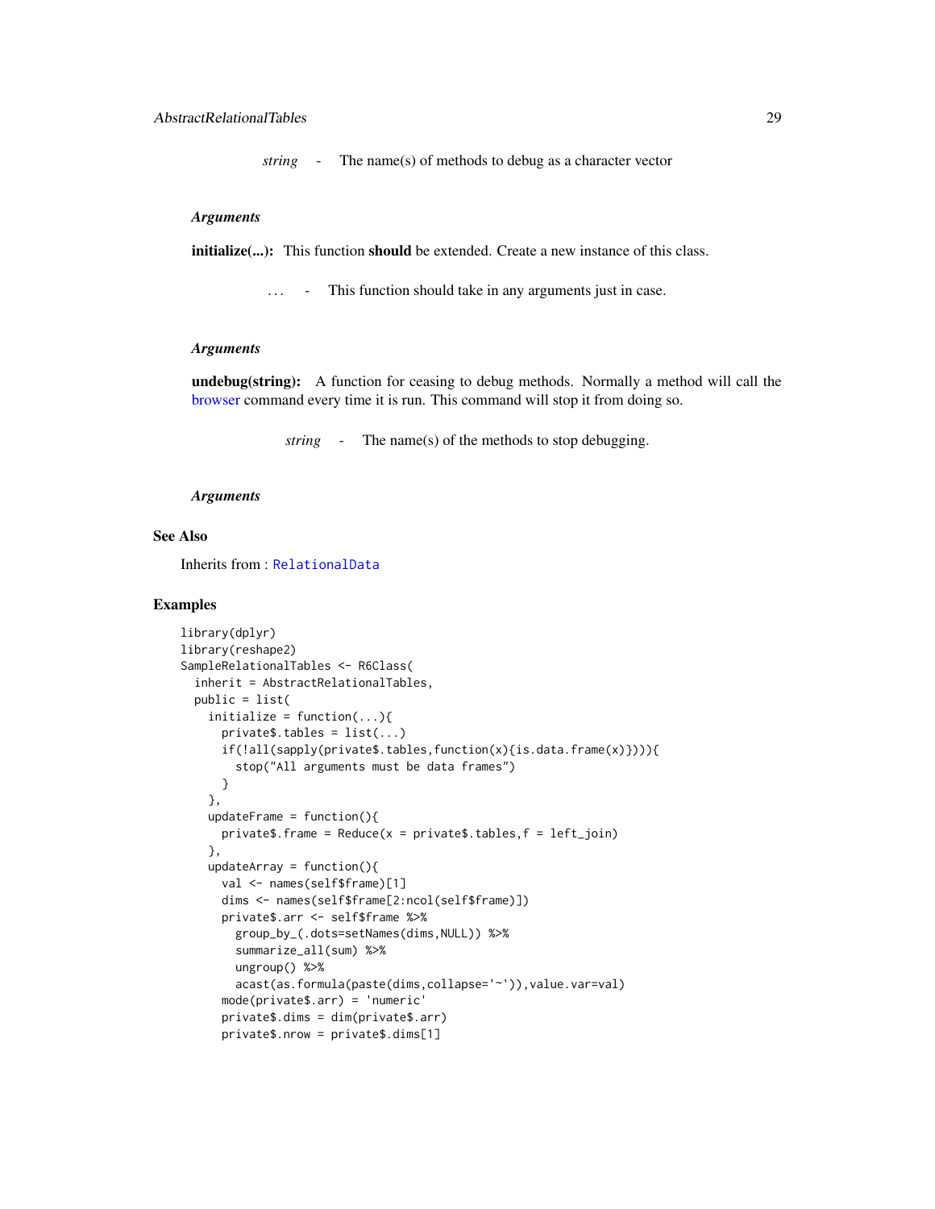*string* - The name(s) of methods to debug as a character vector

***Arguments***

**initialize(...):** This function **should** be extended. Create a new instance of this class.

... - This function should take in any arguments just in case.

***Arguments***

**undebug(string):** A function for ceasing to debug methods. Normally a method will call the browser command every time it is run. This command will stop it from doing so.

*string* - The name(s) of the methods to stop debugging.

***Arguments***

## See Also

Inherits from : `RelationalData`

## Examples

```
library(dplyr)
library(reshape2)
SampleRelationalTables <- R6Class(
  inherit = AbstractRelationalTables,
  public = list(
    initialize = function(...){
      private$.tables = list(...)
      if(!all(sapply(private$.tables,function(x){is.data.frame(x)}))){
        stop("All arguments must be data frames")
      }
    },
    updateFrame = function(){
      private$.frame = Reduce(x = private$.tables,f = left_join)
    },
    updateArray = function(){
      val <- names(self$frame)[1]
      dims <- names(self$frame[2:ncol(self$frame)])
      private$.arr <- self$frame %>%
        group_by_(.dots=setNames(dims,NULL)) %>%
        summarize_all(sum) %>%
        ungroup() %>%
        acast(as.formula(paste(dims,collapse='~')),value.var=val)
      mode(private$.arr) = 'numeric'
      private$.dims = dim(private$.arr)
      private$.nrow = private$.dims[1]
```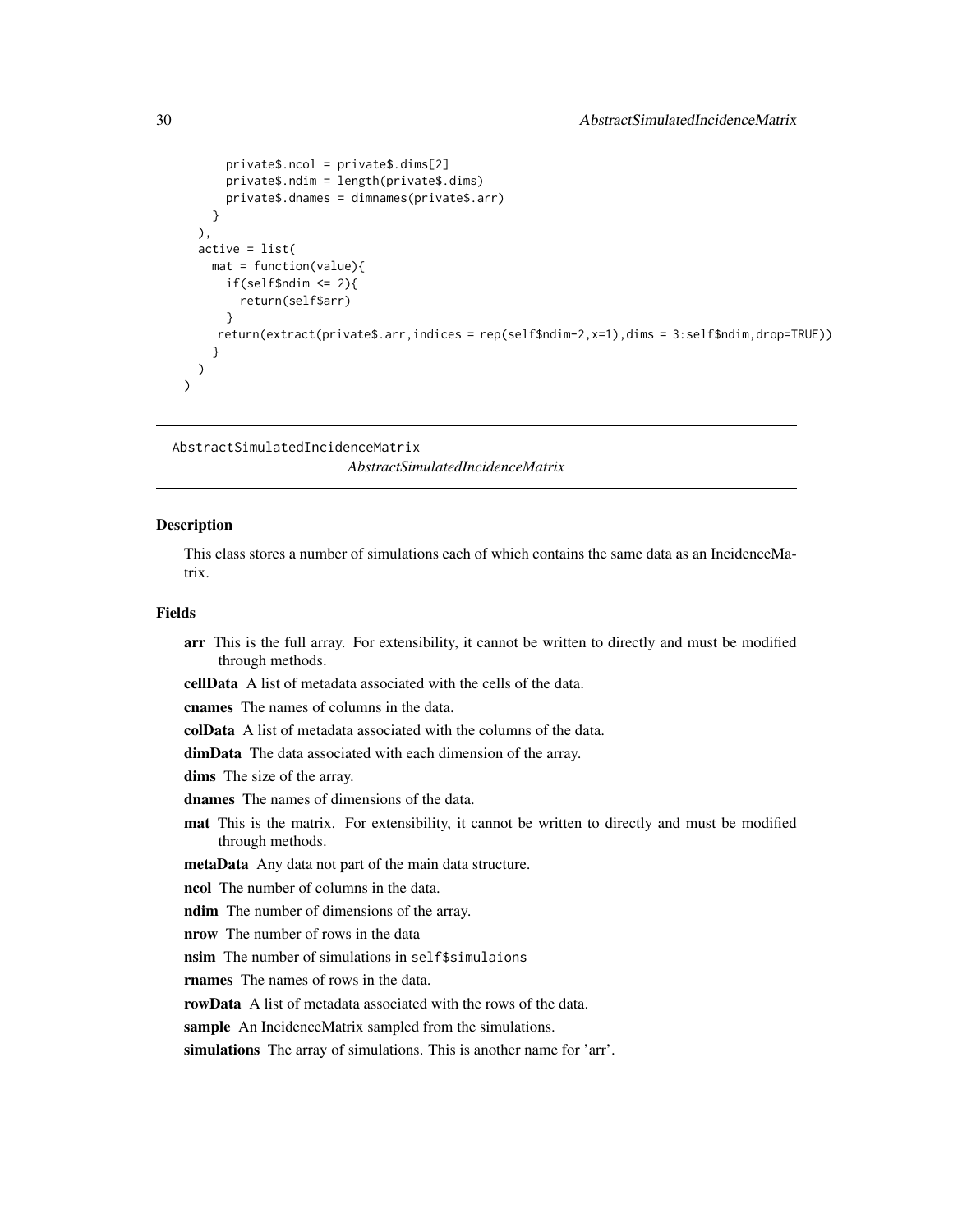```
      private$.ncol = private$.dims[2]
      private$.ndim = length(private$.dims)
      private$.dnames = dimnames(private$.arr)
    }
  ),
  active = list(
    mat = function(value){
      if(self$ndim <= 2){
        return(self$arr)
      }
     return(extract(private$.arr,indices = rep(self$ndim-2,x=1),dims = 3:self$ndim,drop=TRUE))
    }
  )
)
```

## AbstractSimulatedIncidenceMatrix

*AbstractSimulatedIncidenceMatrix*

### Description

This class stores a number of simulations each of which contains the same data as an IncidenceMatrix.

### Fields

**arr** This is the full array. For extensibility, it cannot be written to directly and must be modified through methods.

**cellData** A list of metadata associated with the cells of the data.

**cnames** The names of columns in the data.

**colData** A list of metadata associated with the columns of the data.

**dimData** The data associated with each dimension of the array.

**dims** The size of the array.

**dnames** The names of dimensions of the data.

**mat** This is the matrix. For extensibility, it cannot be written to directly and must be modified through methods.

**metaData** Any data not part of the main data structure.

**ncol** The number of columns in the data.

**ndim** The number of dimensions of the array.

**nrow** The number of rows in the data

**nsim** The number of simulations in `self$simulaions`

**rnames** The names of rows in the data.

**rowData** A list of metadata associated with the rows of the data.

**sample** An IncidenceMatrix sampled from the simulations.

**simulations** The array of simulations. This is another name for 'arr'.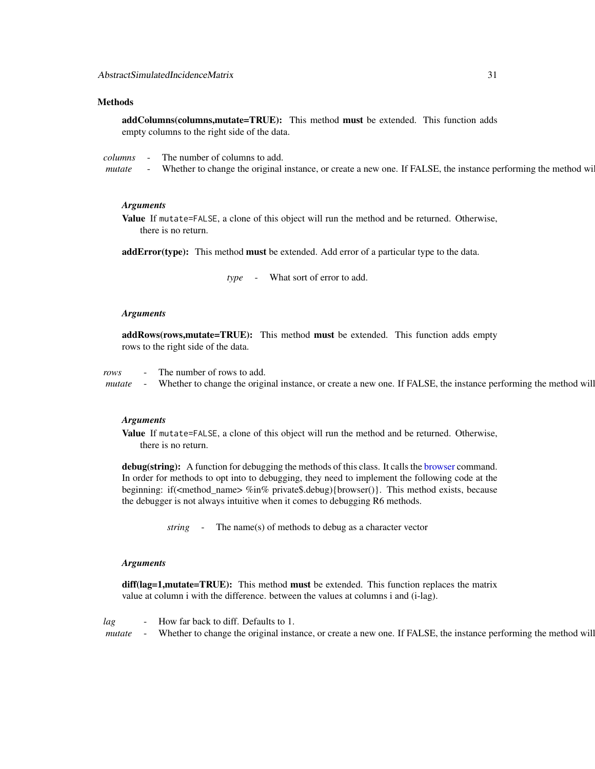## Methods

**addColumns(columns,mutate=TRUE):** This method **must** be extended. This function adds empty columns to the right side of the data.

| | | |
|---|---|---|
| *columns* | - | The number of columns to add. |
| *mutate* | - | Whether to change the original instance, or create a new one. If FALSE, the instance performing the method wil |

***Arguments***

**Value** If mutate=FALSE, a clone of this object will run the method and be returned. Otherwise, there is no return.

**addError(type):** This method **must** be extended. Add error of a particular type to the data.

| | | |
|---|---|---|
| *type* | - | What sort of error to add. |

***Arguments***

**addRows(rows,mutate=TRUE):** This method **must** be extended. This function adds empty rows to the right side of the data.

| | | |
|---|---|---|
| *rows* | - | The number of rows to add. |
| *mutate* | - | Whether to change the original instance, or create a new one. If FALSE, the instance performing the method will |

***Arguments***

**Value** If mutate=FALSE, a clone of this object will run the method and be returned. Otherwise, there is no return.

**debug(string):** A function for debugging the methods of this class. It calls the browser command. In order for methods to opt into to debugging, they need to implement the following code at the beginning: if(<method_name> %in% private$.debug){browser()}. This method exists, because the debugger is not always intuitive when it comes to debugging R6 methods.

| | | |
|---|---|---|
| *string* | - | The name(s) of methods to debug as a character vector |

***Arguments***

**diff(lag=1,mutate=TRUE):** This method **must** be extended. This function replaces the matrix value at column i with the difference. between the values at columns i and (i-lag).

| | | |
|---|---|---|
| *lag* | - | How far back to diff. Defaults to 1. |
| *mutate* | - | Whether to change the original instance, or create a new one. If FALSE, the instance performing the method will |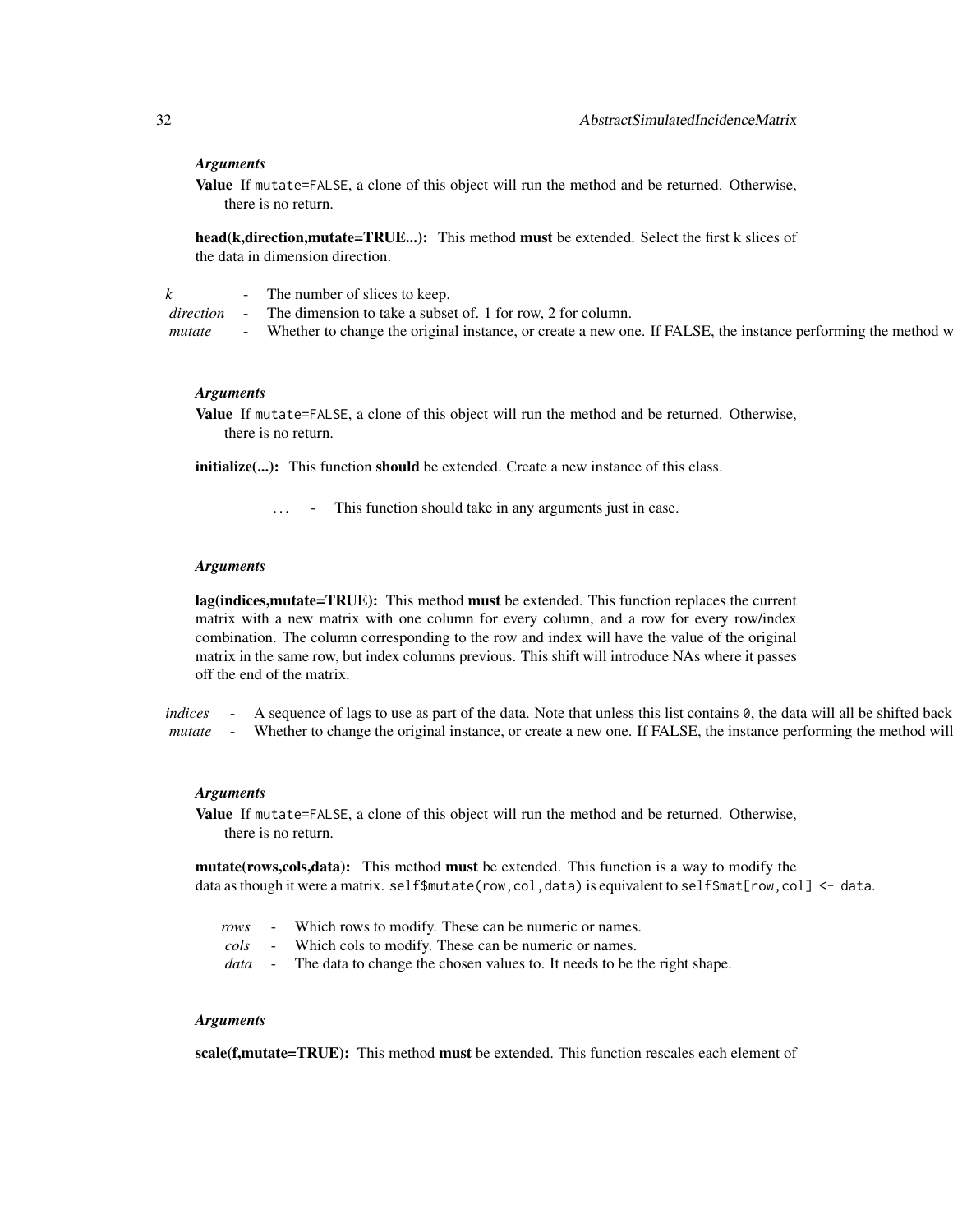*Arguments*

**Value** If `mutate=FALSE`, a clone of this object will run the method and be returned. Otherwise, there is no return.

**head(k,direction,mutate=TRUE...):** This method **must** be extended. Select the first k slices of the data in dimension direction.

| | | |
|---|---|---|
| *k* | - | The number of slices to keep. |
| *direction* | - | The dimension to take a subset of. 1 for row, 2 for column. |
| *mutate* | - | Whether to change the original instance, or create a new one. If FALSE, the instance performing the method w |

*Arguments*

**Value** If `mutate=FALSE`, a clone of this object will run the method and be returned. Otherwise, there is no return.

**initialize(...):** This function **should** be extended. Create a new instance of this class.

| | | |
|---|---|---|
| ... | - | This function should take in any arguments just in case. |

*Arguments*

**lag(indices,mutate=TRUE):** This method **must** be extended. This function replaces the current matrix with a new matrix with one column for every column, and a row for every row/index combination. The column corresponding to the row and index will have the value of the original matrix in the same row, but index columns previous. This shift will introduce NAs where it passes off the end of the matrix.

| | | |
|---|---|---|
| *indices* | - | A sequence of lags to use as part of the data. Note that unless this list contains `0`, the data will all be shifted back |
| *mutate* | - | Whether to change the original instance, or create a new one. If FALSE, the instance performing the method will |

*Arguments*

**Value** If `mutate=FALSE`, a clone of this object will run the method and be returned. Otherwise, there is no return.

**mutate(rows,cols,data):** This method **must** be extended. This function is a way to modify the data as though it were a matrix. `self$mutate(row,col,data)` is equivalent to `self$mat[row,col] <- data`.

| | | |
|---|---|---|
| *rows* | - | Which rows to modify. These can be numeric or names. |
| *cols* | - | Which cols to modify. These can be numeric or names. |
| *data* | - | The data to change the chosen values to. It needs to be the right shape. |

*Arguments*

**scale(f,mutate=TRUE):** This method **must** be extended. This function rescales each element of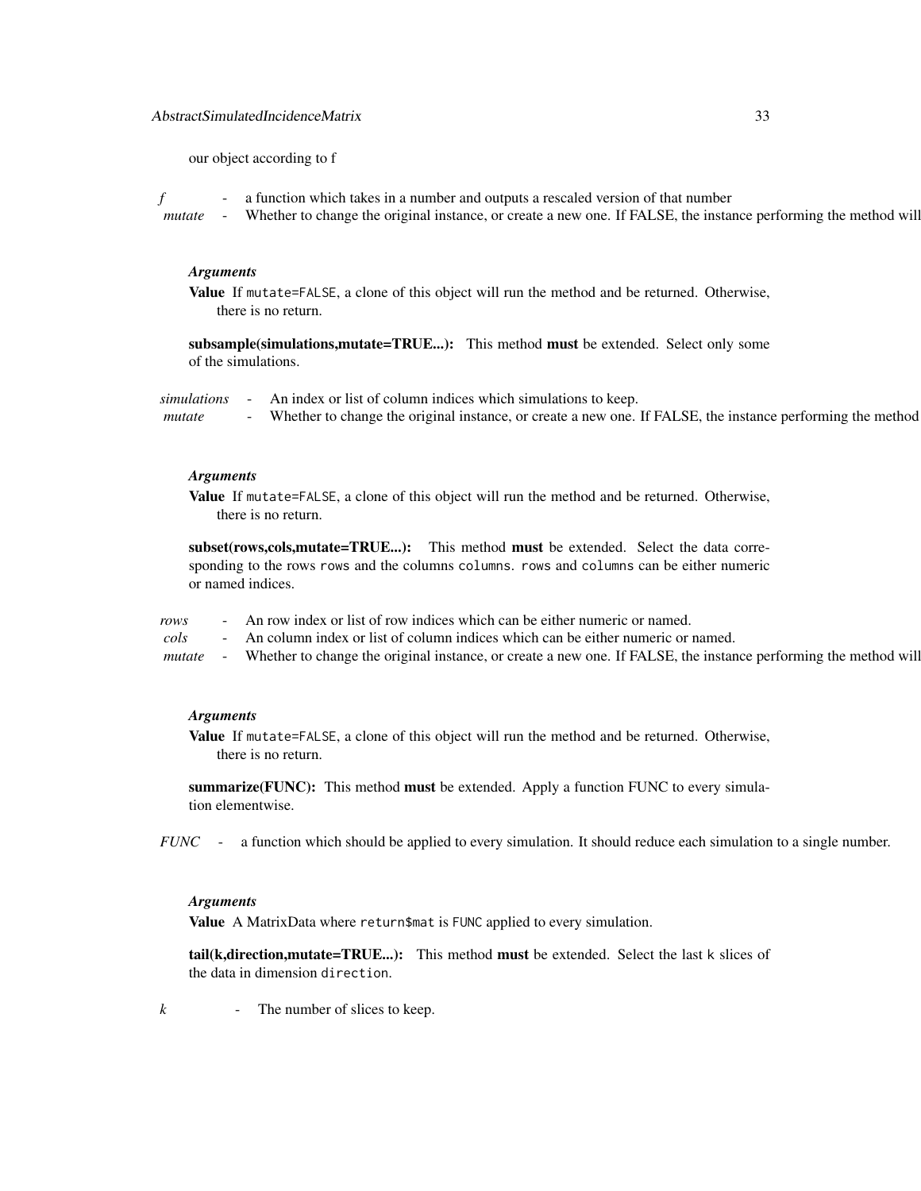our object according to f

| | | |
|---|---|---|
| *f* | - | a function which takes in a number and outputs a rescaled version of that number |
| *mutate* | - | Whether to change the original instance, or create a new one. If FALSE, the instance performing the method will |

***Arguments***

**Value** If `mutate=FALSE`, a clone of this object will run the method and be returned. Otherwise, there is no return.

**subsample(simulations,mutate=TRUE...):** This method **must** be extended. Select only some of the simulations.

| | | |
|---|---|---|
| *simulations* | - | An index or list of column indices which simulations to keep. |
| *mutate* | - | Whether to change the original instance, or create a new one. If FALSE, the instance performing the method |

***Arguments***

**Value** If `mutate=FALSE`, a clone of this object will run the method and be returned. Otherwise, there is no return.

**subset(rows,cols,mutate=TRUE...):** This method **must** be extended. Select the data corresponding to the rows `rows` and the columns `columns`. `rows` and `columns` can be either numeric or named indices.

| | | |
|---|---|---|
| *rows* | - | An row index or list of row indices which can be either numeric or named. |
| *cols* | - | An column index or list of column indices which can be either numeric or named. |
| *mutate* | - | Whether to change the original instance, or create a new one. If FALSE, the instance performing the method will |

***Arguments***

**Value** If `mutate=FALSE`, a clone of this object will run the method and be returned. Otherwise, there is no return.

**summarize(FUNC):** This method **must** be extended. Apply a function FUNC to every simulation elementwise.

| | | |
|---|---|---|
| *FUNC* | - | a function which should be applied to every simulation. It should reduce each simulation to a single number. |

***Arguments***

**Value** A MatrixData where `return$mat` is `FUNC` applied to every simulation.

**tail(k,direction,mutate=TRUE...):** This method **must** be extended. Select the last `k` slices of the data in dimension `direction`.

| | | |
|---|---|---|
| *k* | - | The number of slices to keep. |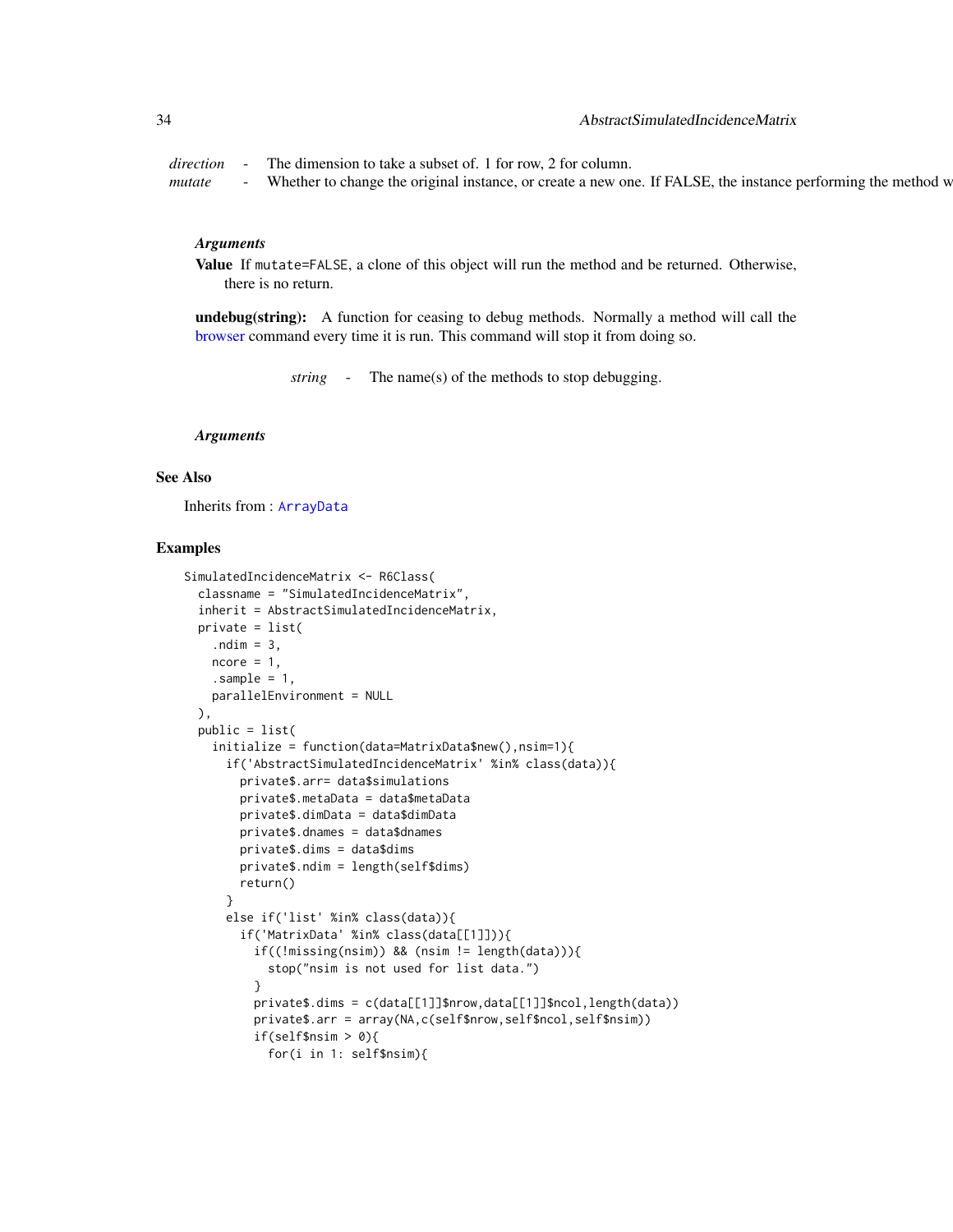| | | |
|---|---|---|
| *direction* | - | The dimension to take a subset of. 1 for row, 2 for column. |
| *mutate* | - | Whether to change the original instance, or create a new one. If FALSE, the instance performing the method w |

***Arguments***

**Value** If mutate=FALSE, a clone of this object will run the method and be returned. Otherwise, there is no return.

**undebug(string):** A function for ceasing to debug methods. Normally a method will call the browser command every time it is run. This command will stop it from doing so.

| | | |
|---|---|---|
| *string* | - | The name(s) of the methods to stop debugging. |

***Arguments***

## See Also

Inherits from : `ArrayData`

## Examples

```
SimulatedIncidenceMatrix <- R6Class(
  classname = "SimulatedIncidenceMatrix",
  inherit = AbstractSimulatedIncidenceMatrix,
  private = list(
    .ndim = 3,
    ncore = 1,
    .sample = 1,
    parallelEnvironment = NULL
  ),
  public = list(
    initialize = function(data=MatrixData$new(),nsim=1){
      if('AbstractSimulatedIncidenceMatrix' %in% class(data)){
        private$.arr= data$simulations
        private$.metaData = data$metaData
        private$.dimData = data$dimData
        private$.dnames = data$dnames
        private$.dims = data$dims
        private$.ndim = length(self$dims)
        return()
      }
      else if('list' %in% class(data)){
        if('MatrixData' %in% class(data[[1]])){
          if((!missing(nsim)) && (nsim != length(data))){
            stop("nsim is not used for list data.")
          }
          private$.dims = c(data[[1]]$nrow,data[[1]]$ncol,length(data))
          private$.arr = array(NA,c(self$nrow,self$ncol,self$nsim))
          if(self$nsim > 0){
            for(i in 1: self$nsim){
```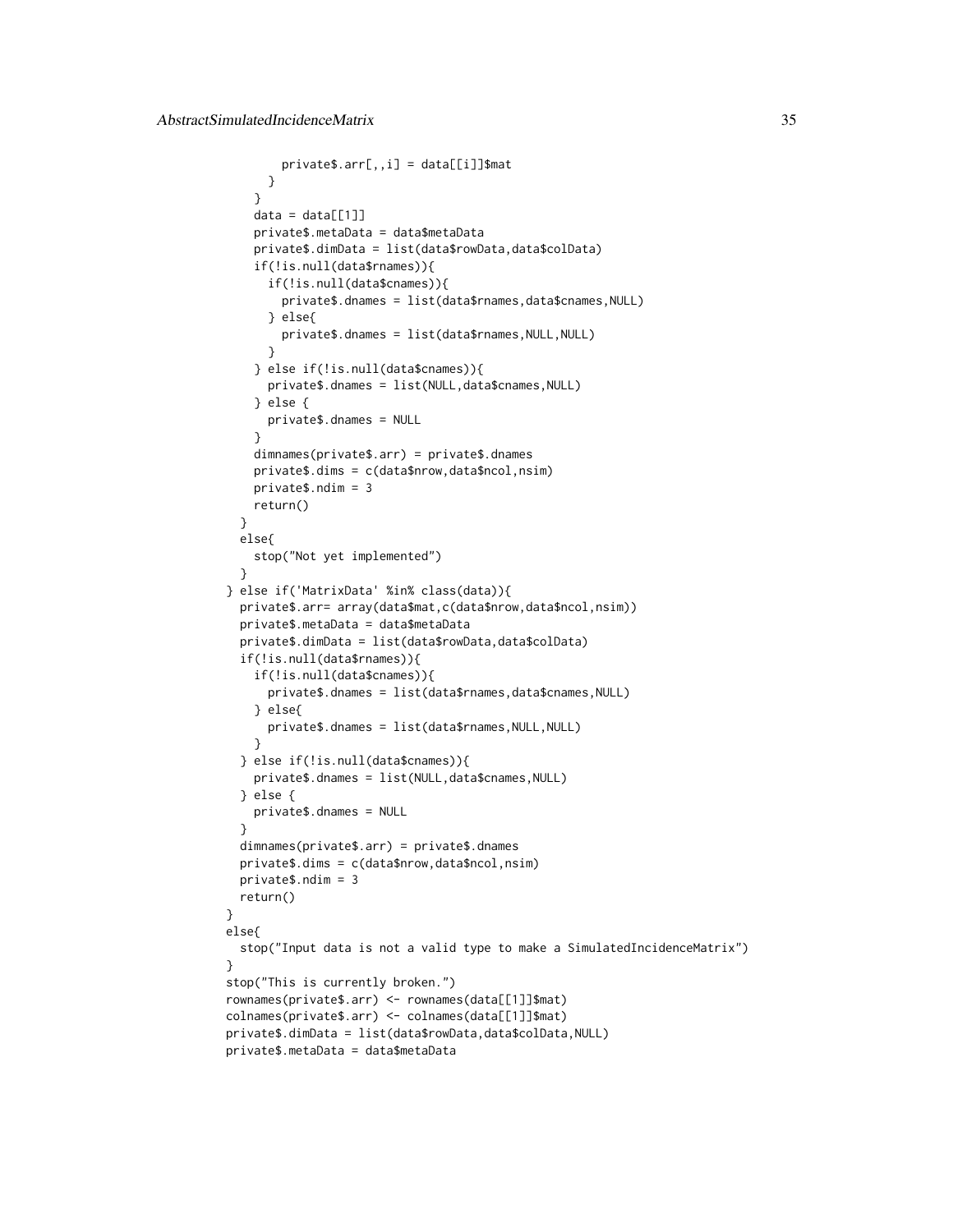```
          private$.arr[,,i] = data[[i]]$mat
        }
      }
      data = data[[1]]
      private$.metaData = data$metaData
      private$.dimData = list(data$rowData,data$colData)
      if(!is.null(data$rnames)){
        if(!is.null(data$cnames)){
          private$.dnames = list(data$rnames,data$cnames,NULL)
        } else{
          private$.dnames = list(data$rnames,NULL,NULL)
        }
      } else if(!is.null(data$cnames)){
        private$.dnames = list(NULL,data$cnames,NULL)
      } else {
        private$.dnames = NULL
      }
      dimnames(private$.arr) = private$.dnames
      private$.dims = c(data$nrow,data$ncol,nsim)
      private$.ndim = 3
      return()
    }
    else{
      stop("Not yet implemented")
    }
  } else if('MatrixData' %in% class(data)){
    private$.arr= array(data$mat,c(data$nrow,data$ncol,nsim))
    private$.metaData = data$metaData
    private$.dimData = list(data$rowData,data$colData)
    if(!is.null(data$rnames)){
      if(!is.null(data$cnames)){
        private$.dnames = list(data$rnames,data$cnames,NULL)
      } else{
        private$.dnames = list(data$rnames,NULL,NULL)
      }
    } else if(!is.null(data$cnames)){
      private$.dnames = list(NULL,data$cnames,NULL)
    } else {
      private$.dnames = NULL
    }
    dimnames(private$.arr) = private$.dnames
    private$.dims = c(data$nrow,data$ncol,nsim)
    private$.ndim = 3
    return()
  }
  else{
    stop("Input data is not a valid type to make a SimulatedIncidenceMatrix")
  }
  stop("This is currently broken.")
  rownames(private$.arr) <- rownames(data[[1]]$mat)
  colnames(private$.arr) <- colnames(data[[1]]$mat)
  private$.dimData = list(data$rowData,data$colData,NULL)
  private$.metaData = data$metaData
```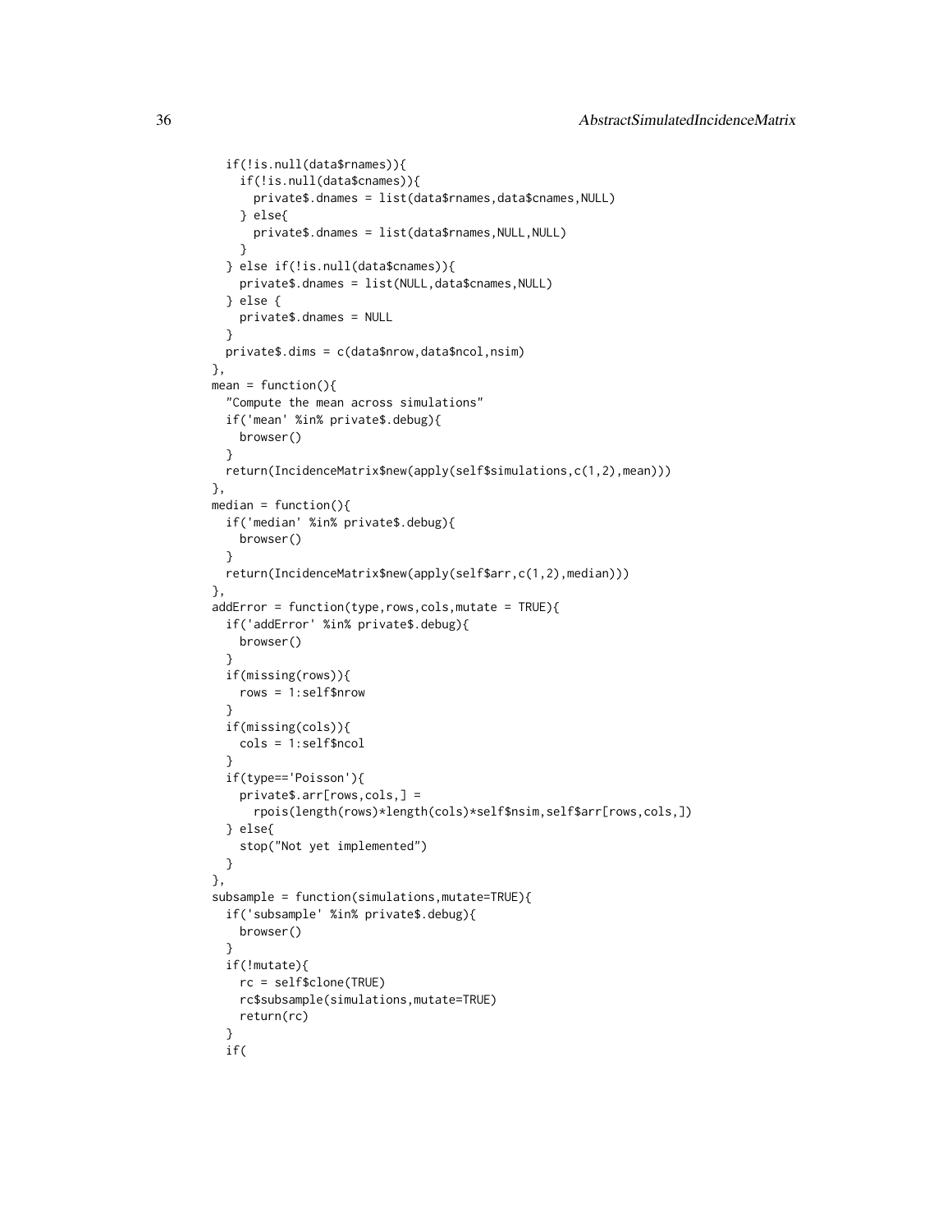```
    if(!is.null(data$rnames)){
      if(!is.null(data$cnames)){
        private$.dnames = list(data$rnames,data$cnames,NULL)
      } else{
        private$.dnames = list(data$rnames,NULL,NULL)
      }
    } else if(!is.null(data$cnames)){
      private$.dnames = list(NULL,data$cnames,NULL)
    } else {
      private$.dnames = NULL
    }
    private$.dims = c(data$nrow,data$ncol,nsim)
  },
  mean = function(){
    "Compute the mean across simulations"
    if('mean' %in% private$.debug){
      browser()
    }
    return(IncidenceMatrix$new(apply(self$simulations,c(1,2),mean)))
  },
  median = function(){
    if('median' %in% private$.debug){
      browser()
    }
    return(IncidenceMatrix$new(apply(self$arr,c(1,2),median)))
  },
  addError = function(type,rows,cols,mutate = TRUE){
    if('addError' %in% private$.debug){
      browser()
    }
    if(missing(rows)){
      rows = 1:self$nrow
    }
    if(missing(cols)){
      cols = 1:self$ncol
    }
    if(type=='Poisson'){
      private$.arr[rows,cols,] =
        rpois(length(rows)*length(cols)*self$nsim,self$arr[rows,cols,])
    } else{
      stop("Not yet implemented")
    }
  },
  subsample = function(simulations,mutate=TRUE){
    if('subsample' %in% private$.debug){
      browser()
    }
    if(!mutate){
      rc = self$clone(TRUE)
      rc$subsample(simulations,mutate=TRUE)
      return(rc)
    }
    if(
```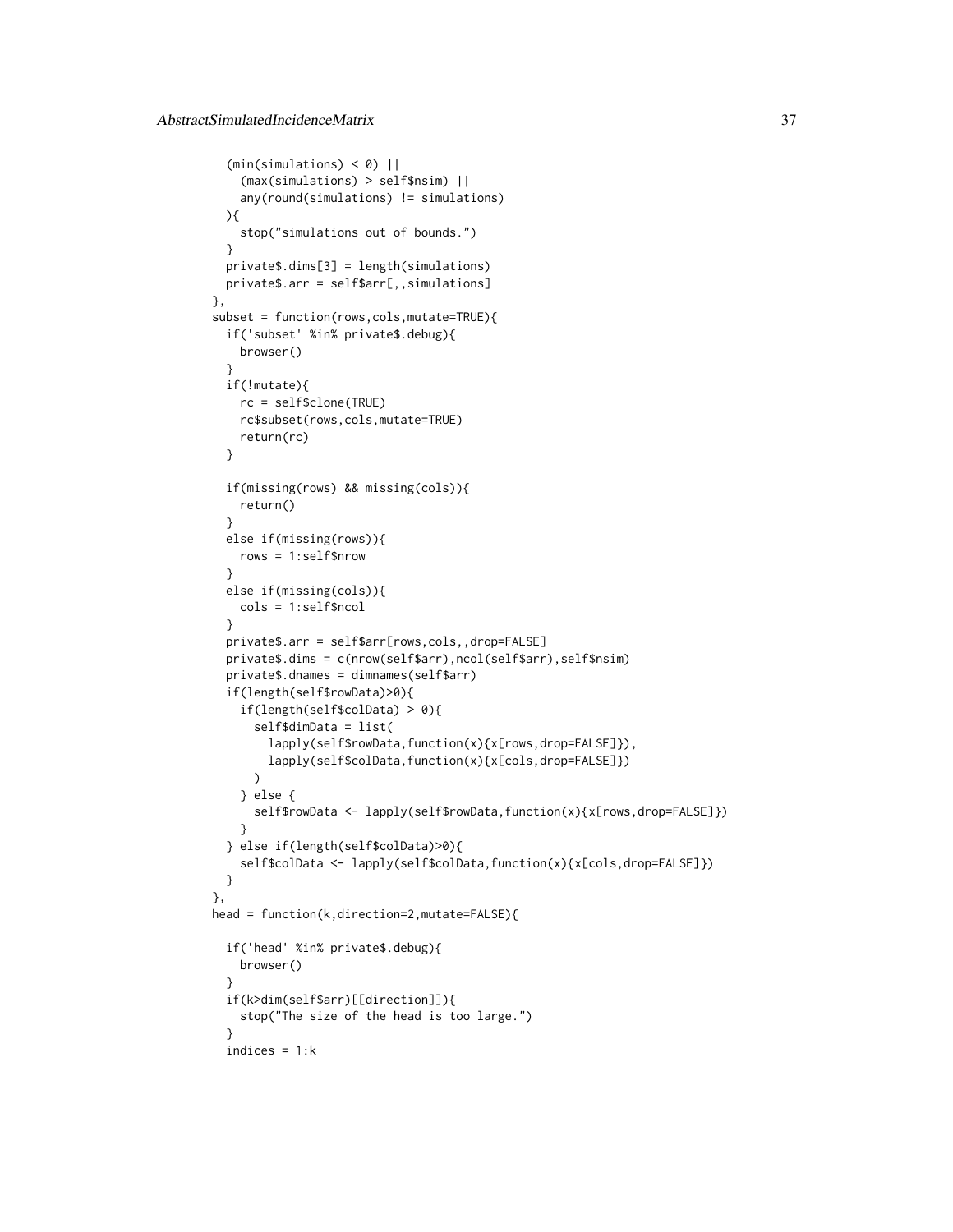```
    (min(simulations) < 0) ||
      (max(simulations) > self$nsim) ||
      any(round(simulations) != simulations)
    ){
      stop("simulations out of bounds.")
    }
    private$.dims[3] = length(simulations)
    private$.arr = self$arr[,,simulations]
  },
  subset = function(rows,cols,mutate=TRUE){
    if('subset' %in% private$.debug){
      browser()
    }
    if(!mutate){
      rc = self$clone(TRUE)
      rc$subset(rows,cols,mutate=TRUE)
      return(rc)
    }

    if(missing(rows) && missing(cols)){
      return()
    }
    else if(missing(rows)){
      rows = 1:self$nrow
    }
    else if(missing(cols)){
      cols = 1:self$ncol
    }
    private$.arr = self$arr[rows,cols,,drop=FALSE]
    private$.dims = c(nrow(self$arr),ncol(self$arr),self$nsim)
    private$.dnames = dimnames(self$arr)
    if(length(self$rowData)>0){
      if(length(self$colData) > 0){
        self$dimData = list(
          lapply(self$rowData,function(x){x[rows,drop=FALSE]}),
          lapply(self$colData,function(x){x[cols,drop=FALSE]})
        )
      } else {
        self$rowData <- lapply(self$rowData,function(x){x[rows,drop=FALSE]})
      }
    } else if(length(self$colData)>0){
      self$colData <- lapply(self$colData,function(x){x[cols,drop=FALSE]})
    }
  },
  head = function(k,direction=2,mutate=FALSE){

    if('head' %in% private$.debug){
      browser()
    }
    if(k>dim(self$arr)[[direction]]){
      stop("The size of the head is too large.")
    }
    indices = 1:k
```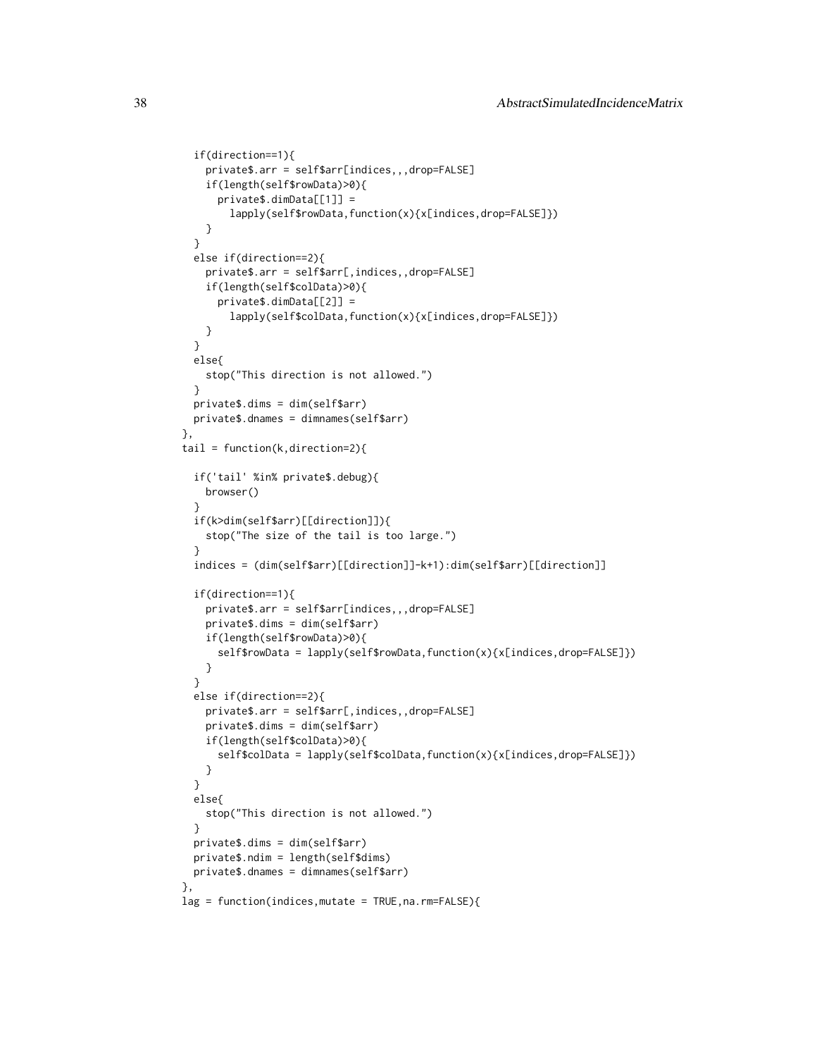```
    if(direction==1){
      private$.arr = self$arr[indices,,,drop=FALSE]
      if(length(self$rowData)>0){
        private$.dimData[[1]] =
          lapply(self$rowData,function(x){x[indices,drop=FALSE]})
      }
    }
    else if(direction==2){
      private$.arr = self$arr[,indices,,drop=FALSE]
      if(length(self$colData)>0){
        private$.dimData[[2]] =
          lapply(self$colData,function(x){x[indices,drop=FALSE]})
      }
    }
    else{
      stop("This direction is not allowed.")
    }
    private$.dims = dim(self$arr)
    private$.dnames = dimnames(self$arr)
  },
  tail = function(k,direction=2){

    if('tail' %in% private$.debug){
      browser()
    }
    if(k>dim(self$arr)[[direction]]){
      stop("The size of the tail is too large.")
    }
    indices = (dim(self$arr)[[direction]]-k+1):dim(self$arr)[[direction]]

    if(direction==1){
      private$.arr = self$arr[indices,,,drop=FALSE]
      private$.dims = dim(self$arr)
      if(length(self$rowData)>0){
        self$rowData = lapply(self$rowData,function(x){x[indices,drop=FALSE]})
      }
    }
    else if(direction==2){
      private$.arr = self$arr[,indices,,drop=FALSE]
      private$.dims = dim(self$arr)
      if(length(self$colData)>0){
        self$colData = lapply(self$colData,function(x){x[indices,drop=FALSE]})
      }
    }
    else{
      stop("This direction is not allowed.")
    }
    private$.dims = dim(self$arr)
    private$.ndim = length(self$dims)
    private$.dnames = dimnames(self$arr)
  },
  lag = function(indices,mutate = TRUE,na.rm=FALSE){
```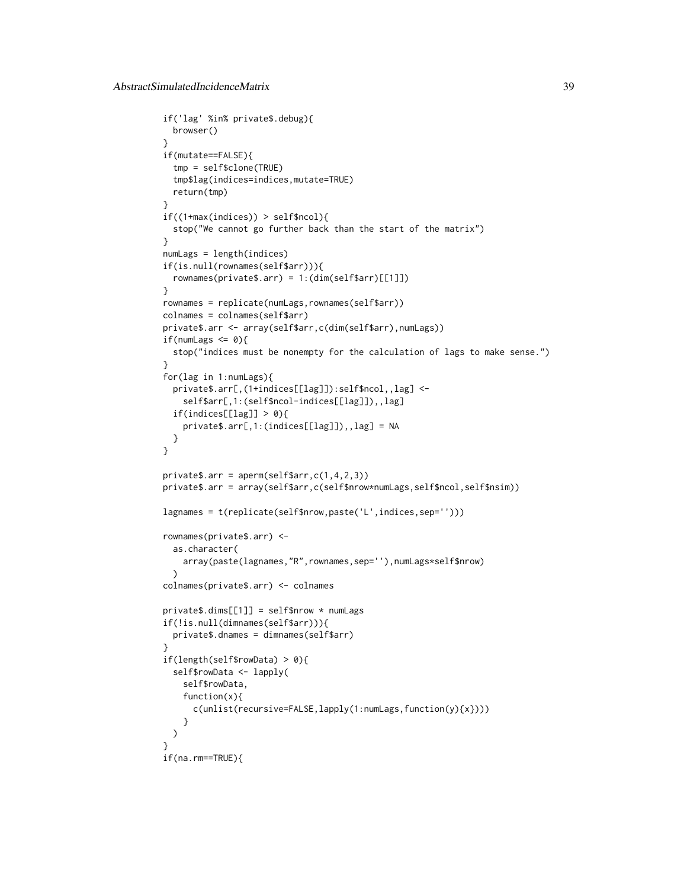```
if('lag' %in% private$.debug){
  browser()
}
if(mutate==FALSE){
  tmp = self$clone(TRUE)
  tmp$lag(indices=indices,mutate=TRUE)
  return(tmp)
}
if((1+max(indices)) > self$ncol){
  stop("We cannot go further back than the start of the matrix")
}
numLags = length(indices)
if(is.null(rownames(self$arr))){
  rownames(private$.arr) = 1:(dim(self$arr)[[1]])
}
rownames = replicate(numLags,rownames(self$arr))
colnames = colnames(self$arr)
private$.arr <- array(self$arr,c(dim(self$arr),numLags))
if(numLags <= 0){
  stop("indices must be nonempty for the calculation of lags to make sense.")
}
for(lag in 1:numLags){
  private$.arr[,(1+indices[[lag]]):self$ncol,,lag] <-
    self$arr[,1:(self$ncol-indices[[lag]]),,lag]
  if(indices[[lag]] > 0){
    private$.arr[,1:(indices[[lag]]),,lag] = NA
  }
}

private$.arr = aperm(self$arr,c(1,4,2,3))
private$.arr = array(self$arr,c(self$nrow*numLags,self$ncol,self$nsim))

lagnames = t(replicate(self$nrow,paste('L',indices,sep='')))

rownames(private$.arr) <-
  as.character(
    array(paste(lagnames,"R",rownames,sep=''),numLags*self$nrow)
  )
colnames(private$.arr) <- colnames

private$.dims[[1]] = self$nrow * numLags
if(!is.null(dimnames(self$arr))){
  private$.dnames = dimnames(self$arr)
}
if(length(self$rowData) > 0){
  self$rowData <- lapply(
    self$rowData,
    function(x){
      c(unlist(recursive=FALSE,lapply(1:numLags,function(y){x})))
    }
  )
}
if(na.rm==TRUE){
```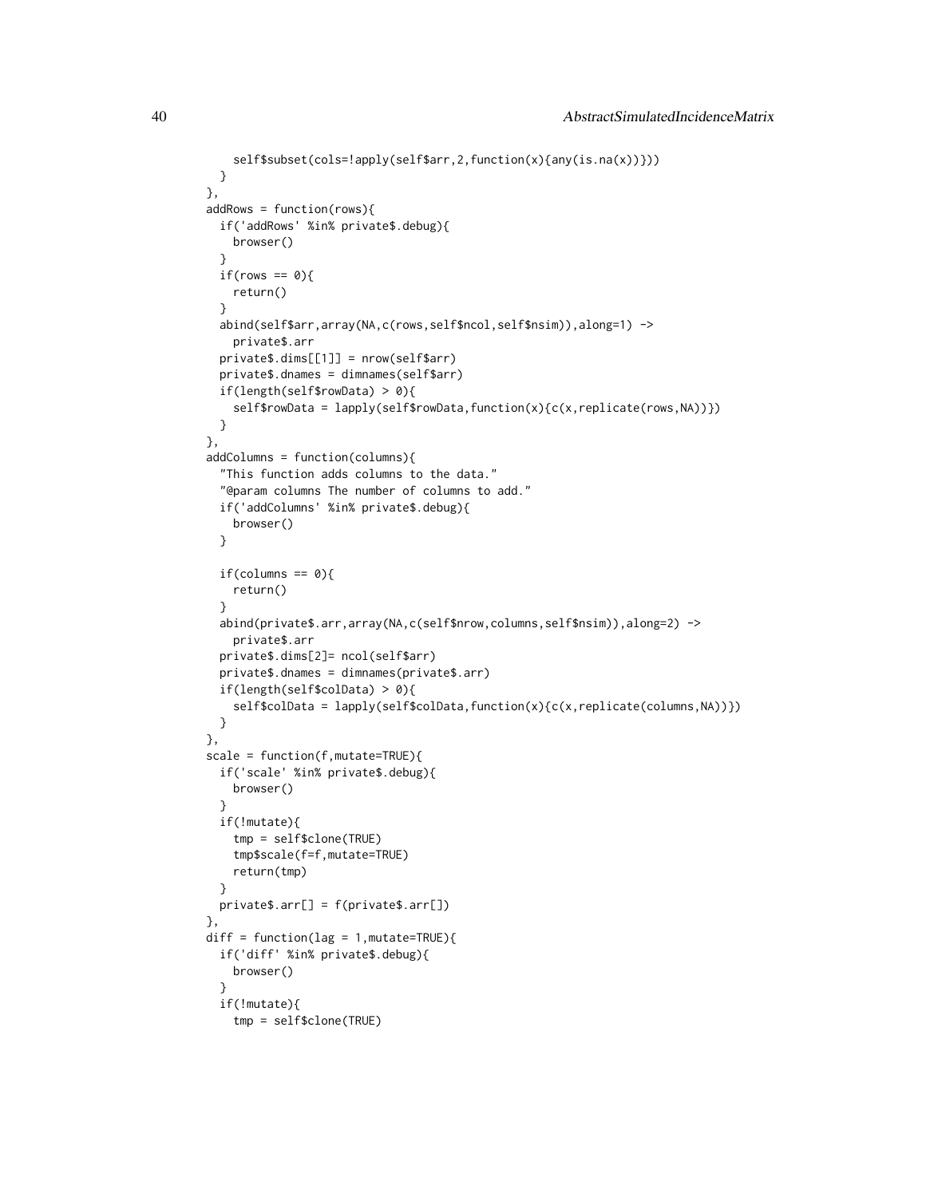```
      self$subset(cols=!apply(self$arr,2,function(x){any(is.na(x))}))
    }
  },
  addRows = function(rows){
    if('addRows' %in% private$.debug){
      browser()
    }
    if(rows == 0){
      return()
    }
    abind(self$arr,array(NA,c(rows,self$ncol,self$nsim)),along=1) ->
      private$.arr
    private$.dims[[1]] = nrow(self$arr)
    private$.dnames = dimnames(self$arr)
    if(length(self$rowData) > 0){
      self$rowData = lapply(self$rowData,function(x){c(x,replicate(rows,NA))})
    }
  },
  addColumns = function(columns){
    "This function adds columns to the data."
    "@param columns The number of columns to add."
    if('addColumns' %in% private$.debug){
      browser()
    }

    if(columns == 0){
      return()
    }
    abind(private$.arr,array(NA,c(self$nrow,columns,self$nsim)),along=2) ->
      private$.arr
    private$.dims[2]= ncol(self$arr)
    private$.dnames = dimnames(private$.arr)
    if(length(self$colData) > 0){
      self$colData = lapply(self$colData,function(x){c(x,replicate(columns,NA))})
    }
  },
  scale = function(f,mutate=TRUE){
    if('scale' %in% private$.debug){
      browser()
    }
    if(!mutate){
      tmp = self$clone(TRUE)
      tmp$scale(f=f,mutate=TRUE)
      return(tmp)
    }
    private$.arr[] = f(private$.arr[])
  },
  diff = function(lag = 1,mutate=TRUE){
    if('diff' %in% private$.debug){
      browser()
    }
    if(!mutate){
      tmp = self$clone(TRUE)
```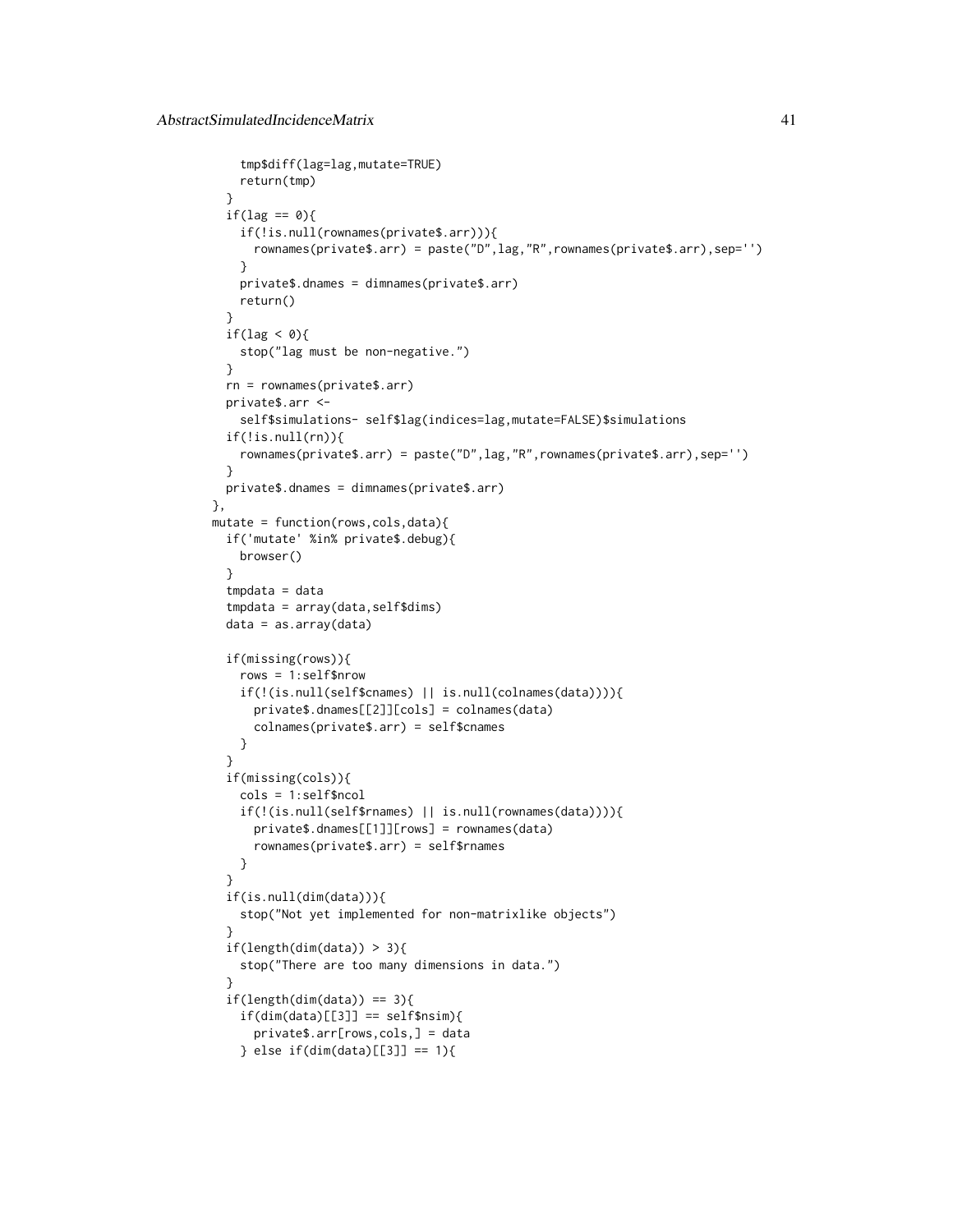```
        tmp$diff(lag=lag,mutate=TRUE)
        return(tmp)
      }
      if(lag == 0){
        if(!is.null(rownames(private$.arr))){
          rownames(private$.arr) = paste("D",lag,"R",rownames(private$.arr),sep='')
        }
        private$.dnames = dimnames(private$.arr)
        return()
      }
      if(lag < 0){
        stop("lag must be non-negative.")
      }
      rn = rownames(private$.arr)
      private$.arr <-
        self$simulations- self$lag(indices=lag,mutate=FALSE)$simulations
      if(!is.null(rn)){
        rownames(private$.arr) = paste("D",lag,"R",rownames(private$.arr),sep='')
      }
      private$.dnames = dimnames(private$.arr)
    },
    mutate = function(rows,cols,data){
      if('mutate' %in% private$.debug){
        browser()
      }
      tmpdata = data
      tmpdata = array(data,self$dims)
      data = as.array(data)

      if(missing(rows)){
        rows = 1:self$nrow
        if(!(is.null(self$cnames) || is.null(colnames(data)))){
          private$.dnames[[2]][cols] = colnames(data)
          colnames(private$.arr) = self$cnames
        }
      }
      if(missing(cols)){
        cols = 1:self$ncol
        if(!(is.null(self$rnames) || is.null(rownames(data)))){
          private$.dnames[[1]][rows] = rownames(data)
          rownames(private$.arr) = self$rnames
        }
      }
      if(is.null(dim(data))){
        stop("Not yet implemented for non-matrixlike objects")
      }
      if(length(dim(data)) > 3){
        stop("There are too many dimensions in data.")
      }
      if(length(dim(data)) == 3){
        if(dim(data)[[3]] == self$nsim){
          private$.arr[rows,cols,] = data
        } else if(dim(data)[[3]] == 1){
```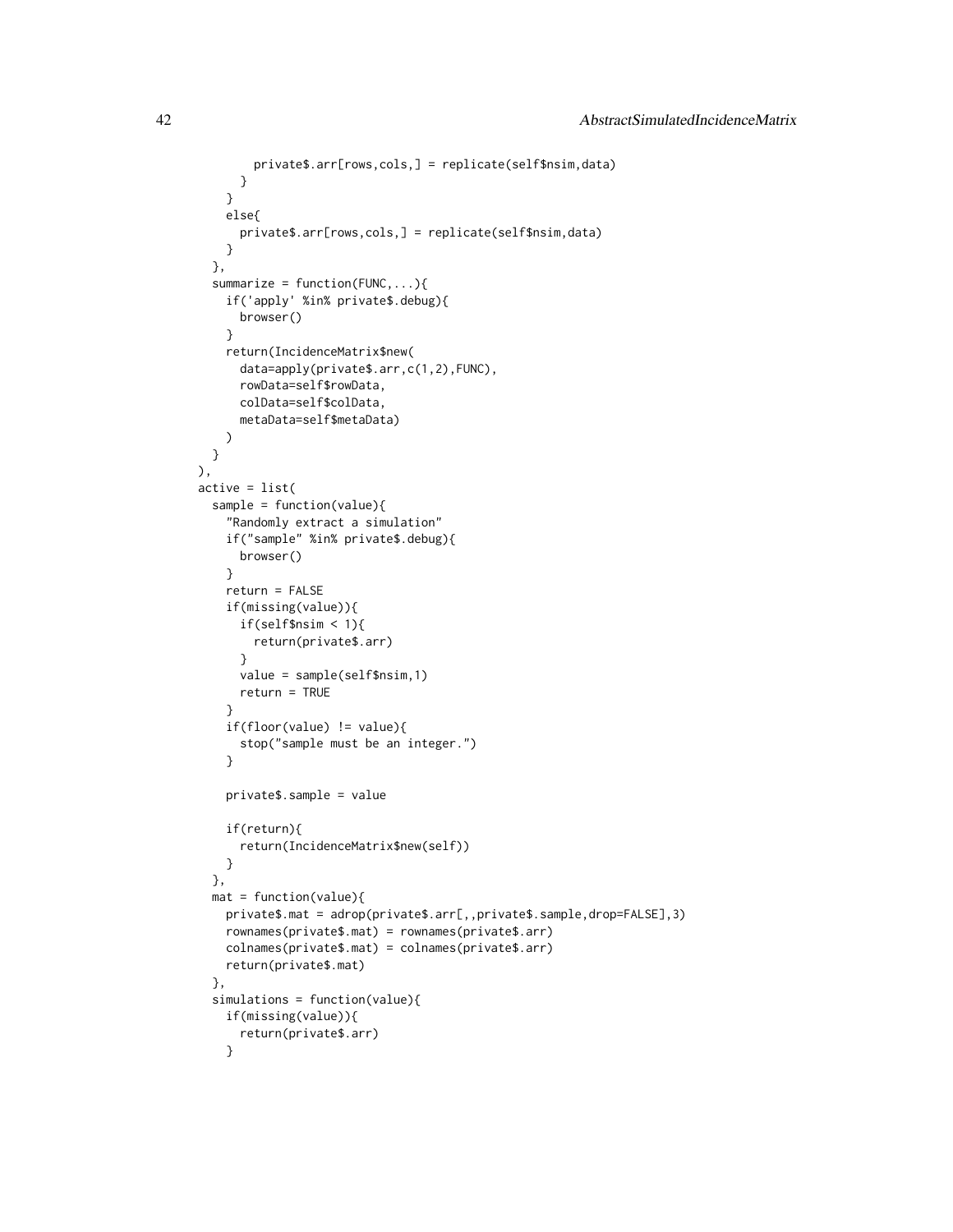```
        private$.arr[rows,cols,] = replicate(self$nsim,data)
      }
    }
    else{
      private$.arr[rows,cols,] = replicate(self$nsim,data)
    }
  },
  summarize = function(FUNC,...){
    if('apply' %in% private$.debug){
      browser()
    }
    return(IncidenceMatrix$new(
      data=apply(private$.arr,c(1,2),FUNC),
      rowData=self$rowData,
      colData=self$colData,
      metaData=self$metaData)
    )
  }
),
active = list(
  sample = function(value){
    "Randomly extract a simulation"
    if("sample" %in% private$.debug){
      browser()
    }
    return = FALSE
    if(missing(value)){
      if(self$nsim < 1){
        return(private$.arr)
      }
      value = sample(self$nsim,1)
      return = TRUE
    }
    if(floor(value) != value){
      stop("sample must be an integer.")
    }

    private$.sample = value

    if(return){
      return(IncidenceMatrix$new(self))
    }
  },
  mat = function(value){
    private$.mat = adrop(private$.arr[,,private$.sample,drop=FALSE],3)
    rownames(private$.mat) = rownames(private$.arr)
    colnames(private$.mat) = colnames(private$.arr)
    return(private$.mat)
  },
  simulations = function(value){
    if(missing(value)){
      return(private$.arr)
    }
```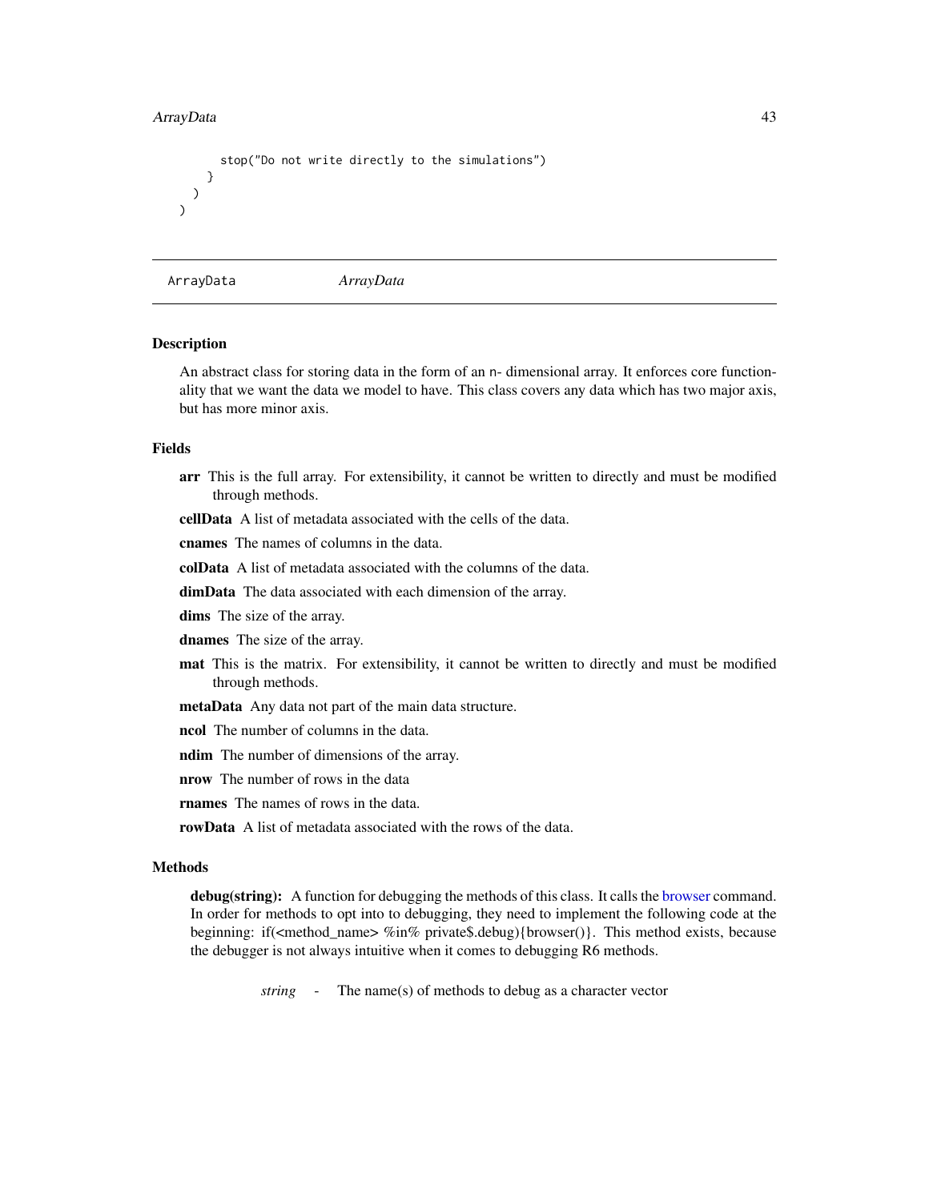```
        stop("Do not write directly to the simulations")
      }
    )
  )
```

---

ArrayData    *ArrayData*

---

## Description

An abstract class for storing data in the form of an n- dimensional array. It enforces core functionality that we want the data we model to have. This class covers any data which has two major axis, but has more minor axis.

## Fields

**arr** This is the full array. For extensibility, it cannot be written to directly and must be modified through methods.

**cellData** A list of metadata associated with the cells of the data.

**cnames** The names of columns in the data.

**colData** A list of metadata associated with the columns of the data.

**dimData** The data associated with each dimension of the array.

**dims** The size of the array.

**dnames** The size of the array.

**mat** This is the matrix. For extensibility, it cannot be written to directly and must be modified through methods.

**metaData** Any data not part of the main data structure.

**ncol** The number of columns in the data.

**ndim** The number of dimensions of the array.

**nrow** The number of rows in the data

**rnames** The names of rows in the data.

**rowData** A list of metadata associated with the rows of the data.

## Methods

**debug(string):** A function for debugging the methods of this class. It calls the browser command. In order for methods to opt into to debugging, they need to implement the following code at the beginning: if(<method_name> %in% private$.debug){browser()}. This method exists, because the debugger is not always intuitive when it comes to debugging R6 methods.

*string* - The name(s) of methods to debug as a character vector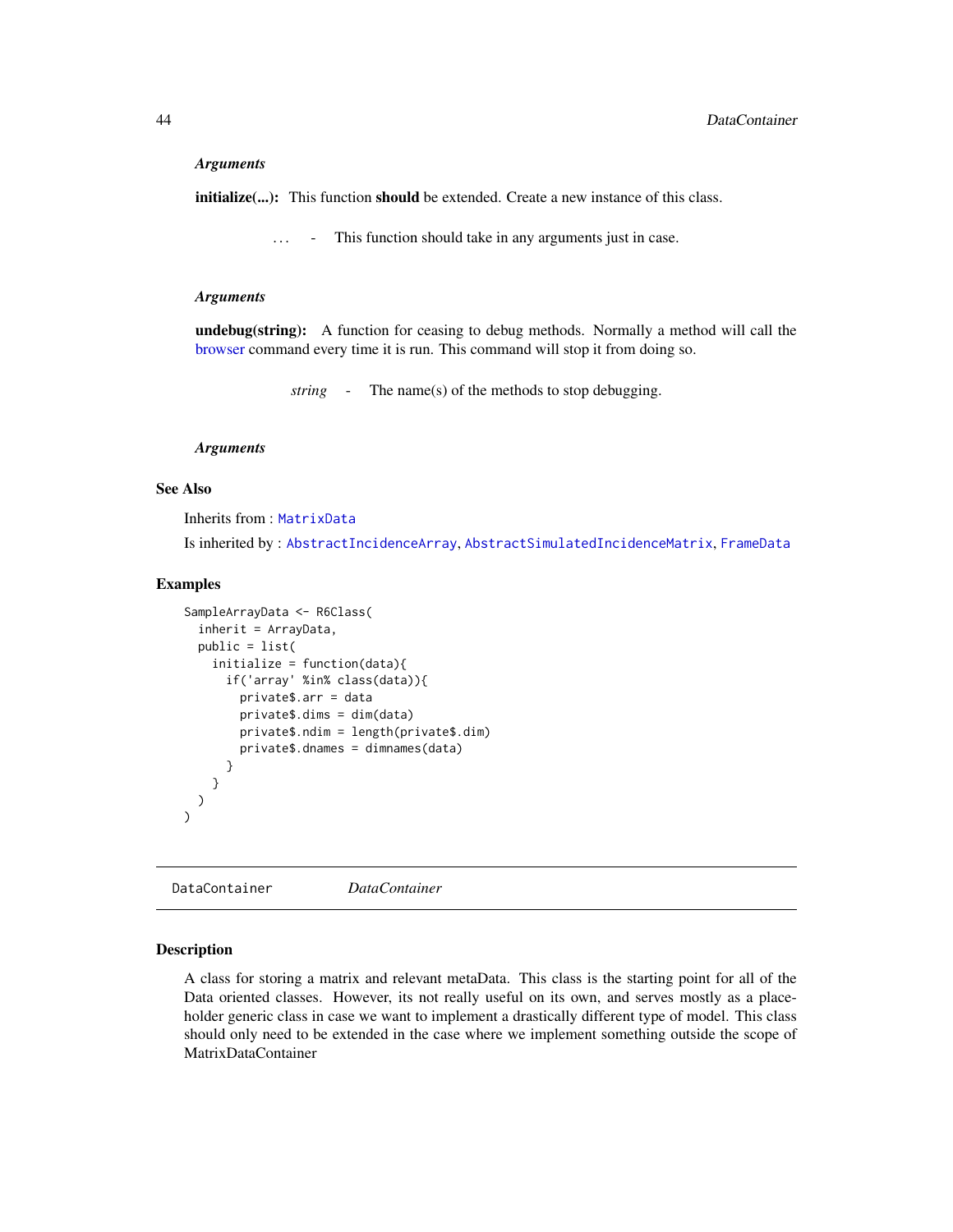***Arguments***

**initialize(...):** This function **should** be extended. Create a new instance of this class.

... - This function should take in any arguments just in case.

***Arguments***

**undebug(string):** A function for ceasing to debug methods. Normally a method will call the browser command every time it is run. This command will stop it from doing so.

*string* - The name(s) of the methods to stop debugging.

***Arguments***

### See Also

Inherits from : `MatrixData`

Is inherited by : `AbstractIncidenceArray`, `AbstractSimulatedIncidenceMatrix`, `FrameData`

### Examples

```
SampleArrayData <- R6Class(
  inherit = ArrayData,
  public = list(
    initialize = function(data){
      if('array' %in% class(data)){
        private$.arr = data
        private$.dims = dim(data)
        private$.ndim = length(private$.dim)
        private$.dnames = dimnames(data)
      }
    }
  )
)
```

---

## DataContainer *DataContainer*

---

### Description

A class for storing a matrix and relevant metaData. This class is the starting point for all of the Data oriented classes. However, its not really useful on its own, and serves mostly as a placeholder generic class in case we want to implement a drastically different type of model. This class should only need to be extended in the case where we implement something outside the scope of MatrixDataContainer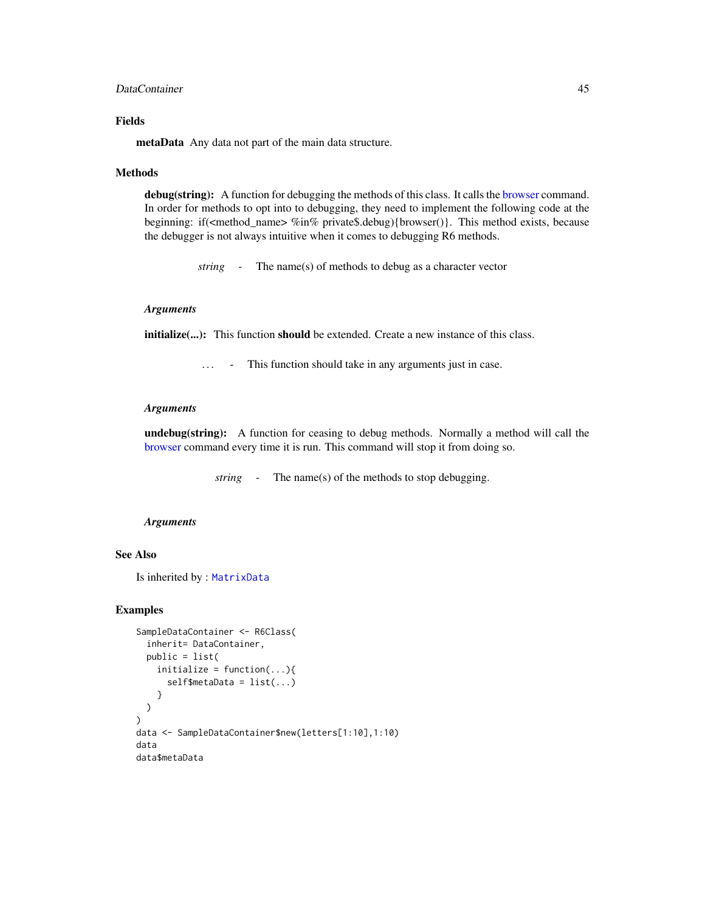## Fields

**metaData** Any data not part of the main data structure.

## Methods

**debug(string):** A function for debugging the methods of this class. It calls the browser command. In order for methods to opt into to debugging, they need to implement the following code at the beginning: if(<method_name> %in% private$.debug){browser()}. This method exists, because the debugger is not always intuitive when it comes to debugging R6 methods.

*string* - The name(s) of methods to debug as a character vector

***Arguments***

**initialize(...):** This function **should** be extended. Create a new instance of this class.

... - This function should take in any arguments just in case.

***Arguments***

**undebug(string):** A function for ceasing to debug methods. Normally a method will call the browser command every time it is run. This command will stop it from doing so.

*string* - The name(s) of the methods to stop debugging.

***Arguments***

## See Also

Is inherited by : `MatrixData`

## Examples

```
SampleDataContainer <- R6Class(
  inherit= DataContainer,
  public = list(
    initialize = function(...){
      self$metaData = list(...)
    }
  )
)
data <- SampleDataContainer$new(letters[1:10],1:10)
data
data$metaData
```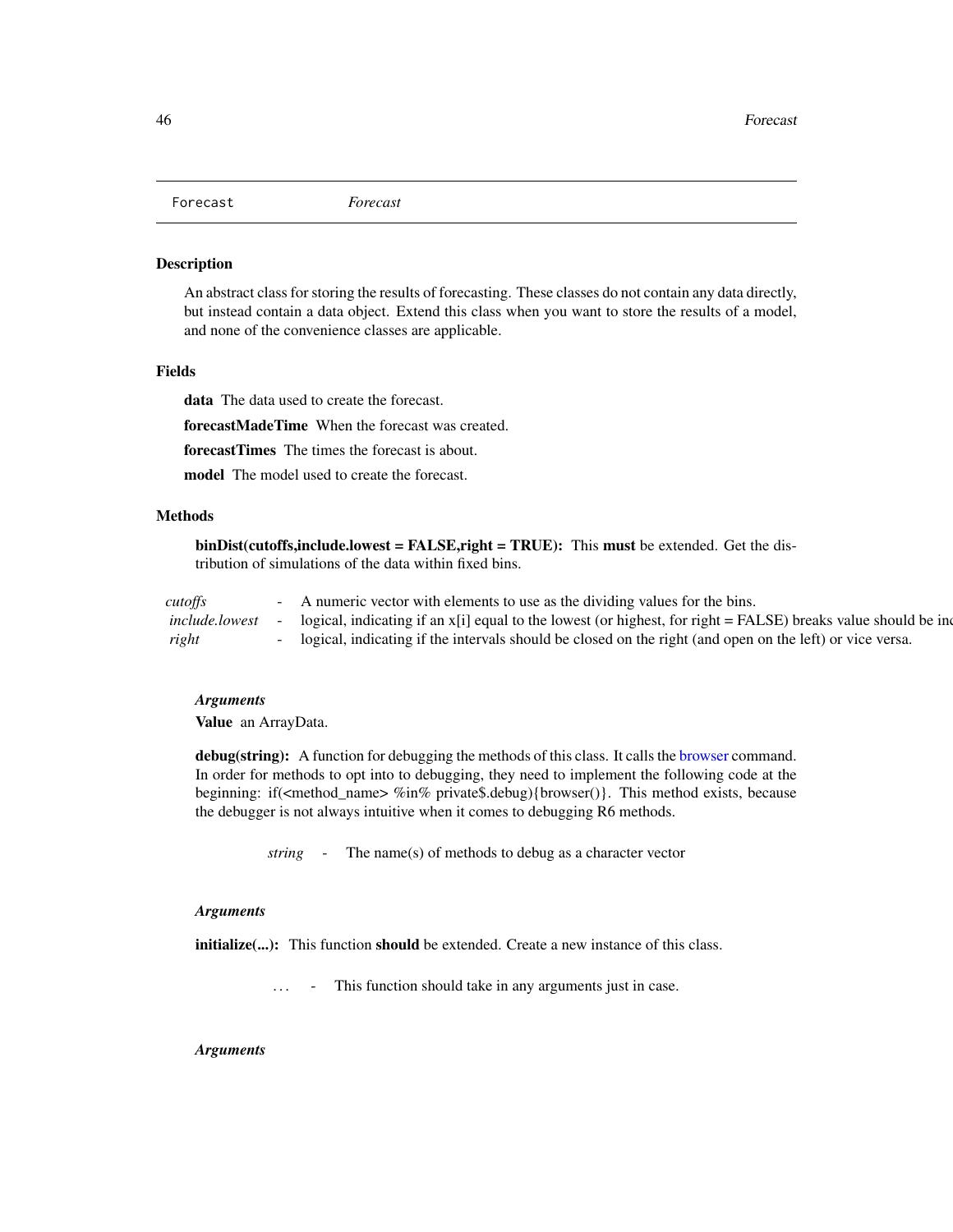| Forecast | *Forecast* |
|---|---|

## Description

An abstract class for storing the results of forecasting. These classes do not contain any data directly, but instead contain a data object. Extend this class when you want to store the results of a model, and none of the convenience classes are applicable.

## Fields

**data** The data used to create the forecast.

**forecastMadeTime** When the forecast was created.

**forecastTimes** The times the forecast is about.

**model** The model used to create the forecast.

## Methods

**binDist(cutoffs,include.lowest = FALSE,right = TRUE):** This **must** be extended. Get the distribution of simulations of the data within fixed bins.

| | | |
|---|---|---|
| *cutoffs* | - | A numeric vector with elements to use as the dividing values for the bins. |
| *include.lowest* | - | logical, indicating if an x[i] equal to the lowest (or highest, for right = FALSE) breaks value should be inc |
| *right* | - | logical, indicating if the intervals should be closed on the right (and open on the left) or vice versa. |

*Arguments*

**Value** an ArrayData.

**debug(string):** A function for debugging the methods of this class. It calls the browser command. In order for methods to opt into to debugging, they need to implement the following code at the beginning: if(<method_name> %in% private$.debug){browser()}. This method exists, because the debugger is not always intuitive when it comes to debugging R6 methods.

| | | |
|---|---|---|
| *string* | - | The name(s) of methods to debug as a character vector |

*Arguments*

**initialize(...):** This function **should** be extended. Create a new instance of this class.

| | | |
|---|---|---|
| ... | - | This function should take in any arguments just in case. |

*Arguments*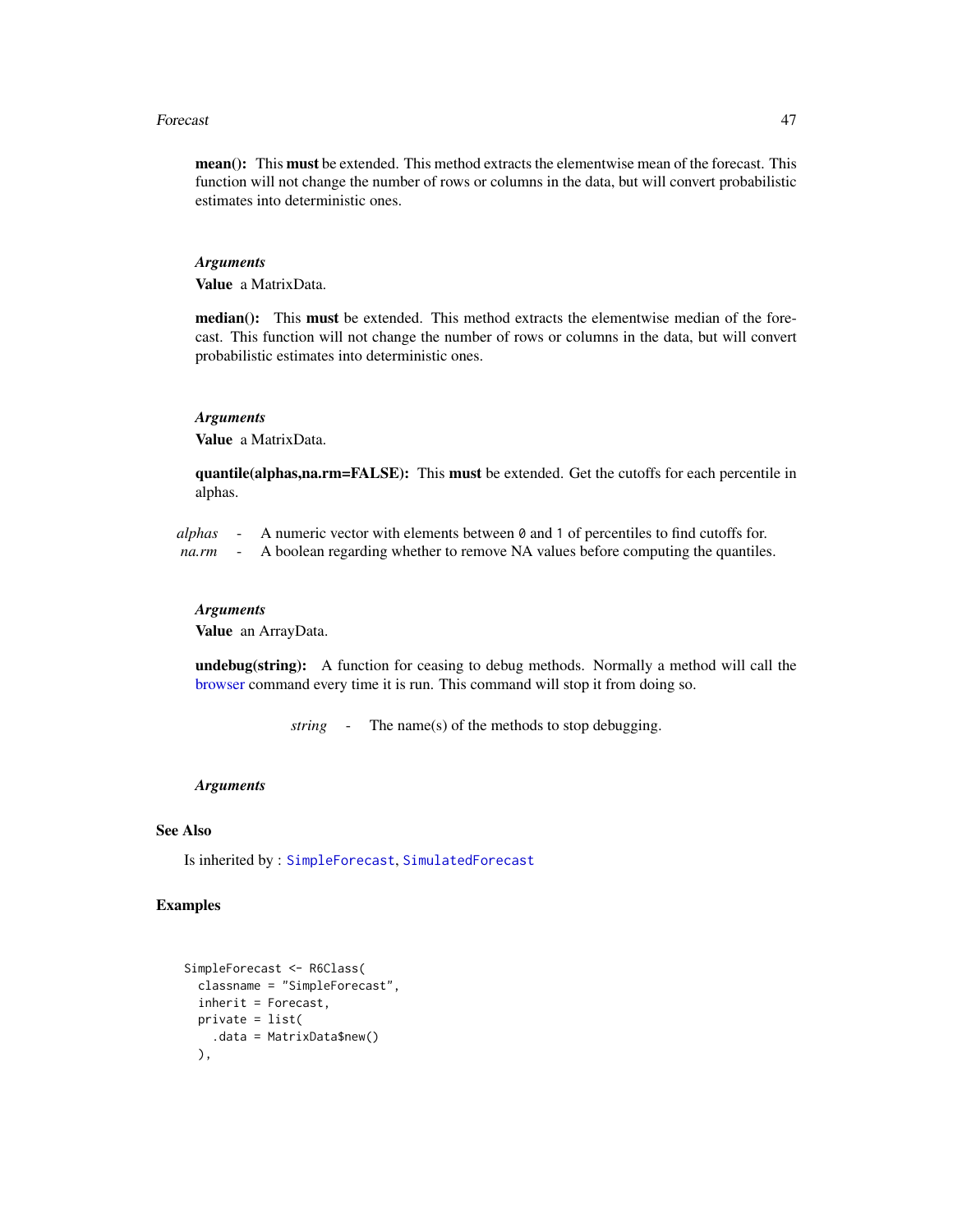**mean():** This **must** be extended. This method extracts the elementwise mean of the forecast. This function will not change the number of rows or columns in the data, but will convert probabilistic estimates into deterministic ones.

***Arguments***

**Value** a MatrixData.

**median():** This **must** be extended. This method extracts the elementwise median of the forecast. This function will not change the number of rows or columns in the data, but will convert probabilistic estimates into deterministic ones.

***Arguments***

**Value** a MatrixData.

**quantile(alphas,na.rm=FALSE):** This **must** be extended. Get the cutoffs for each percentile in alphas.

| | | |
|---|---|---|
| *alphas* | - | A numeric vector with elements between `0` and `1` of percentiles to find cutoffs for. |
| *na.rm* | - | A boolean regarding whether to remove NA values before computing the quantiles. |

***Arguments***

**Value** an ArrayData.

**undebug(string):** A function for ceasing to debug methods. Normally a method will call the browser command every time it is run. This command will stop it from doing so.

| | | |
|---|---|---|
| *string* | - | The name(s) of the methods to stop debugging. |

***Arguments***

## See Also

Is inherited by : `SimpleForecast`, `SimulatedForecast`

## Examples

```
SimpleForecast <- R6Class(
  classname = "SimpleForecast",
  inherit = Forecast,
  private = list(
    .data = MatrixData$new()
  ),
```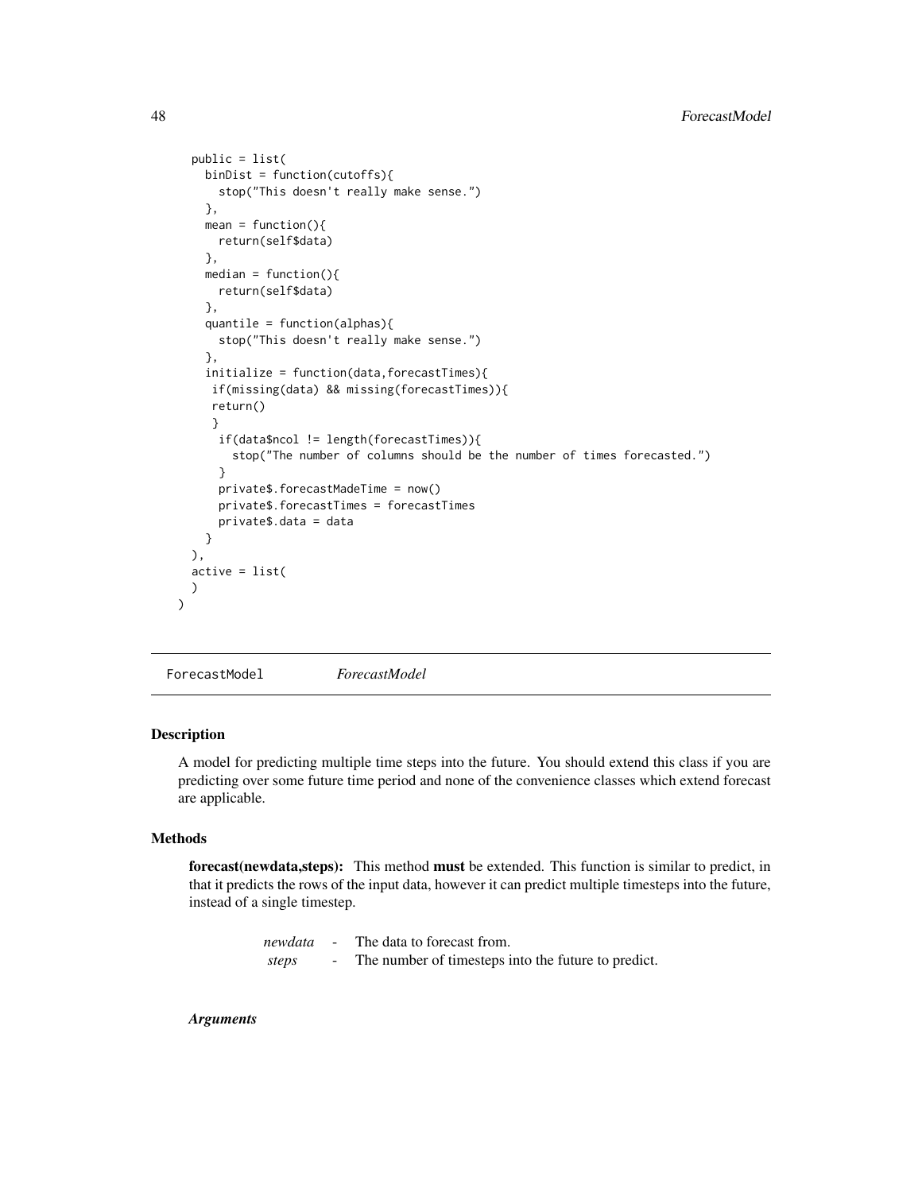```
  public = list(
    binDist = function(cutoffs){
      stop("This doesn't really make sense.")
    },
    mean = function(){
      return(self$data)
    },
    median = function(){
      return(self$data)
    },
    quantile = function(alphas){
      stop("This doesn't really make sense.")
    },
    initialize = function(data,forecastTimes){
     if(missing(data) && missing(forecastTimes)){
     return()
     }
      if(data$ncol != length(forecastTimes)){
        stop("The number of columns should be the number of times forecasted.")
      }
      private$.forecastMadeTime = now()
      private$.forecastTimes = forecastTimes
      private$.data = data
    }
  ),
  active = list(
  )
)
```

---

## ForecastModel *ForecastModel*

---

### Description

A model for predicting multiple time steps into the future. You should extend this class if you are predicting over some future time period and none of the convenience classes which extend forecast are applicable.

### Methods

**forecast(newdata,steps):** This method **must** be extended. This function is similar to predict, in that it predicts the rows of the input data, however it can predict multiple timesteps into the future, instead of a single timestep.

| | | |
|---|---|---|
| *newdata* | - | The data to forecast from. |
| *steps* | - | The number of timesteps into the future to predict. |

#### *Arguments*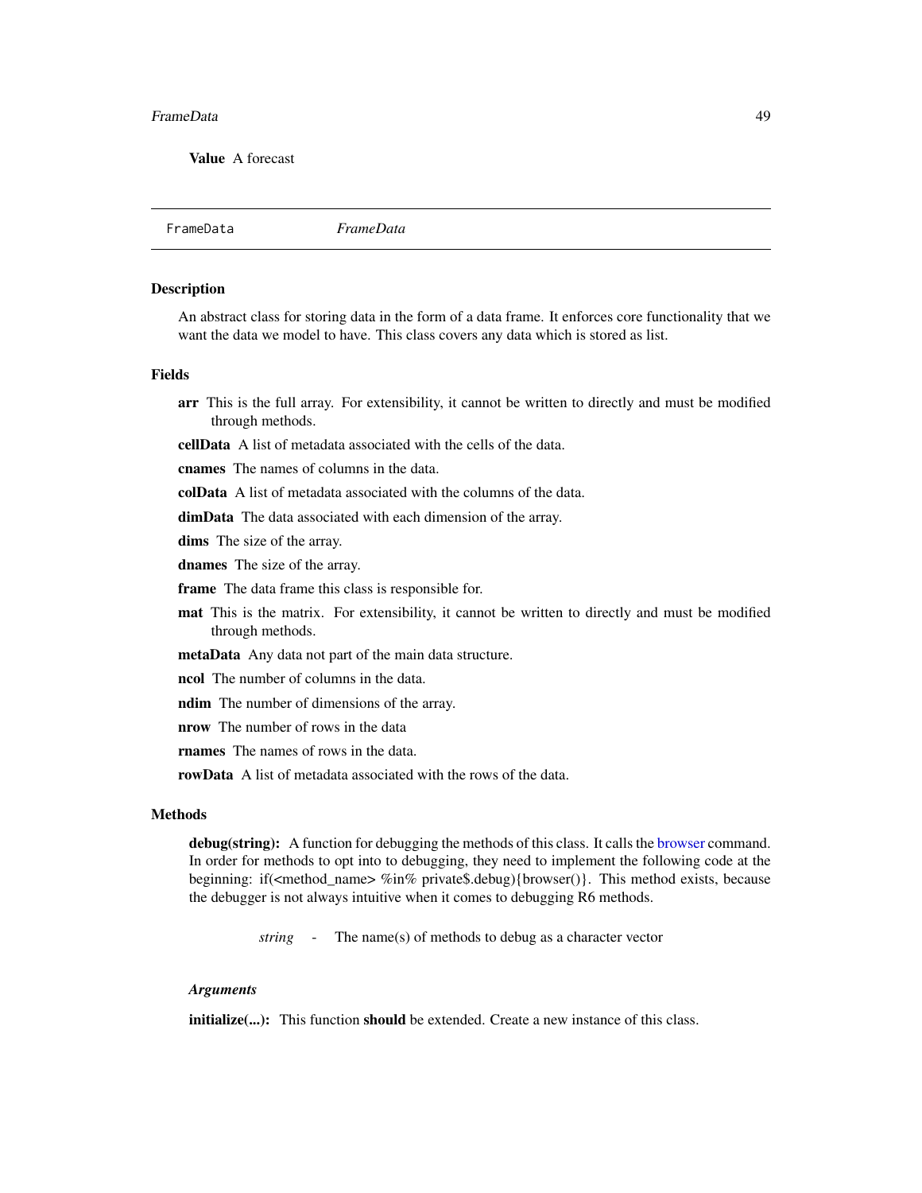**Value** A forecast

---

FrameData *FrameData*

---

## Description

An abstract class for storing data in the form of a data frame. It enforces core functionality that we want the data we model to have. This class covers any data which is stored as list.

## Fields

**arr** This is the full array. For extensibility, it cannot be written to directly and must be modified through methods.

**cellData** A list of metadata associated with the cells of the data.

**cnames** The names of columns in the data.

**colData** A list of metadata associated with the columns of the data.

**dimData** The data associated with each dimension of the array.

**dims** The size of the array.

**dnames** The size of the array.

**frame** The data frame this class is responsible for.

**mat** This is the matrix. For extensibility, it cannot be written to directly and must be modified through methods.

**metaData** Any data not part of the main data structure.

**ncol** The number of columns in the data.

**ndim** The number of dimensions of the array.

**nrow** The number of rows in the data

**rnames** The names of rows in the data.

**rowData** A list of metadata associated with the rows of the data.

## Methods

**debug(string):** A function for debugging the methods of this class. It calls the browser command. In order for methods to opt into to debugging, they need to implement the following code at the beginning: if(<method_name> %in% private$.debug){browser()}. This method exists, because the debugger is not always intuitive when it comes to debugging R6 methods.

*string* - The name(s) of methods to debug as a character vector

***Arguments***

**initialize(...):** This function **should** be extended. Create a new instance of this class.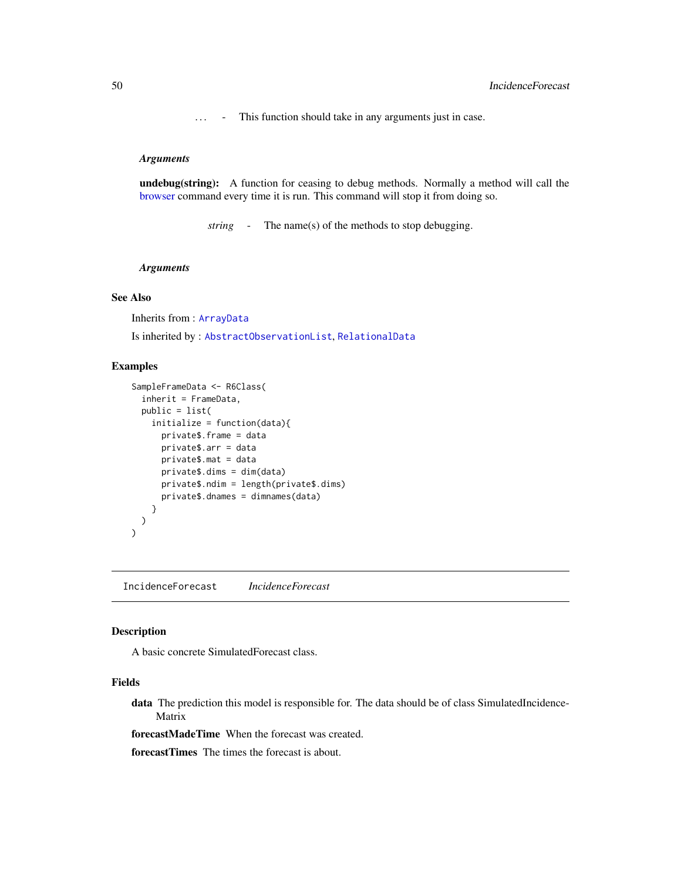... - This function should take in any arguments just in case.

***Arguments***

**undebug(string):** A function for ceasing to debug methods. Normally a method will call the browser command every time it is run. This command will stop it from doing so.

*string* - The name(s) of the methods to stop debugging.

***Arguments***

## See Also

Inherits from : `ArrayData`

Is inherited by : `AbstractObservationList`, `RelationalData`

## Examples

```
SampleFrameData <- R6Class(
  inherit = FrameData,
  public = list(
    initialize = function(data){
      private$.frame = data
      private$.arr = data
      private$.mat = data
      private$.dims = dim(data)
      private$.ndim = length(private$.dims)
      private$.dnames = dimnames(data)
    }
  )
)
```

---

`IncidenceForecast` *IncidenceForecast*

---

## Description

A basic concrete SimulatedForecast class.

## Fields

**data** The prediction this model is responsible for. The data should be of class SimulatedIncidenceMatrix

**forecastMadeTime** When the forecast was created.

**forecastTimes** The times the forecast is about.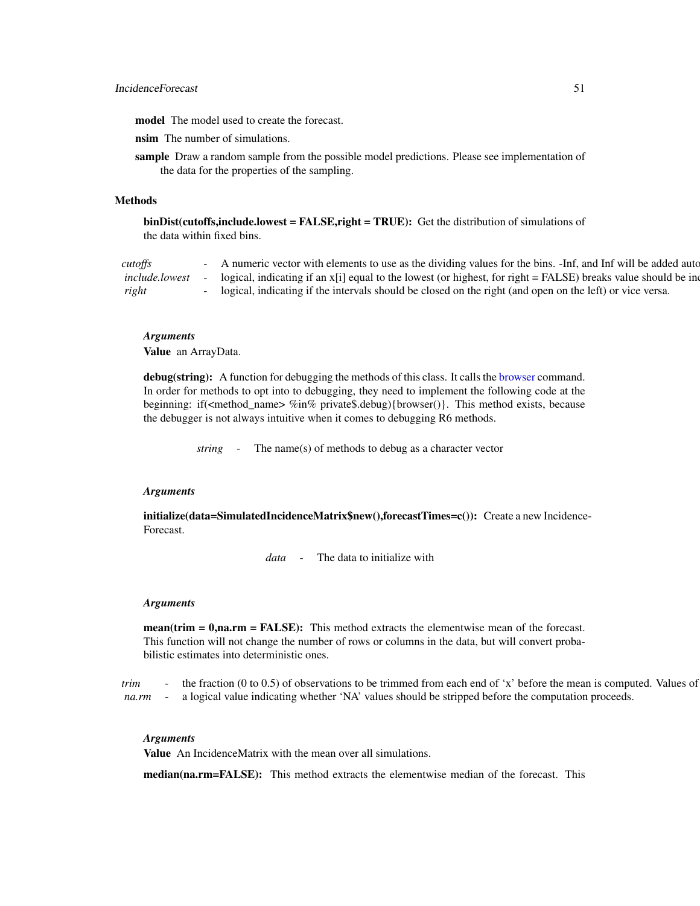**model** The model used to create the forecast.

**nsim** The number of simulations.

**sample** Draw a random sample from the possible model predictions. Please see implementation of the data for the properties of the sampling.

## Methods

**binDist(cutoffs,include.lowest = FALSE,right = TRUE):** Get the distribution of simulations of the data within fixed bins.

| | | |
|---|---|---|
| *cutoffs* | - | A numeric vector with elements to use as the dividing values for the bins. -Inf, and Inf will be added auto |
| *include.lowest* | - | logical, indicating if an x[i] equal to the lowest (or highest, for right = FALSE) breaks value should be inc |
| *right* | - | logical, indicating if the intervals should be closed on the right (and open on the left) or vice versa. |

***Arguments***

**Value** an ArrayData.

**debug(string):** A function for debugging the methods of this class. It calls the browser command. In order for methods to opt into to debugging, they need to implement the following code at the beginning: if(<method_name> %in% private$.debug){browser()}. This method exists, because the debugger is not always intuitive when it comes to debugging R6 methods.

| | | |
|---|---|---|
| *string* | - | The name(s) of methods to debug as a character vector |

***Arguments***

**initialize(data=SimulatedIncidenceMatrix$new(),forecastTimes=c()):** Create a new Incidence-Forecast.

| | | |
|---|---|---|
| *data* | - | The data to initialize with |

***Arguments***

**mean(trim = 0,na.rm = FALSE):** This method extracts the elementwise mean of the forecast. This function will not change the number of rows or columns in the data, but will convert probabilistic estimates into deterministic ones.

| | | |
|---|---|---|
| *trim* | - | the fraction (0 to 0.5) of observations to be trimmed from each end of 'x' before the mean is computed. Values of |
| *na.rm* | - | a logical value indicating whether 'NA' values should be stripped before the computation proceeds. |

***Arguments***

**Value** An IncidenceMatrix with the mean over all simulations.

**median(na.rm=FALSE):** This method extracts the elementwise median of the forecast. This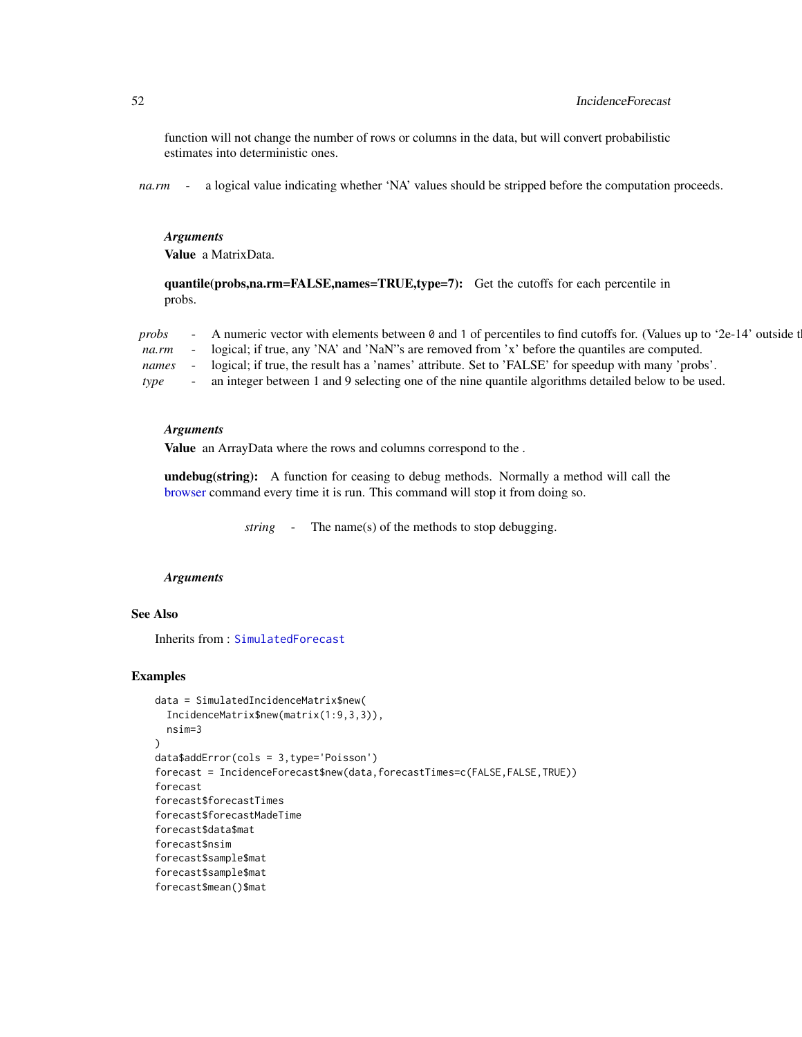function will not change the number of rows or columns in the data, but will convert probabilistic estimates into deterministic ones.

*na.rm* - a logical value indicating whether 'NA' values should be stripped before the computation proceeds.

***Arguments***

**Value** a MatrixData.

**quantile(probs,na.rm=FALSE,names=TRUE,type=7):** Get the cutoffs for each percentile in probs.

*probs* - A numeric vector with elements between 0 and 1 of percentiles to find cutoffs for. (Values up to '2e-14' outside t
*na.rm* - logical; if true, any 'NA' and 'NaN''s are removed from 'x' before the quantiles are computed.
*names* - logical; if true, the result has a 'names' attribute. Set to 'FALSE' for speedup with many 'probs'.
*type* - an integer between 1 and 9 selecting one of the nine quantile algorithms detailed below to be used.

***Arguments***

**Value** an ArrayData where the rows and columns correspond to the .

**undebug(string):** A function for ceasing to debug methods. Normally a method will call the browser command every time it is run. This command will stop it from doing so.

*string* - The name(s) of the methods to stop debugging.

***Arguments***

## See Also

Inherits from : `SimulatedForecast`

## Examples

```
data = SimulatedIncidenceMatrix$new(
  IncidenceMatrix$new(matrix(1:9,3,3)),
  nsim=3
)
data$addError(cols = 3,type='Poisson')
forecast = IncidenceForecast$new(data,forecastTimes=c(FALSE,FALSE,TRUE))
forecast
forecast$forecastTimes
forecast$forecastMadeTime
forecast$data$mat
forecast$nsim
forecast$sample$mat
forecast$sample$mat
forecast$mean()$mat
```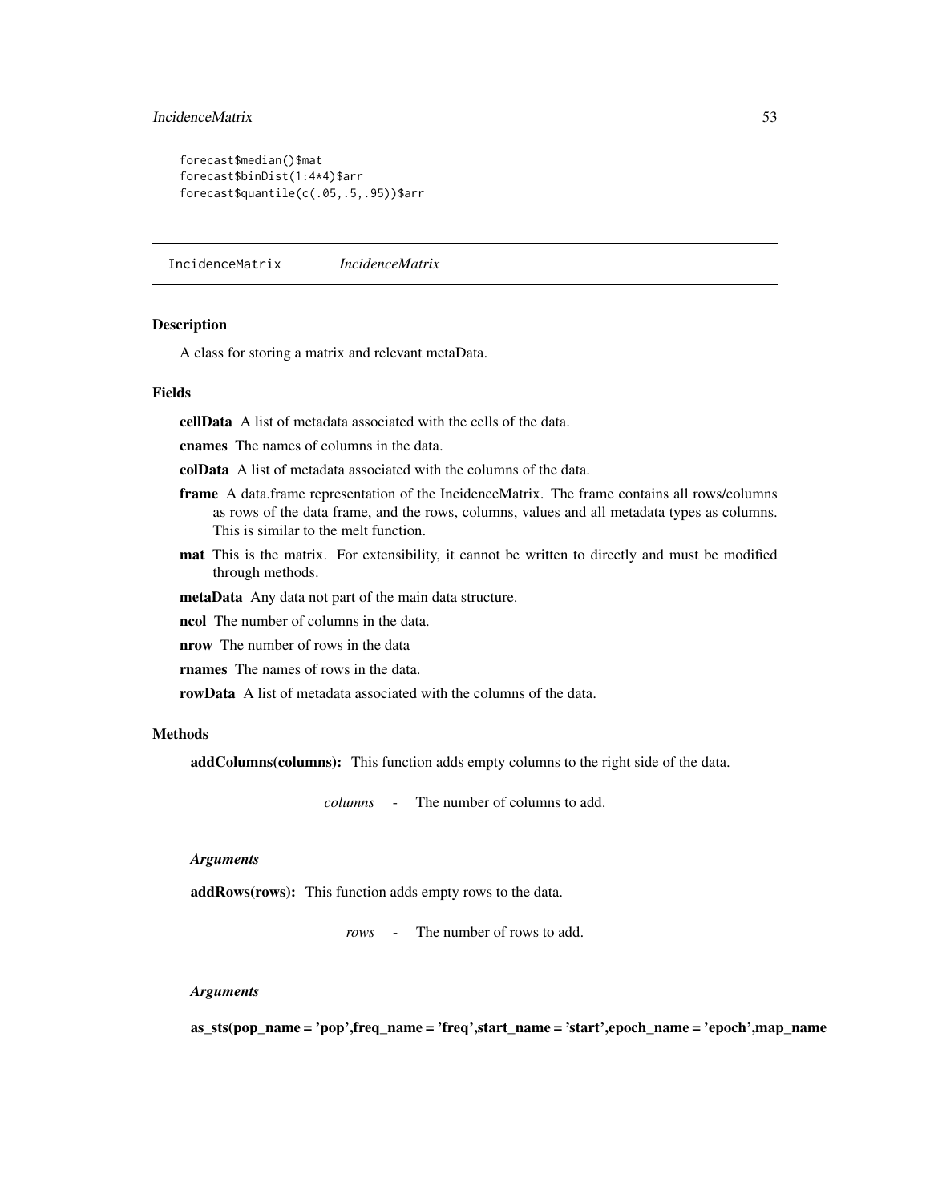```
forecast$median()$mat
forecast$binDist(1:4*4)$arr
forecast$quantile(c(.05,.5,.95))$arr
```

## IncidenceMatrix *IncidenceMatrix*

### Description

A class for storing a matrix and relevant metaData.

### Fields

**cellData** A list of metadata associated with the cells of the data.

**cnames** The names of columns in the data.

**colData** A list of metadata associated with the columns of the data.

**frame** A data.frame representation of the IncidenceMatrix. The frame contains all rows/columns as rows of the data frame, and the rows, columns, values and all metadata types as columns. This is similar to the melt function.

**mat** This is the matrix. For extensibility, it cannot be written to directly and must be modified through methods.

**metaData** Any data not part of the main data structure.

**ncol** The number of columns in the data.

**nrow** The number of rows in the data

**rnames** The names of rows in the data.

**rowData** A list of metadata associated with the columns of the data.

### Methods

**addColumns(columns):** This function adds empty columns to the right side of the data.

*columns* - The number of columns to add.

***Arguments***

**addRows(rows):** This function adds empty rows to the data.

*rows* - The number of rows to add.

***Arguments***

**as_sts(pop_name = 'pop',freq_name = 'freq',start_name = 'start',epoch_name = 'epoch',map_name**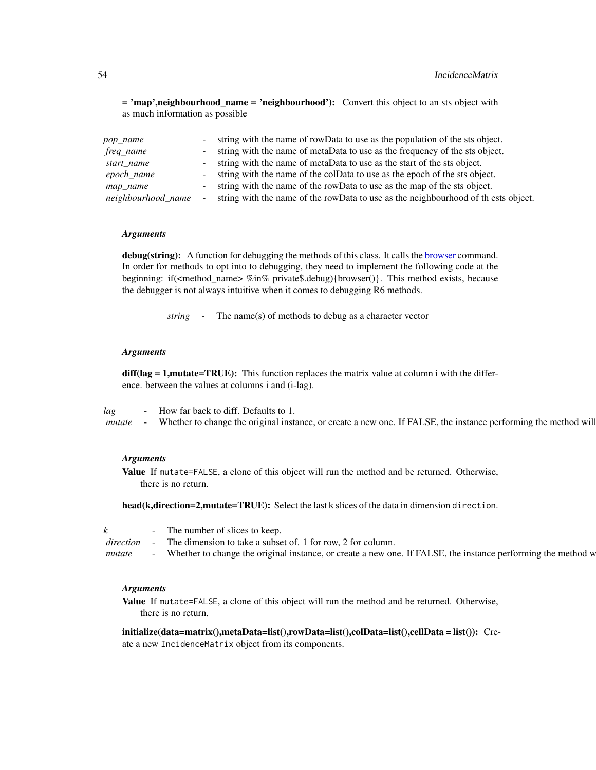**= 'map',neighbourhood_name = 'neighbourhood'):** Convert this object to an sts object with as much information as possible

| | | |
|---|---|---|
| *pop_name* | - | string with the name of rowData to use as the population of the sts object. |
| *freq_name* | - | string with the name of metaData to use as the frequency of the sts object. |
| *start_name* | - | string with the name of metaData to use as the start of the sts object. |
| *epoch_name* | - | string with the name of the colData to use as the epoch of the sts object. |
| *map_name* | - | string with the name of the rowData to use as the map of the sts object. |
| *neighbourhood_name* | - | string with the name of the rowData to use as the neighbourhood of th ests object. |

***Arguments***

**debug(string):** A function for debugging the methods of this class. It calls the browser command. In order for methods to opt into to debugging, they need to implement the following code at the beginning: if(<method_name> %in% private$.debug){browser()}. This method exists, because the debugger is not always intuitive when it comes to debugging R6 methods.

| | | |
|---|---|---|
| *string* | - | The name(s) of methods to debug as a character vector |

***Arguments***

**diff(lag = 1,mutate=TRUE):** This function replaces the matrix value at column i with the difference. between the values at columns i and (i-lag).

| | | |
|---|---|---|
| *lag* | - | How far back to diff. Defaults to 1. |
| *mutate* | - | Whether to change the original instance, or create a new one. If FALSE, the instance performing the method will |

***Arguments***

**Value** If `mutate=FALSE`, a clone of this object will run the method and be returned. Otherwise, there is no return.

**head(k,direction=2,mutate=TRUE):** Select the last k slices of the data in dimension `direction`.

| | | |
|---|---|---|
| *k* | - | The number of slices to keep. |
| *direction* | - | The dimension to take a subset of. 1 for row, 2 for column. |
| *mutate* | - | Whether to change the original instance, or create a new one. If FALSE, the instance performing the method w |

***Arguments***

**Value** If `mutate=FALSE`, a clone of this object will run the method and be returned. Otherwise, there is no return.

**initialize(data=matrix(),metaData=list(),rowData=list(),colData=list(),cellData = list()):** Create a new `IncidenceMatrix` object from its components.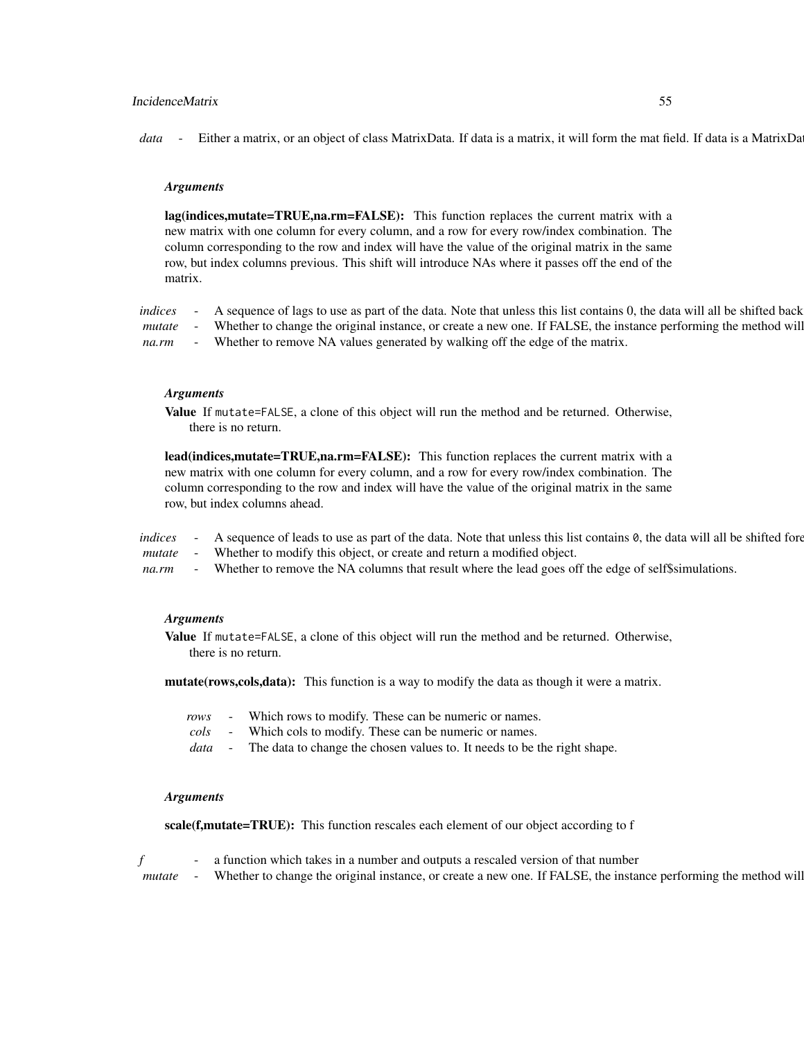*data* - Either a matrix, or an object of class MatrixData. If data is a matrix, it will form the mat field. If data is a MatrixDat

***Arguments***

**lag(indices,mutate=TRUE,na.rm=FALSE):** This function replaces the current matrix with a new matrix with one column for every column, and a row for every row/index combination. The column corresponding to the row and index will have the value of the original matrix in the same row, but index columns previous. This shift will introduce NAs where it passes off the end of the matrix.

*indices* - A sequence of lags to use as part of the data. Note that unless this list contains 0, the data will all be shifted back
*mutate* - Whether to change the original instance, or create a new one. If FALSE, the instance performing the method will
*na.rm* - Whether to remove NA values generated by walking off the edge of the matrix.

***Arguments***

**Value** If `mutate=FALSE`, a clone of this object will run the method and be returned. Otherwise, there is no return.

**lead(indices,mutate=TRUE,na.rm=FALSE):** This function replaces the current matrix with a new matrix with one column for every column, and a row for every row/index combination. The column corresponding to the row and index will have the value of the original matrix in the same row, but index columns ahead.

*indices* - A sequence of leads to use as part of the data. Note that unless this list contains `0`, the data will all be shifted fore
*mutate* - Whether to modify this object, or create and return a modified object.
*na.rm* - Whether to remove the NA columns that result where the lead goes off the edge of self$simulations.

***Arguments***

**Value** If `mutate=FALSE`, a clone of this object will run the method and be returned. Otherwise, there is no return.

**mutate(rows,cols,data):** This function is a way to modify the data as though it were a matrix.

*rows* - Which rows to modify. These can be numeric or names.
*cols* - Which cols to modify. These can be numeric or names.
*data* - The data to change the chosen values to. It needs to be the right shape.

***Arguments***

**scale(f,mutate=TRUE):** This function rescales each element of our object according to f

*f* - a function which takes in a number and outputs a rescaled version of that number
*mutate* - Whether to change the original instance, or create a new one. If FALSE, the instance performing the method will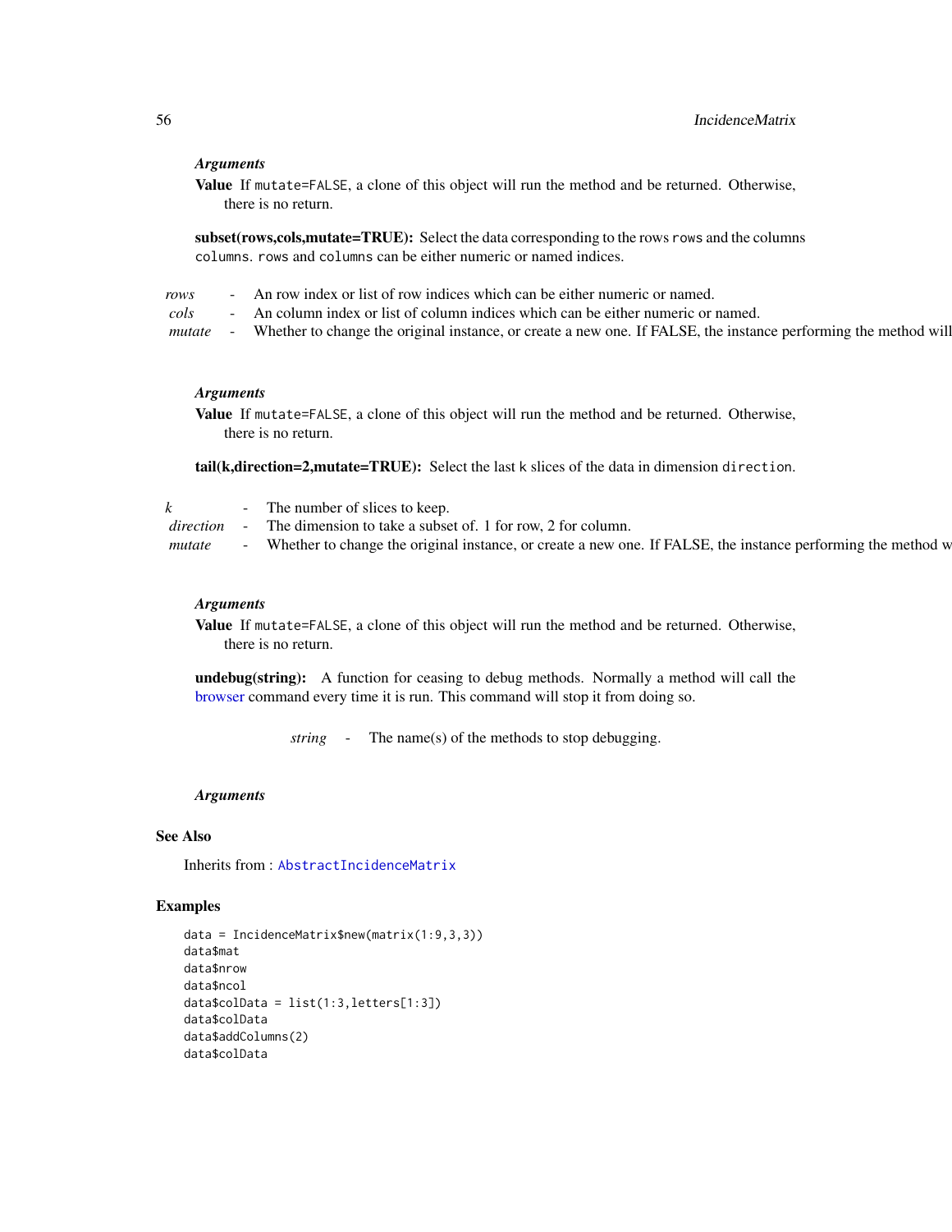*Arguments*

**Value** If mutate=FALSE, a clone of this object will run the method and be returned. Otherwise, there is no return.

**subset(rows,cols,mutate=TRUE):** Select the data corresponding to the rows rows and the columns columns. rows and columns can be either numeric or named indices.

| | | |
|---|---|---|
| *rows* | - | An row index or list of row indices which can be either numeric or named. |
| *cols* | - | An column index or list of column indices which can be either numeric or named. |
| *mutate* | - | Whether to change the original instance, or create a new one. If FALSE, the instance performing the method will |

*Arguments*

**Value** If mutate=FALSE, a clone of this object will run the method and be returned. Otherwise, there is no return.

**tail(k,direction=2,mutate=TRUE):** Select the last k slices of the data in dimension direction.

| | | |
|---|---|---|
| *k* | - | The number of slices to keep. |
| *direction* | - | The dimension to take a subset of. 1 for row, 2 for column. |
| *mutate* | - | Whether to change the original instance, or create a new one. If FALSE, the instance performing the method w |

*Arguments*

**Value** If mutate=FALSE, a clone of this object will run the method and be returned. Otherwise, there is no return.

**undebug(string):** A function for ceasing to debug methods. Normally a method will call the browser command every time it is run. This command will stop it from doing so.

| | | |
|---|---|---|
| *string* | - | The name(s) of the methods to stop debugging. |

*Arguments*

## See Also

Inherits from : AbstractIncidenceMatrix

## Examples

```
data = IncidenceMatrix$new(matrix(1:9,3,3))
data$mat
data$nrow
data$ncol
data$colData = list(1:3,letters[1:3])
data$colData
data$addColumns(2)
data$colData
```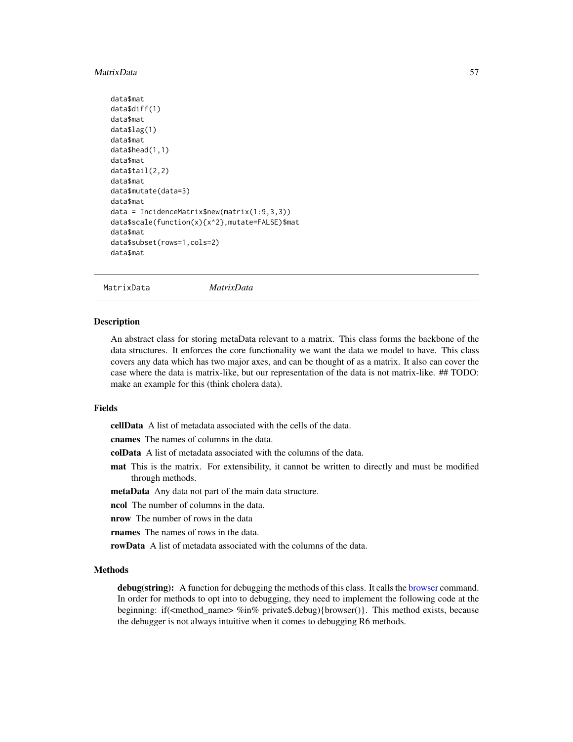```
data$mat
data$diff(1)
data$mat
data$lag(1)
data$mat
data$head(1,1)
data$mat
data$tail(2,2)
data$mat
data$mutate(data=3)
data$mat
data = IncidenceMatrix$new(matrix(1:9,3,3))
data$scale(function(x){x^2},mutate=FALSE)$mat
data$mat
data$subset(rows=1,cols=2)
data$mat
```

---

MatrixData *MatrixData*

---

## Description

An abstract class for storing metaData relevant to a matrix. This class forms the backbone of the data structures. It enforces the core functionality we want the data we model to have. This class covers any data which has two major axes, and can be thought of as a matrix. It also can cover the case where the data is matrix-like, but our representation of the data is not matrix-like. ## TODO: make an example for this (think cholera data).

## Fields

**cellData** A list of metadata associated with the cells of the data.

**cnames** The names of columns in the data.

**colData** A list of metadata associated with the columns of the data.

**mat** This is the matrix. For extensibility, it cannot be written to directly and must be modified through methods.

**metaData** Any data not part of the main data structure.

**ncol** The number of columns in the data.

**nrow** The number of rows in the data

**rnames** The names of rows in the data.

**rowData** A list of metadata associated with the columns of the data.

## Methods

**debug(string):** A function for debugging the methods of this class. It calls the browser command. In order for methods to opt into to debugging, they need to implement the following code at the beginning: if(<method_name> %in% private$.debug){browser()}. This method exists, because the debugger is not always intuitive when it comes to debugging R6 methods.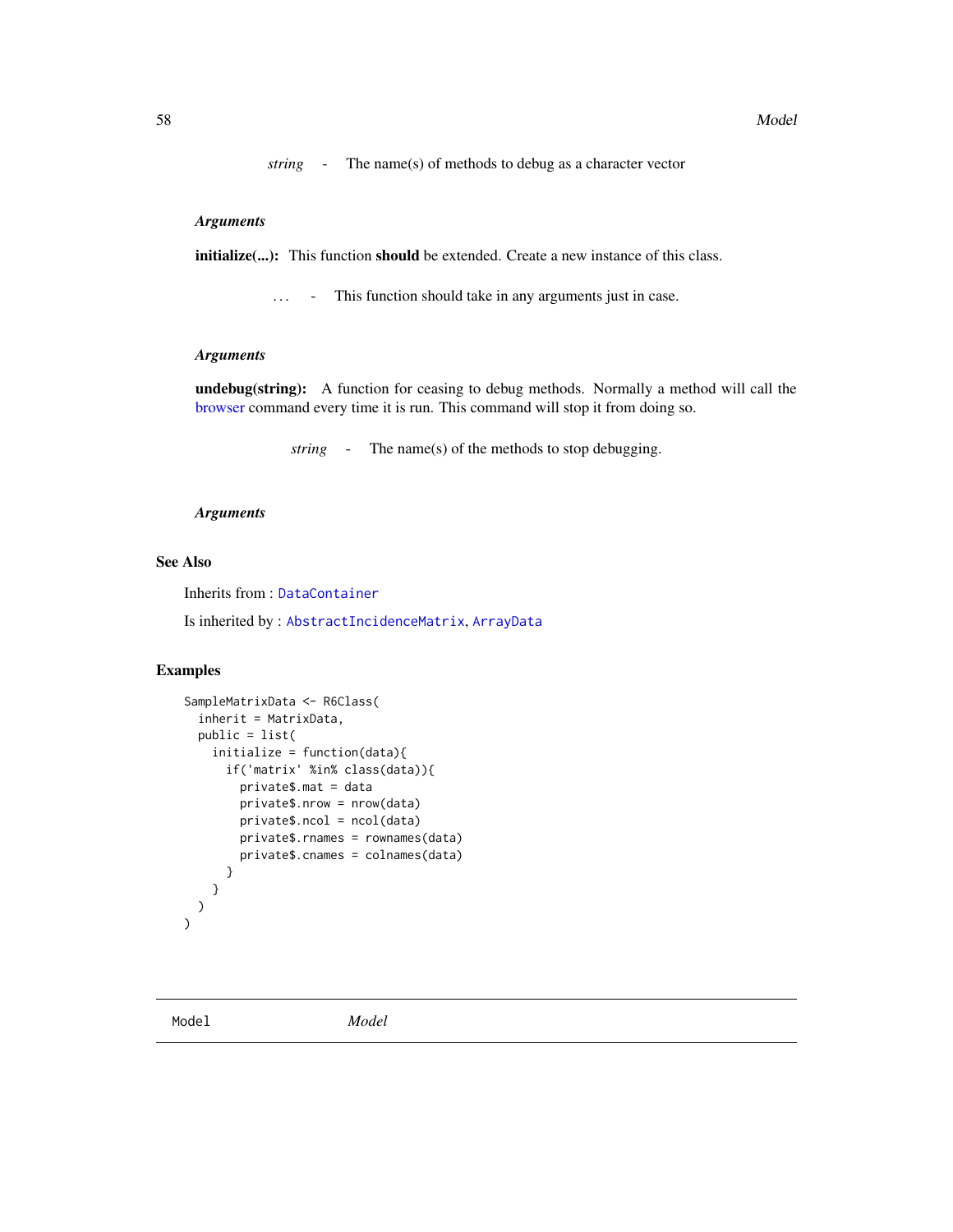*string* - The name(s) of methods to debug as a character vector

*Arguments*

**initialize(...):** This function **should** be extended. Create a new instance of this class.

... - This function should take in any arguments just in case.

*Arguments*

**undebug(string):** A function for ceasing to debug methods. Normally a method will call the browser command every time it is run. This command will stop it from doing so.

*string* - The name(s) of the methods to stop debugging.

*Arguments*

## See Also

Inherits from : `DataContainer`

Is inherited by : `AbstractIncidenceMatrix`, `ArrayData`

## Examples

```
SampleMatrixData <- R6Class(
  inherit = MatrixData,
  public = list(
    initialize = function(data){
      if('matrix' %in% class(data)){
        private$.mat = data
        private$.nrow = nrow(data)
        private$.ncol = ncol(data)
        private$.rnames = rownames(data)
        private$.cnames = colnames(data)
      }
    }
  )
)
```

---

`Model` *Model*

---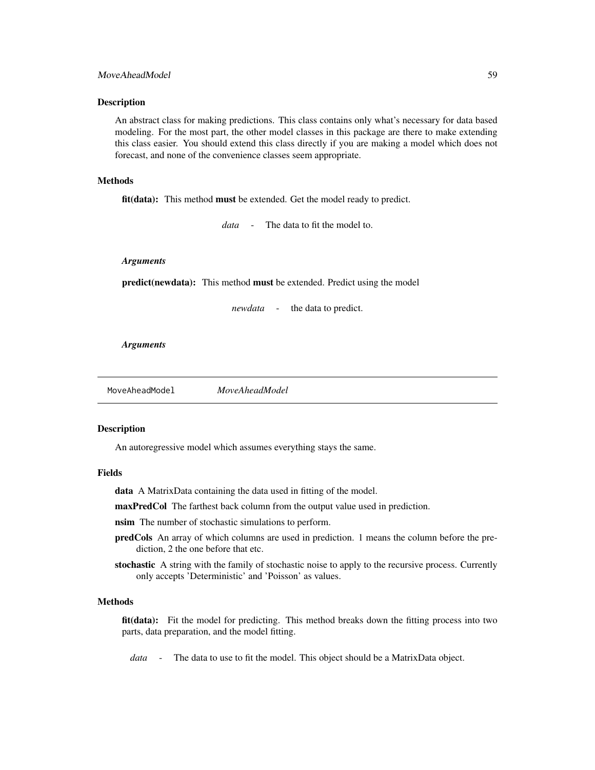## Description

An abstract class for making predictions. This class contains only what's necessary for data based modeling. For the most part, the other model classes in this package are there to make extending this class easier. You should extend this class directly if you are making a model which does not forecast, and none of the convenience classes seem appropriate.

## Methods

**fit(data):** This method **must** be extended. Get the model ready to predict.

*data* - The data to fit the model to.

***Arguments***

**predict(newdata):** This method **must** be extended. Predict using the model

*newdata* - the data to predict.

***Arguments***

---

# MoveAheadModel *MoveAheadModel*

---

## Description

An autoregressive model which assumes everything stays the same.

## Fields

**data** A MatrixData containing the data used in fitting of the model.

**maxPredCol** The farthest back column from the output value used in prediction.

**nsim** The number of stochastic simulations to perform.

**predCols** An array of which columns are used in prediction. 1 means the column before the prediction, 2 the one before that etc.

**stochastic** A string with the family of stochastic noise to apply to the recursive process. Currently only accepts 'Deterministic' and 'Poisson' as values.

## Methods

**fit(data):** Fit the model for predicting. This method breaks down the fitting process into two parts, data preparation, and the model fitting.

*data* - The data to use to fit the model. This object should be a MatrixData object.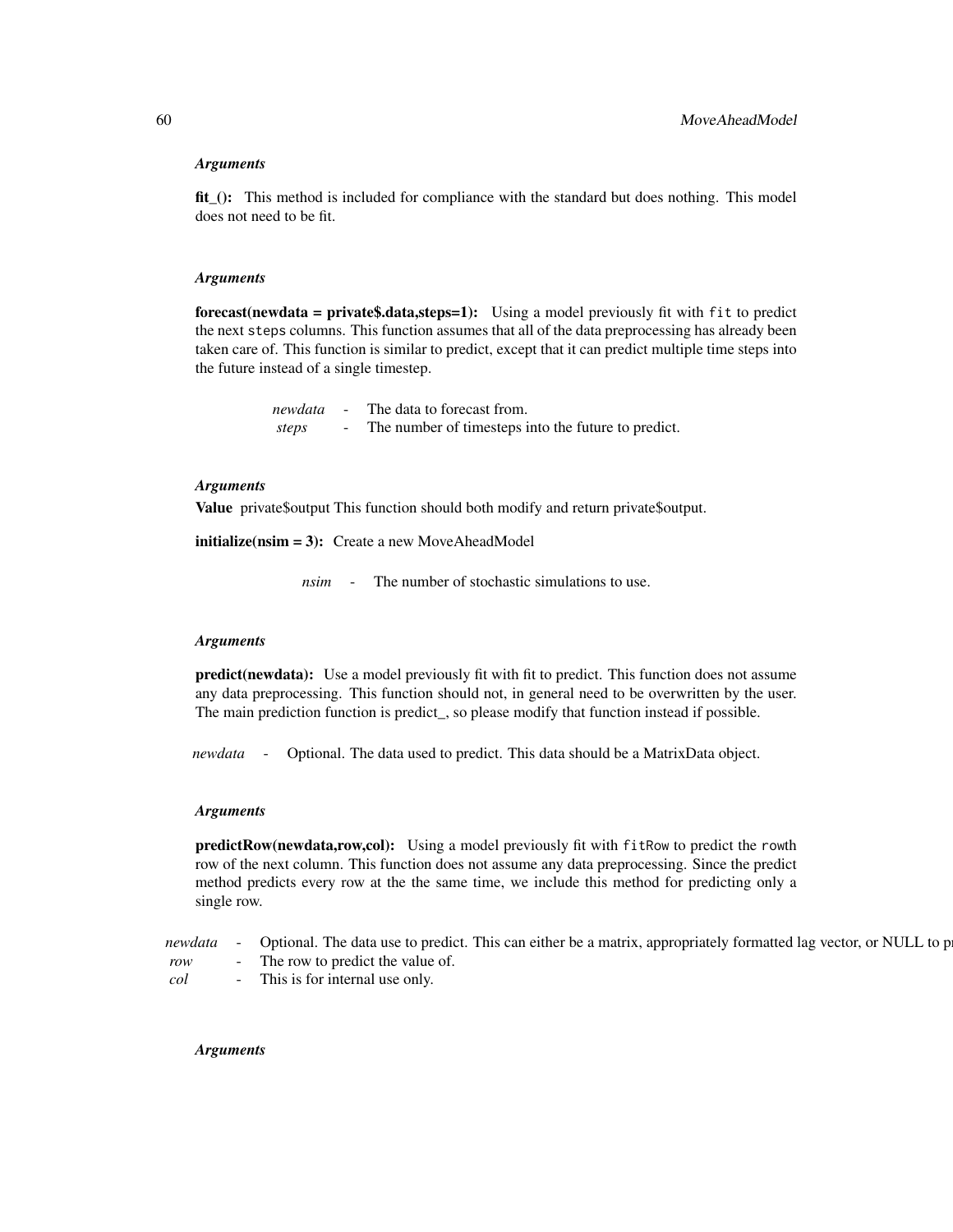***Arguments***

**fit_():** This method is included for compliance with the standard but does nothing. This model does not need to be fit.

***Arguments***

**forecast(newdata = private$.data,steps=1):** Using a model previously fit with `fit` to predict the next `steps` columns. This function assumes that all of the data preprocessing has already been taken care of. This function is similar to predict, except that it can predict multiple time steps into the future instead of a single timestep.

| | | |
|---|---|---|
| *newdata* | - | The data to forecast from. |
| *steps* | - | The number of timesteps into the future to predict. |

***Arguments***

**Value** private$output This function should both modify and return private$output.

**initialize(nsim = 3):** Create a new MoveAheadModel

| | | |
|---|---|---|
| *nsim* | - | The number of stochastic simulations to use. |

***Arguments***

**predict(newdata):** Use a model previously fit with fit to predict. This function does not assume any data preprocessing. This function should not, in general need to be overwritten by the user. The main prediction function is predict_, so please modify that function instead if possible.

| | | |
|---|---|---|
| *newdata* | - | Optional. The data used to predict. This data should be a MatrixData object. |

***Arguments***

**predictRow(newdata,row,col):** Using a model previously fit with `fitRow` to predict the `row`th row of the next column. This function does not assume any data preprocessing. Since the predict method predicts every row at the the same time, we include this method for predicting only a single row.

| | | |
|---|---|---|
| *newdata* | - | Optional. The data use to predict. This can either be a matrix, appropriately formatted lag vector, or NULL to p |
| *row* | - | The row to predict the value of. |
| *col* | - | This is for internal use only. |

***Arguments***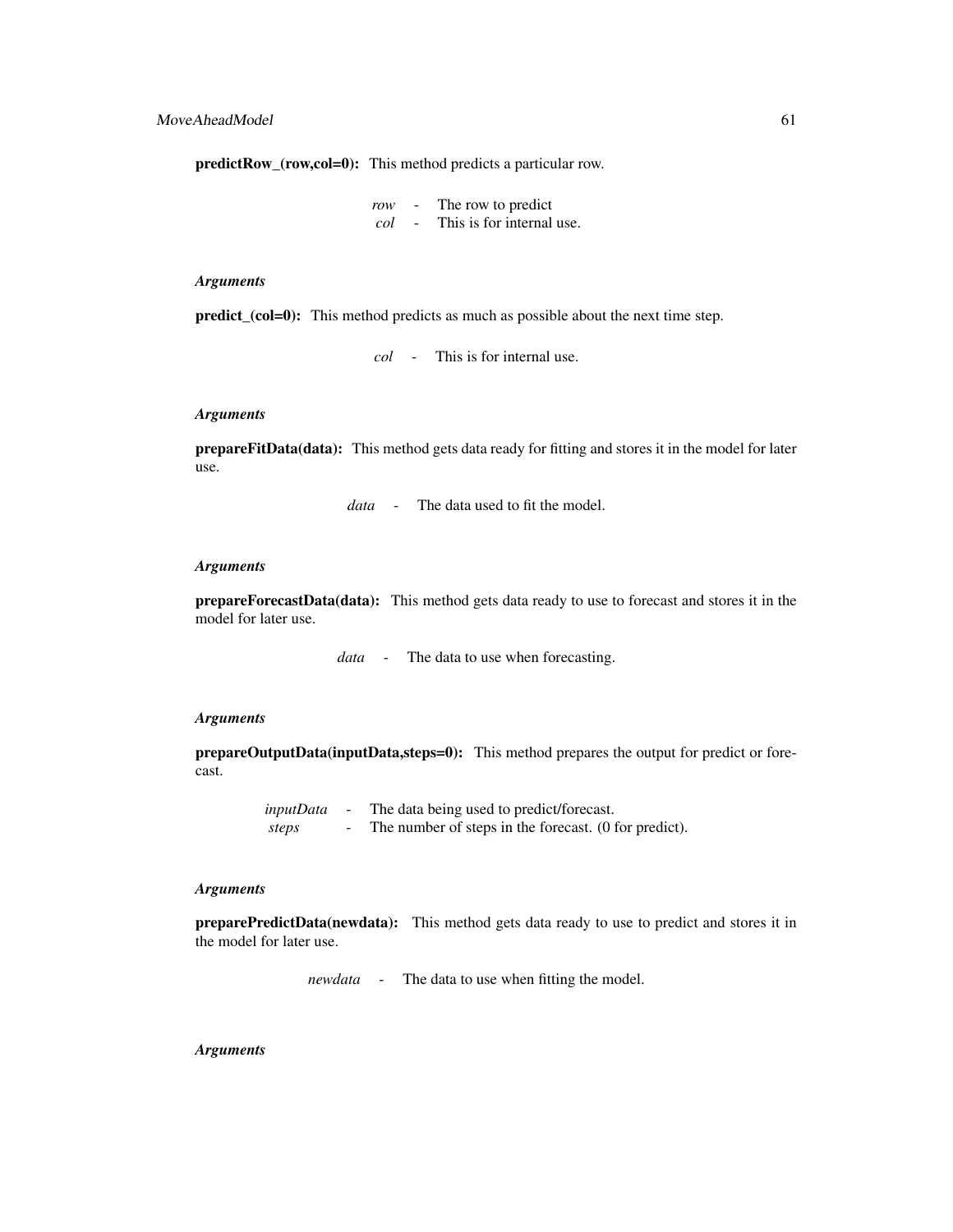**predictRow_(row,col=0):** This method predicts a particular row.

| | | |
|---|---|---|
| *row* | - | The row to predict |
| *col* | - | This is for internal use. |

***Arguments***

**predict_(col=0):** This method predicts as much as possible about the next time step.

| | | |
|---|---|---|
| *col* | - | This is for internal use. |

***Arguments***

**prepareFitData(data):** This method gets data ready for fitting and stores it in the model for later use.

| | | |
|---|---|---|
| *data* | - | The data used to fit the model. |

***Arguments***

**prepareForecastData(data):** This method gets data ready to use to forecast and stores it in the model for later use.

| | | |
|---|---|---|
| *data* | - | The data to use when forecasting. |

***Arguments***

**prepareOutputData(inputData,steps=0):** This method prepares the output for predict or forecast.

| | | |
|---|---|---|
| *inputData* | - | The data being used to predict/forecast. |
| *steps* | - | The number of steps in the forecast. (0 for predict). |

***Arguments***

**preparePredictData(newdata):** This method gets data ready to use to predict and stores it in the model for later use.

| | | |
|---|---|---|
| *newdata* | - | The data to use when fitting the model. |

***Arguments***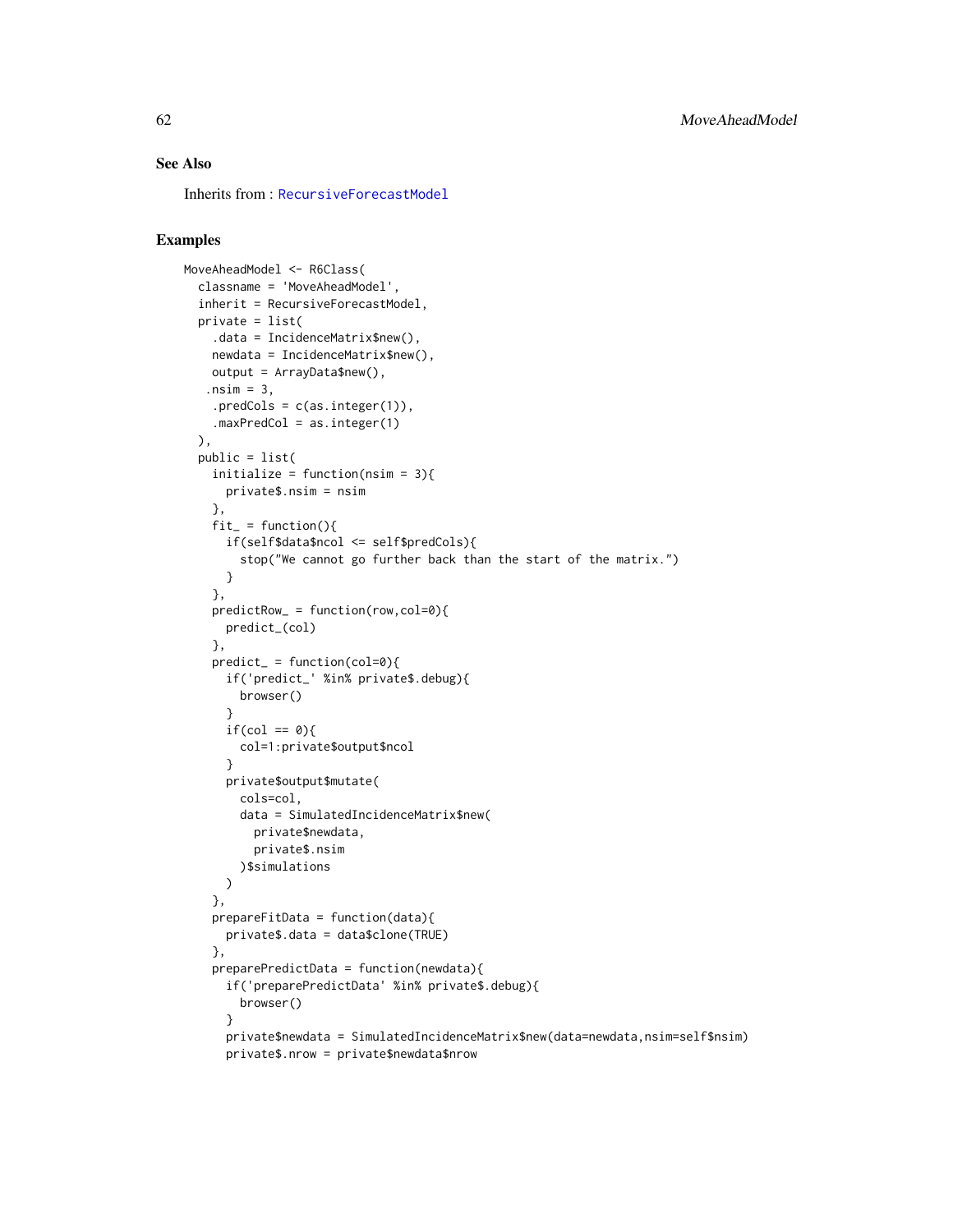## See Also

Inherits from : RecursiveForecastModel

## Examples

```
MoveAheadModel <- R6Class(
  classname = 'MoveAheadModel',
  inherit = RecursiveForecastModel,
  private = list(
    .data = IncidenceMatrix$new(),
    newdata = IncidenceMatrix$new(),
    output = ArrayData$new(),
   .nsim = 3,
    .predCols = c(as.integer(1)),
    .maxPredCol = as.integer(1)
  ),
  public = list(
    initialize = function(nsim = 3){
      private$.nsim = nsim
    },
    fit_ = function(){
      if(self$data$ncol <= self$predCols){
        stop("We cannot go further back than the start of the matrix.")
      }
    },
    predictRow_ = function(row,col=0){
      predict_(col)
    },
    predict_ = function(col=0){
      if('predict_' %in% private$.debug){
        browser()
      }
      if(col == 0){
        col=1:private$output$ncol
      }
      private$output$mutate(
        cols=col,
        data = SimulatedIncidenceMatrix$new(
          private$newdata,
          private$.nsim
        )$simulations
      )
    },
    prepareFitData = function(data){
      private$.data = data$clone(TRUE)
    },
    preparePredictData = function(newdata){
      if('preparePredictData' %in% private$.debug){
        browser()
      }
      private$newdata = SimulatedIncidenceMatrix$new(data=newdata,nsim=self$nsim)
      private$.nrow = private$newdata$nrow
```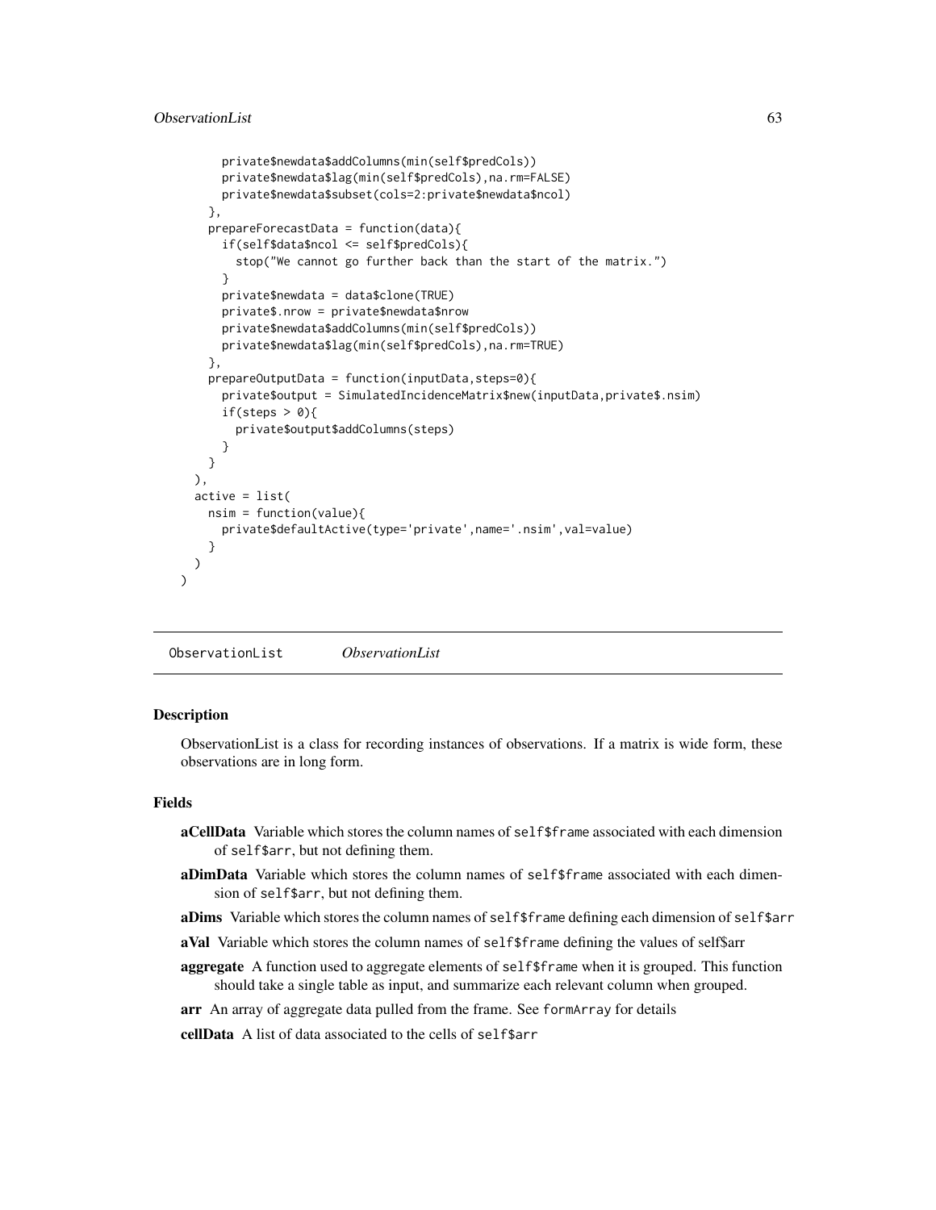```
      private$newdata$addColumns(min(self$predCols))
      private$newdata$lag(min(self$predCols),na.rm=FALSE)
      private$newdata$subset(cols=2:private$newdata$ncol)
    },
    prepareForecastData = function(data){
      if(self$data$ncol <= self$predCols){
        stop("We cannot go further back than the start of the matrix.")
      }
      private$newdata = data$clone(TRUE)
      private$.nrow = private$newdata$nrow
      private$newdata$addColumns(min(self$predCols))
      private$newdata$lag(min(self$predCols),na.rm=TRUE)
    },
    prepareOutputData = function(inputData,steps=0){
      private$output = SimulatedIncidenceMatrix$new(inputData,private$.nsim)
      if(steps > 0){
        private$output$addColumns(steps)
      }
    }
  ),
  active = list(
    nsim = function(value){
      private$defaultActive(type='private',name='.nsim',val=value)
    }
  )
)
```

## ObservationList *ObservationList*

### Description

ObservationList is a class for recording instances of observations. If a matrix is wide form, these observations are in long form.

### Fields

- **aCellData** Variable which stores the column names of `self$frame` associated with each dimension of `self$arr`, but not defining them.
- **aDimData** Variable which stores the column names of `self$frame` associated with each dimension of `self$arr`, but not defining them.
- **aDims** Variable which stores the column names of `self$frame` defining each dimension of `self$arr`
- **aVal** Variable which stores the column names of `self$frame` defining the values of self$arr
- **aggregate** A function used to aggregate elements of `self$frame` when it is grouped. This function should take a single table as input, and summarize each relevant column when grouped.
- **arr** An array of aggregate data pulled from the frame. See `formArray` for details
- **cellData** A list of data associated to the cells of `self$arr`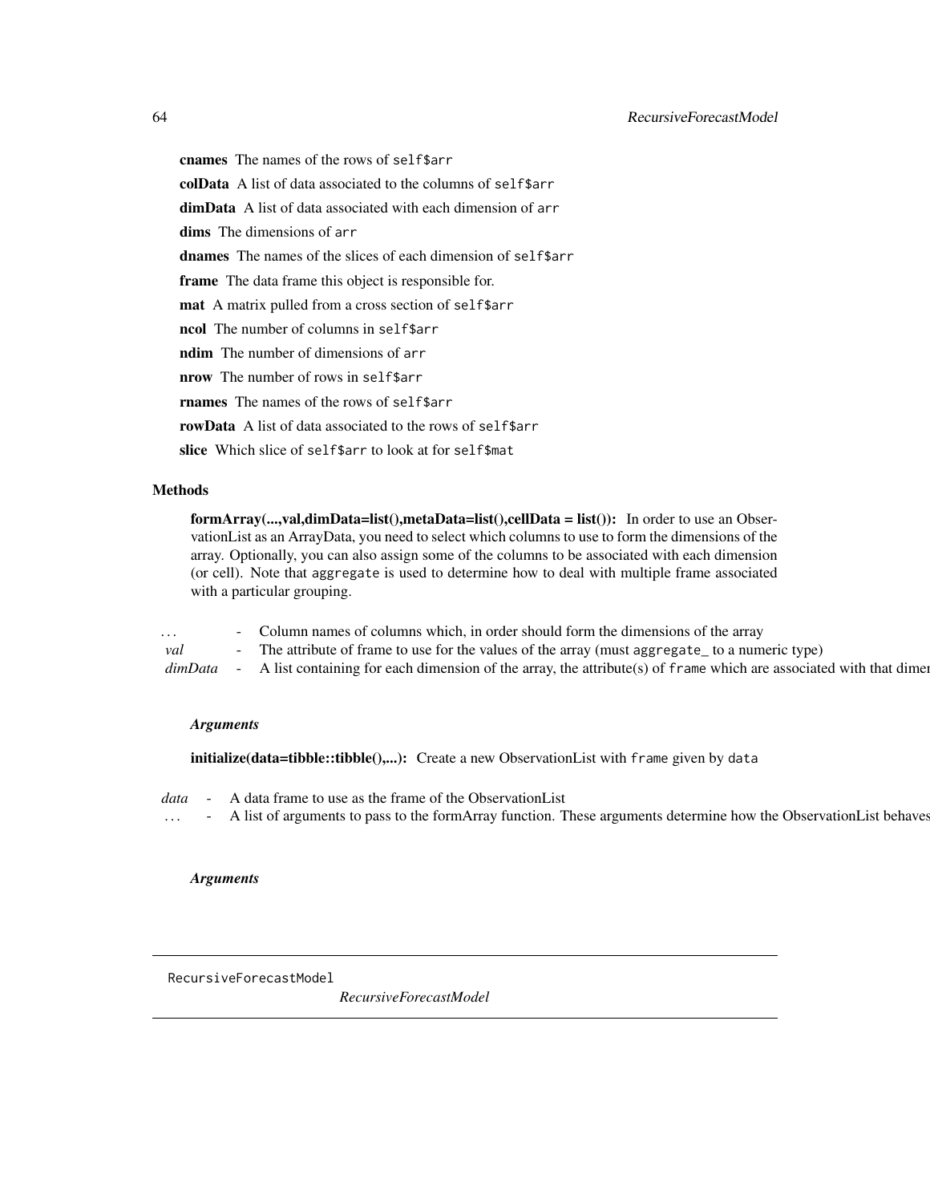**cnames** The names of the rows of `self$arr`

**colData** A list of data associated to the columns of `self$arr`

**dimData** A list of data associated with each dimension of `arr`

**dims** The dimensions of `arr`

**dnames** The names of the slices of each dimension of `self$arr`

**frame** The data frame this object is responsible for.

**mat** A matrix pulled from a cross section of `self$arr`

**ncol** The number of columns in `self$arr`

**ndim** The number of dimensions of `arr`

**nrow** The number of rows in `self$arr`

**rnames** The names of the rows of `self$arr`

**rowData** A list of data associated to the rows of `self$arr`

**slice** Which slice of `self$arr` to look at for `self$mat`

### Methods

**formArray(...,val,dimData=list(),metaData=list(),cellData = list()):** In order to use an ObservationList as an ArrayData, you need to select which columns to use to form the dimensions of the array. Optionally, you can also assign some of the columns to be associated with each dimension (or cell). Note that `aggregate` is used to determine how to deal with multiple frame associated with a particular grouping.

| | | |
|---|---|---|
| ... | - | Column names of columns which, in order should form the dimensions of the array |
| *val* | - | The attribute of frame to use for the values of the array (must `aggregate_` to a numeric type) |
| *dimData* | - | A list containing for each dimension of the array, the attribute(s) of `frame` which are associated with that dimer |

***Arguments***

**initialize(data=tibble::tibble(),...):** Create a new ObservationList with `frame` given by `data`

| | | |
|---|---|---|
| *data* | - | A data frame to use as the frame of the ObservationList |
| ... | - | A list of arguments to pass to the formArray function. These arguments determine how the ObservationList behaves |

***Arguments***

---

`RecursiveForecastModel` *RecursiveForecastModel*

---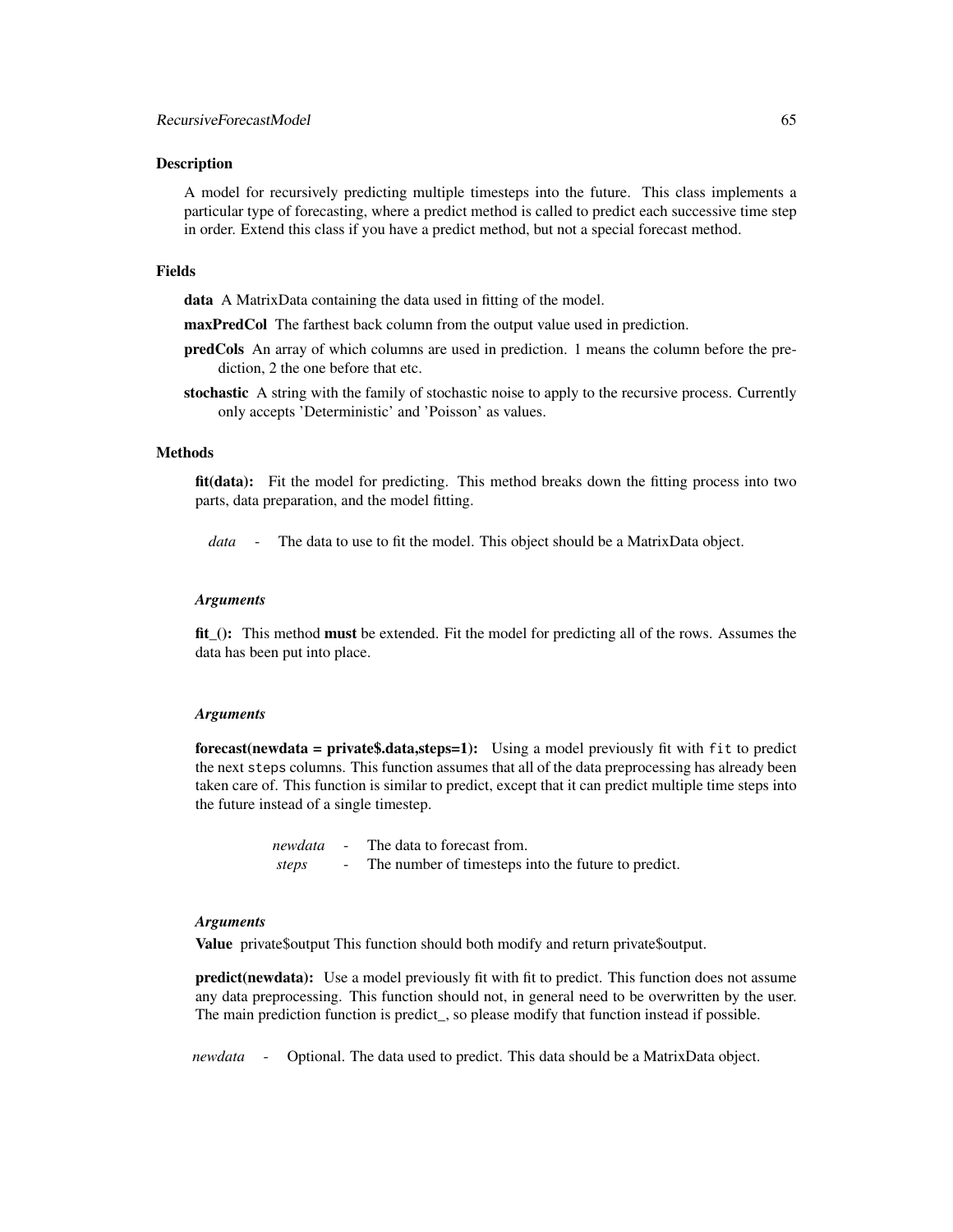## Description

A model for recursively predicting multiple timesteps into the future. This class implements a particular type of forecasting, where a predict method is called to predict each successive time step in order. Extend this class if you have a predict method, but not a special forecast method.

## Fields

**data** A MatrixData containing the data used in fitting of the model.

**maxPredCol** The farthest back column from the output value used in prediction.

**predCols** An array of which columns are used in prediction. 1 means the column before the prediction, 2 the one before that etc.

**stochastic** A string with the family of stochastic noise to apply to the recursive process. Currently only accepts 'Deterministic' and 'Poisson' as values.

## Methods

**fit(data):** Fit the model for predicting. This method breaks down the fitting process into two parts, data preparation, and the model fitting.

*data* - The data to use to fit the model. This object should be a MatrixData object.

### *Arguments*

**fit_():** This method **must** be extended. Fit the model for predicting all of the rows. Assumes the data has been put into place.

### *Arguments*

**forecast(newdata = private$.data,steps=1):** Using a model previously fit with `fit` to predict the next `steps` columns. This function assumes that all of the data preprocessing has already been taken care of. This function is similar to predict, except that it can predict multiple time steps into the future instead of a single timestep.

| | | |
|---|---|---|
| *newdata* | - | The data to forecast from. |
| *steps* | - | The number of timesteps into the future to predict. |

### *Arguments*

**Value** private$output This function should both modify and return private$output.

**predict(newdata):** Use a model previously fit with fit to predict. This function does not assume any data preprocessing. This function should not, in general need to be overwritten by the user. The main prediction function is predict_, so please modify that function instead if possible.

*newdata* - Optional. The data used to predict. This data should be a MatrixData object.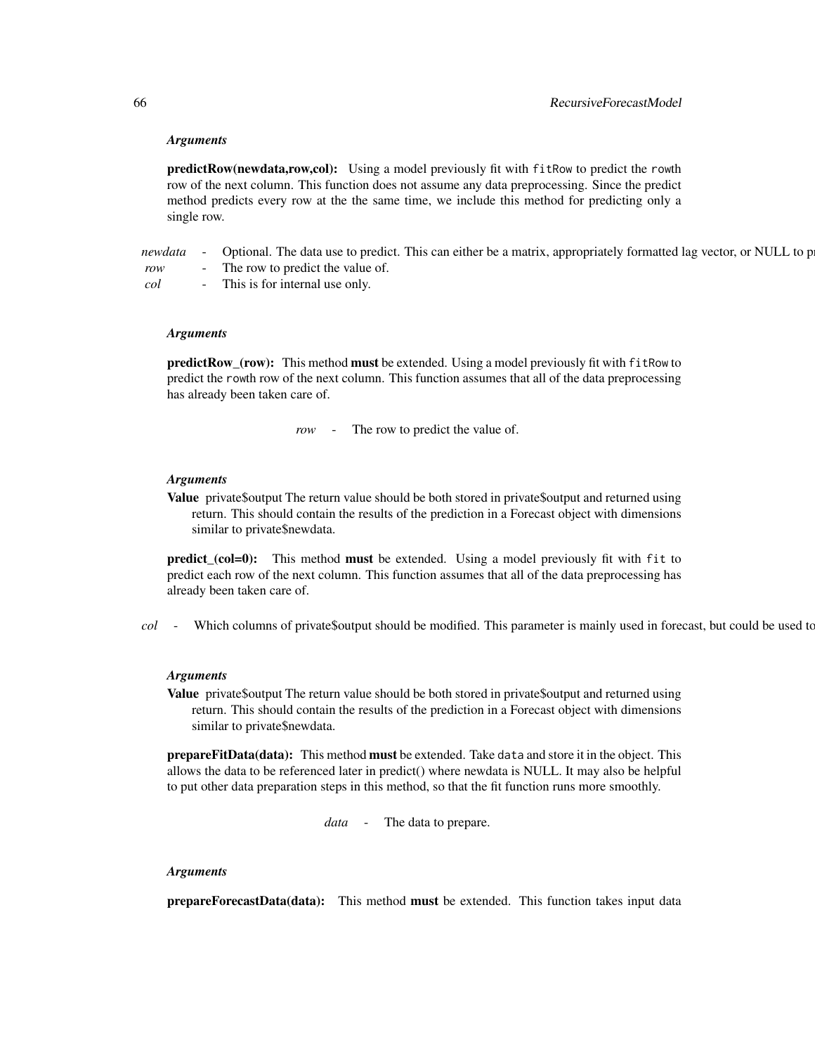*Arguments*

**predictRow(newdata,row,col):** Using a model previously fit with `fitRow` to predict the `row`th row of the next column. This function does not assume any data preprocessing. Since the predict method predicts every row at the the same time, we include this method for predicting only a single row.

| | | |
|---|---|---|
| *newdata* | - | Optional. The data use to predict. This can either be a matrix, appropriately formatted lag vector, or NULL to pr |
| *row* | - | The row to predict the value of. |
| *col* | - | This is for internal use only. |

*Arguments*

**predictRow_(row):** This method **must** be extended. Using a model previously fit with `fitRow` to predict the `row`th row of the next column. This function assumes that all of the data preprocessing has already been taken care of.

| | | |
|---|---|---|
| *row* | - | The row to predict the value of. |

*Arguments*

**Value** private$output The return value should be both stored in private$output and returned using return. This should contain the results of the prediction in a Forecast object with dimensions similar to private$newdata.

**predict_(col=0):** This method **must** be extended. Using a model previously fit with `fit` to predict each row of the next column. This function assumes that all of the data preprocessing has already been taken care of.

| | | |
|---|---|---|
| *col* | - | Which columns of private$output should be modified. This parameter is mainly used in forecast, but could be used to |

*Arguments*

**Value** private$output The return value should be both stored in private$output and returned using return. This should contain the results of the prediction in a Forecast object with dimensions similar to private$newdata.

**prepareFitData(data):** This method **must** be extended. Take `data` and store it in the object. This allows the data to be referenced later in predict() where newdata is NULL. It may also be helpful to put other data preparation steps in this method, so that the fit function runs more smoothly.

| | | |
|---|---|---|
| *data* | - | The data to prepare. |

*Arguments*

**prepareForecastData(data):** This method **must** be extended. This function takes input data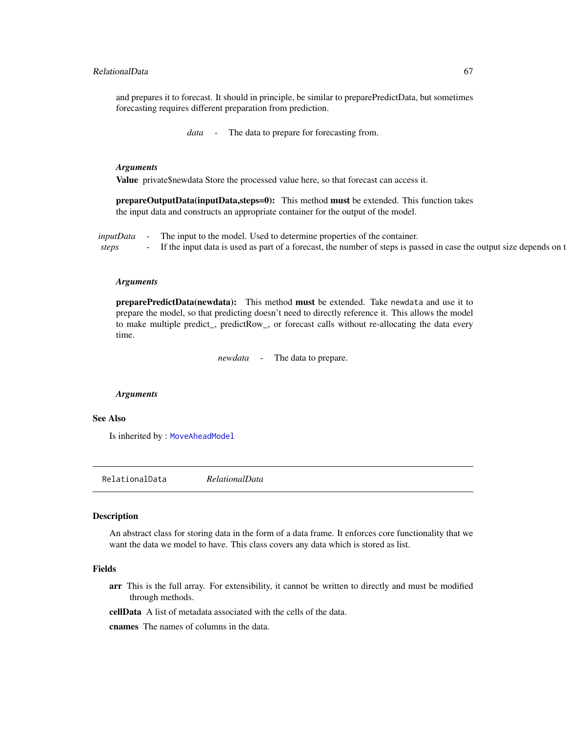and prepares it to forecast. It should in principle, be similar to preparePredictData, but sometimes forecasting requires different preparation from prediction.

| | | |
|---|---|---|
| *data* | - | The data to prepare for forecasting from. |

***Arguments***

**Value** private$newdata Store the processed value here, so that forecast can access it.

**prepareOutputData(inputData,steps=0):** This method **must** be extended. This function takes the input data and constructs an appropriate container for the output of the model.

| | | |
|---|---|---|
| *inputData* | - | The input to the model. Used to determine properties of the container. |
| *steps* | - | If the input data is used as part of a forecast, the number of steps is passed in case the output size depends on t |

***Arguments***

**preparePredictData(newdata):** This method **must** be extended. Take `newdata` and use it to prepare the model, so that predicting doesn't need to directly reference it. This allows the model to make multiple predict_, predictRow_, or forecast calls without re-allocating the data every time.

| | | |
|---|---|---|
| *newdata* | - | The data to prepare. |

***Arguments***

## See Also

Is inherited by : `MoveAheadModel`

---

`RelationalData` *RelationalData*

---

## Description

An abstract class for storing data in the form of a data frame. It enforces core functionality that we want the data we model to have. This class covers any data which is stored as list.

## Fields

**arr** This is the full array. For extensibility, it cannot be written to directly and must be modified through methods.

**cellData** A list of metadata associated with the cells of the data.

**cnames** The names of columns in the data.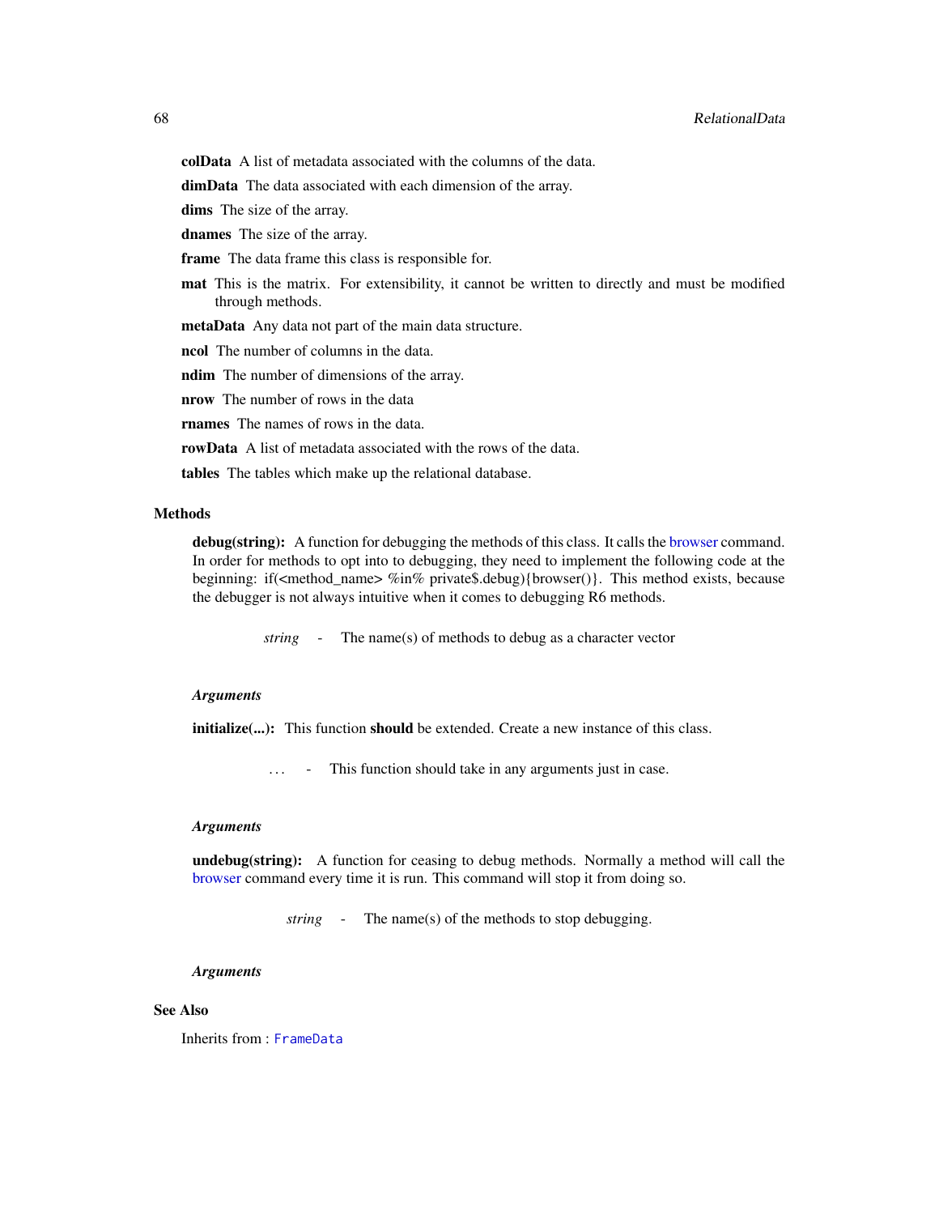**colData** A list of metadata associated with the columns of the data.

**dimData** The data associated with each dimension of the array.

**dims** The size of the array.

**dnames** The size of the array.

**frame** The data frame this class is responsible for.

**mat** This is the matrix. For extensibility, it cannot be written to directly and must be modified through methods.

**metaData** Any data not part of the main data structure.

**ncol** The number of columns in the data.

**ndim** The number of dimensions of the array.

**nrow** The number of rows in the data

**rnames** The names of rows in the data.

**rowData** A list of metadata associated with the rows of the data.

**tables** The tables which make up the relational database.

## Methods

**debug(string):** A function for debugging the methods of this class. It calls the browser command. In order for methods to opt into to debugging, they need to implement the following code at the beginning: if(<method_name> %in% private$.debug){browser()}. This method exists, because the debugger is not always intuitive when it comes to debugging R6 methods.

*string* - The name(s) of methods to debug as a character vector

***Arguments***

**initialize(...):** This function **should** be extended. Create a new instance of this class.

... - This function should take in any arguments just in case.

***Arguments***

**undebug(string):** A function for ceasing to debug methods. Normally a method will call the browser command every time it is run. This command will stop it from doing so.

*string* - The name(s) of the methods to stop debugging.

***Arguments***

## See Also

Inherits from : `FrameData`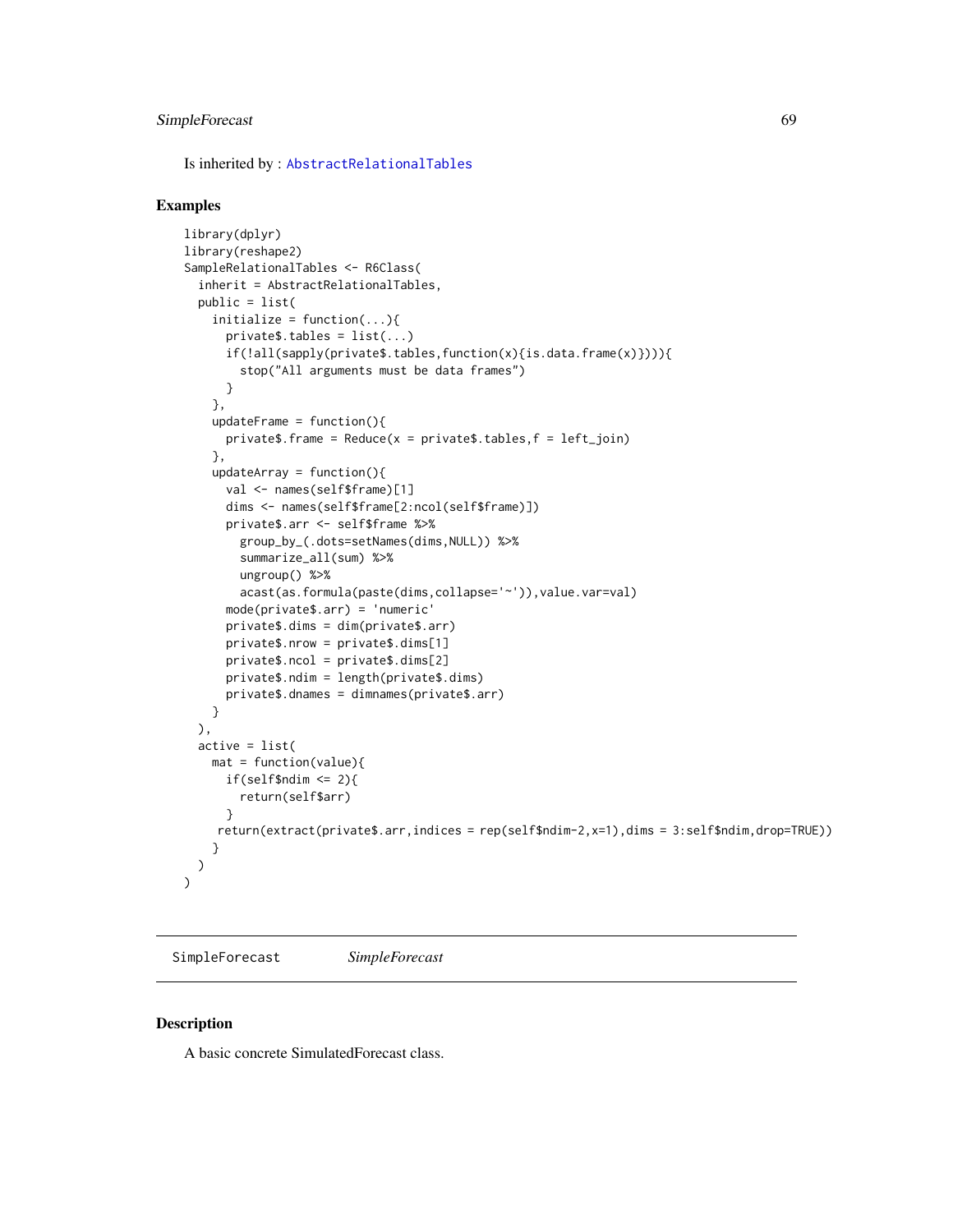Is inherited by : `AbstractRelationalTables`

## Examples

```
library(dplyr)
library(reshape2)
SampleRelationalTables <- R6Class(
  inherit = AbstractRelationalTables,
  public = list(
    initialize = function(...){
      private$.tables = list(...)
      if(!all(sapply(private$.tables,function(x){is.data.frame(x)}))){
        stop("All arguments must be data frames")
      }
    },
    updateFrame = function(){
      private$.frame = Reduce(x = private$.tables,f = left_join)
    },
    updateArray = function(){
      val <- names(self$frame)[1]
      dims <- names(self$frame[2:ncol(self$frame)])
      private$.arr <- self$frame %>%
        group_by_(.dots=setNames(dims,NULL)) %>%
        summarize_all(sum) %>%
        ungroup() %>%
        acast(as.formula(paste(dims,collapse='~')),value.var=val)
      mode(private$.arr) = 'numeric'
      private$.dims = dim(private$.arr)
      private$.nrow = private$.dims[1]
      private$.ncol = private$.dims[2]
      private$.ndim = length(private$.dims)
      private$.dnames = dimnames(private$.arr)
    }
  ),
  active = list(
    mat = function(value){
      if(self$ndim <= 2){
        return(self$arr)
      }
     return(extract(private$.arr,indices = rep(self$ndim-2,x=1),dims = 3:self$ndim,drop=TRUE))
    }
  )
)
```

---

`SimpleForecast` *SimpleForecast*

---

## Description

A basic concrete SimulatedForecast class.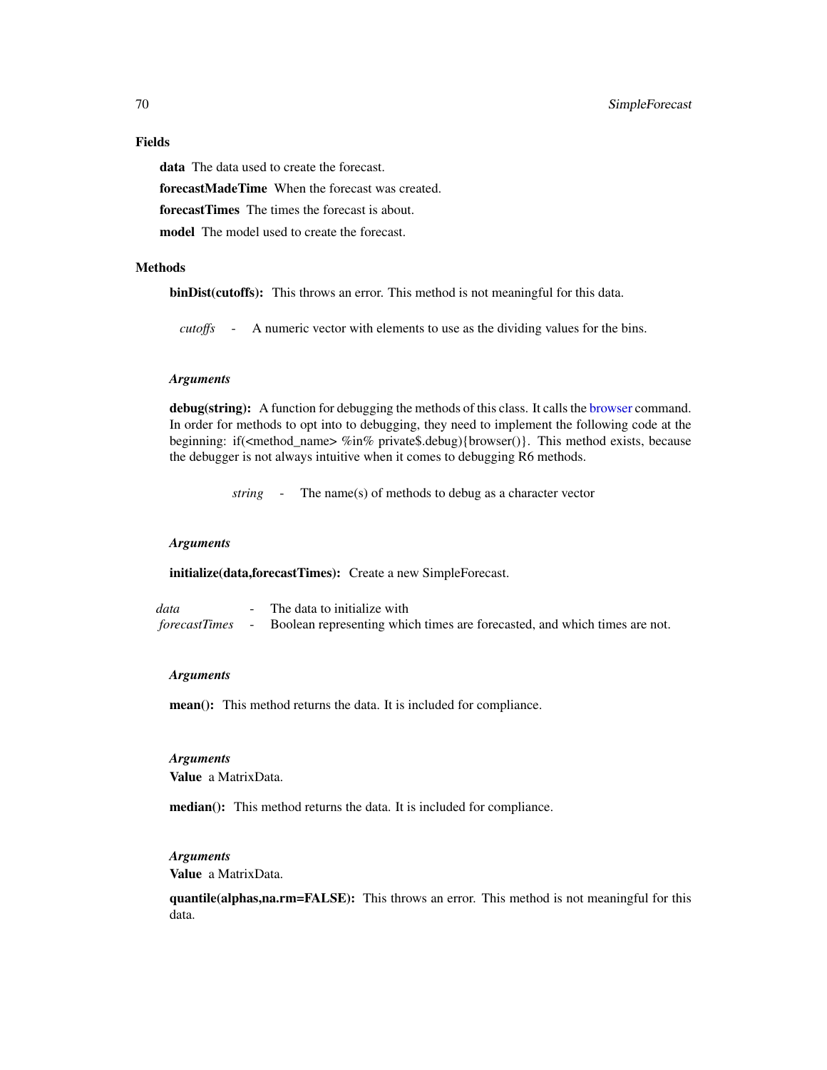### Fields

**data** The data used to create the forecast.

**forecastMadeTime** When the forecast was created.

**forecastTimes** The times the forecast is about.

**model** The model used to create the forecast.

### Methods

**binDist(cutoffs):** This throws an error. This method is not meaningful for this data.

| | | |
|---|---|---|
| *cutoffs* | - | A numeric vector with elements to use as the dividing values for the bins. |

***Arguments***

**debug(string):** A function for debugging the methods of this class. It calls the browser command. In order for methods to opt into to debugging, they need to implement the following code at the beginning: if(<method_name> %in% private$.debug){browser()}. This method exists, because the debugger is not always intuitive when it comes to debugging R6 methods.

| | | |
|---|---|---|
| *string* | - | The name(s) of methods to debug as a character vector |

***Arguments***

**initialize(data,forecastTimes):** Create a new SimpleForecast.

| | | |
|---|---|---|
| *data* | - | The data to initialize with |
| *forecastTimes* | - | Boolean representing which times are forecasted, and which times are not. |

***Arguments***

**mean():** This method returns the data. It is included for compliance.

***Arguments***

**Value** a MatrixData.

**median():** This method returns the data. It is included for compliance.

***Arguments***

**Value** a MatrixData.

**quantile(alphas,na.rm=FALSE):** This throws an error. This method is not meaningful for this data.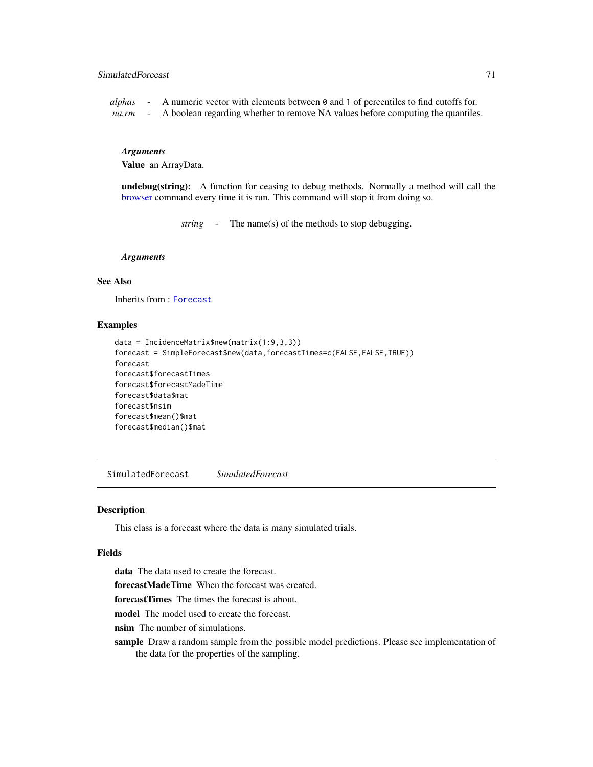*alphas* - A numeric vector with elements between 0 and 1 of percentiles to find cutoffs for.
*na.rm* - A boolean regarding whether to remove NA values before computing the quantiles.

***Arguments***

**Value** an ArrayData.

**undebug(string):** A function for ceasing to debug methods. Normally a method will call the browser command every time it is run. This command will stop it from doing so.

*string* - The name(s) of the methods to stop debugging.

***Arguments***

## See Also

Inherits from : `Forecast`

## Examples

```
data = IncidenceMatrix$new(matrix(1:9,3,3))
forecast = SimpleForecast$new(data,forecastTimes=c(FALSE,FALSE,TRUE))
forecast
forecast$forecastTimes
forecast$forecastMadeTime
forecast$data$mat
forecast$nsim
forecast$mean()$mat
forecast$median()$mat
```

---

# SimulatedForecast *SimulatedForecast*

---

## Description

This class is a forecast where the data is many simulated trials.

## Fields

**data** The data used to create the forecast.

**forecastMadeTime** When the forecast was created.

**forecastTimes** The times the forecast is about.

**model** The model used to create the forecast.

**nsim** The number of simulations.

**sample** Draw a random sample from the possible model predictions. Please see implementation of the data for the properties of the sampling.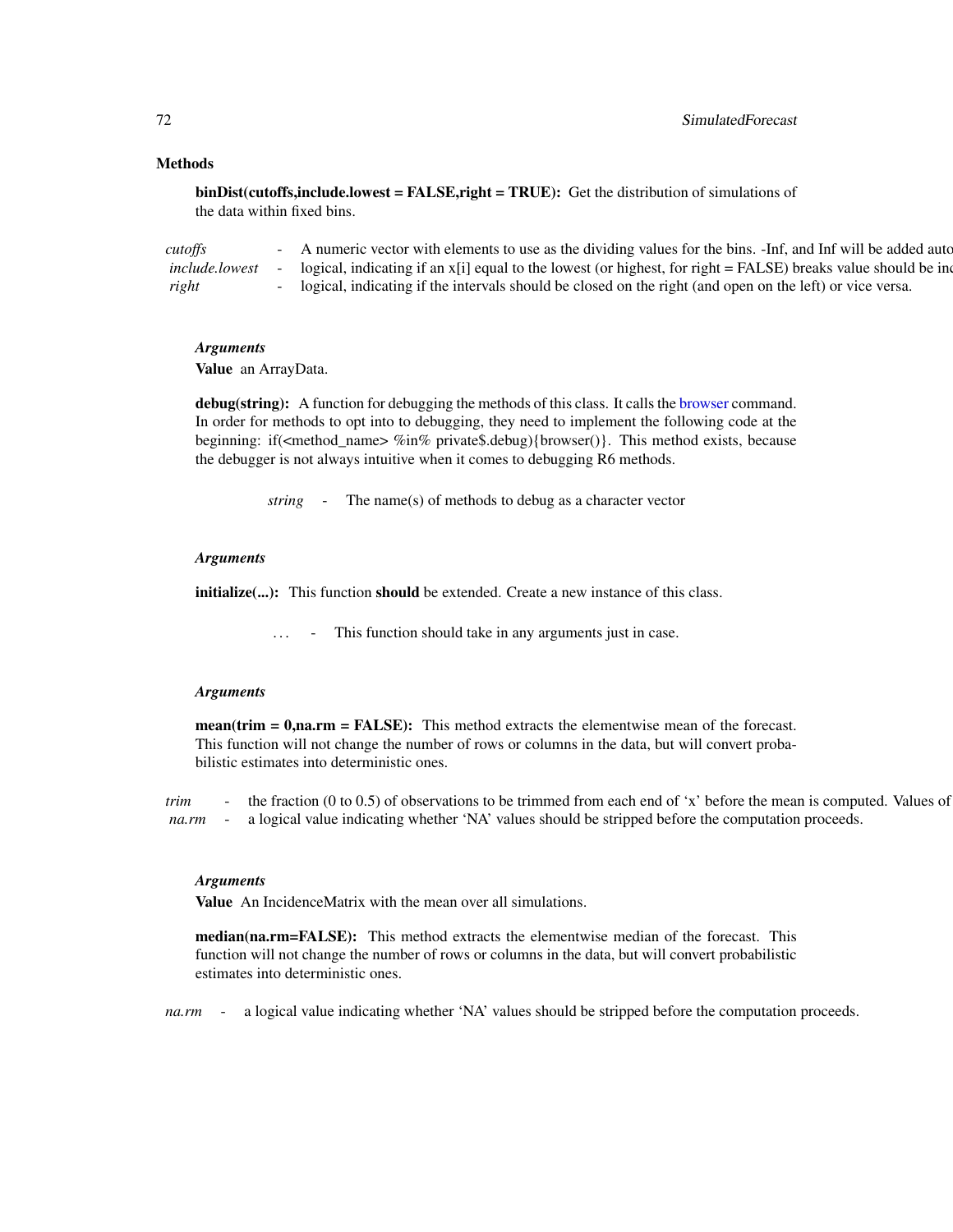### Methods

**binDist(cutoffs,include.lowest = FALSE,right = TRUE):** Get the distribution of simulations of the data within fixed bins.

| | | |
|---|---|---|
| *cutoffs* | - | A numeric vector with elements to use as the dividing values for the bins. -Inf, and Inf will be added auto |
| *include.lowest* | - | logical, indicating if an x[i] equal to the lowest (or highest, for right = FALSE) breaks value should be inc |
| *right* | - | logical, indicating if the intervals should be closed on the right (and open on the left) or vice versa. |

***Arguments***

**Value** an ArrayData.

**debug(string):** A function for debugging the methods of this class. It calls the browser command. In order for methods to opt into to debugging, they need to implement the following code at the beginning: if(<method_name> %in% private$.debug){browser()}. This method exists, because the debugger is not always intuitive when it comes to debugging R6 methods.

| | | |
|---|---|---|
| *string* | - | The name(s) of methods to debug as a character vector |

***Arguments***

**initialize(...):** This function **should** be extended. Create a new instance of this class.

| | | |
|---|---|---|
| ... | - | This function should take in any arguments just in case. |

***Arguments***

**mean(trim = 0,na.rm = FALSE):** This method extracts the elementwise mean of the forecast. This function will not change the number of rows or columns in the data, but will convert probabilistic estimates into deterministic ones.

| | | |
|---|---|---|
| *trim* | - | the fraction (0 to 0.5) of observations to be trimmed from each end of 'x' before the mean is computed. Values of |
| *na.rm* | - | a logical value indicating whether 'NA' values should be stripped before the computation proceeds. |

***Arguments***

**Value** An IncidenceMatrix with the mean over all simulations.

**median(na.rm=FALSE):** This method extracts the elementwise median of the forecast. This function will not change the number of rows or columns in the data, but will convert probabilistic estimates into deterministic ones.

| | | |
|---|---|---|
| *na.rm* | - | a logical value indicating whether 'NA' values should be stripped before the computation proceeds. |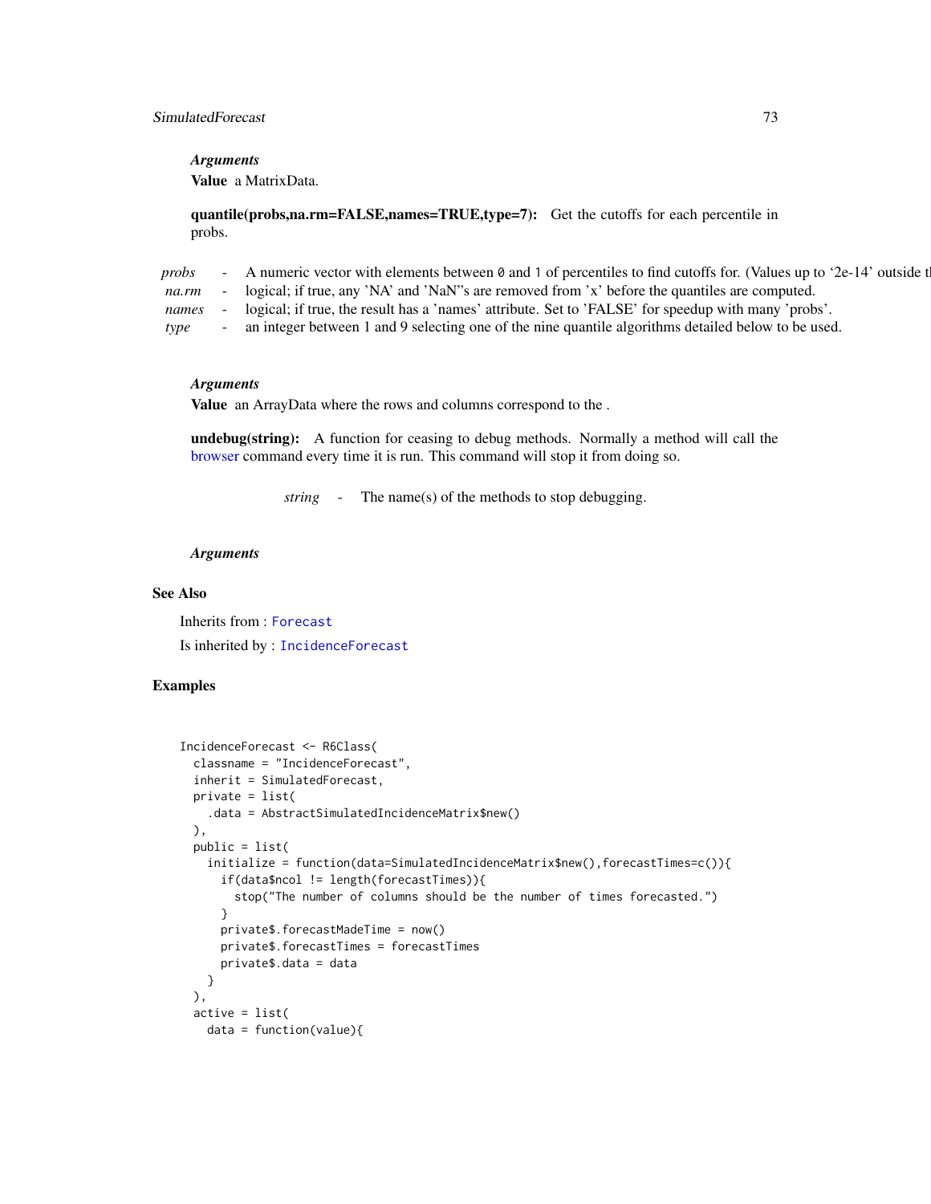*Arguments*

**Value** a MatrixData.

**quantile(probs,na.rm=FALSE,names=TRUE,type=7):** Get the cutoffs for each percentile in probs.

| | | |
|---|---|---|
| *probs* | - | A numeric vector with elements between 0 and 1 of percentiles to find cutoffs for. (Values up to '2e-14' outside t |
| *na.rm* | - | logical; if true, any 'NA' and 'NaN''s are removed from 'x' before the quantiles are computed. |
| *names* | - | logical; if true, the result has a 'names' attribute. Set to 'FALSE' for speedup with many 'probs'. |
| *type* | - | an integer between 1 and 9 selecting one of the nine quantile algorithms detailed below to be used. |

*Arguments*

**Value** an ArrayData where the rows and columns correspond to the .

**undebug(string):** A function for ceasing to debug methods. Normally a method will call the browser command every time it is run. This command will stop it from doing so.

| | | |
|---|---|---|
| *string* | - | The name(s) of the methods to stop debugging. |

*Arguments*

## See Also

Inherits from : Forecast

Is inherited by : IncidenceForecast

## Examples

```
IncidenceForecast <- R6Class(
  classname = "IncidenceForecast",
  inherit = SimulatedForecast,
  private = list(
    .data = AbstractSimulatedIncidenceMatrix$new()
  ),
  public = list(
    initialize = function(data=SimulatedIncidenceMatrix$new(),forecastTimes=c()){
      if(data$ncol != length(forecastTimes)){
        stop("The number of columns should be the number of times forecasted.")
      }
      private$.forecastMadeTime = now()
      private$.forecastTimes = forecastTimes
      private$.data = data
    }
  ),
  active = list(
    data = function(value){
```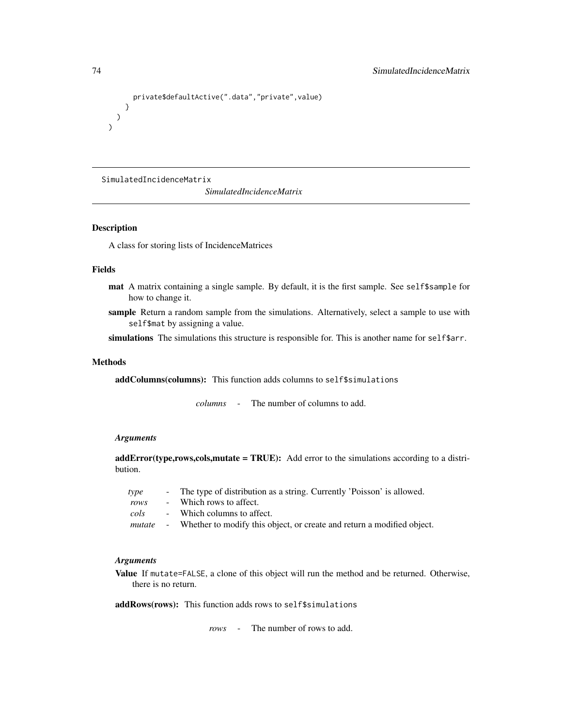```
      private$defaultActive(".data","private",value)
    }
  )
)
```

---

SimulatedIncidenceMatrix

*SimulatedIncidenceMatrix*

---

## Description

A class for storing lists of IncidenceMatrices

## Fields

**mat** A matrix containing a single sample. By default, it is the first sample. See `self$sample` for how to change it.

**sample** Return a random sample from the simulations. Alternatively, select a sample to use with `self$mat` by assigning a value.

**simulations** The simulations this structure is responsible for. This is another name for `self$arr`.

## Methods

**addColumns(columns):** This function adds columns to `self$simulations`

| | | |
|---|---|---|
| *columns* | - | The number of columns to add. |

### *Arguments*

**addError(type,rows,cols,mutate = TRUE):** Add error to the simulations according to a distribution.

| | | |
|---|---|---|
| *type* | - | The type of distribution as a string. Currently 'Poisson' is allowed. |
| *rows* | - | Which rows to affect. |
| *cols* | - | Which columns to affect. |
| *mutate* | - | Whether to modify this object, or create and return a modified object. |

### *Arguments*

**Value** If `mutate=FALSE`, a clone of this object will run the method and be returned. Otherwise, there is no return.

**addRows(rows):** This function adds rows to `self$simulations`

| | | |
|---|---|---|
| *rows* | - | The number of rows to add. |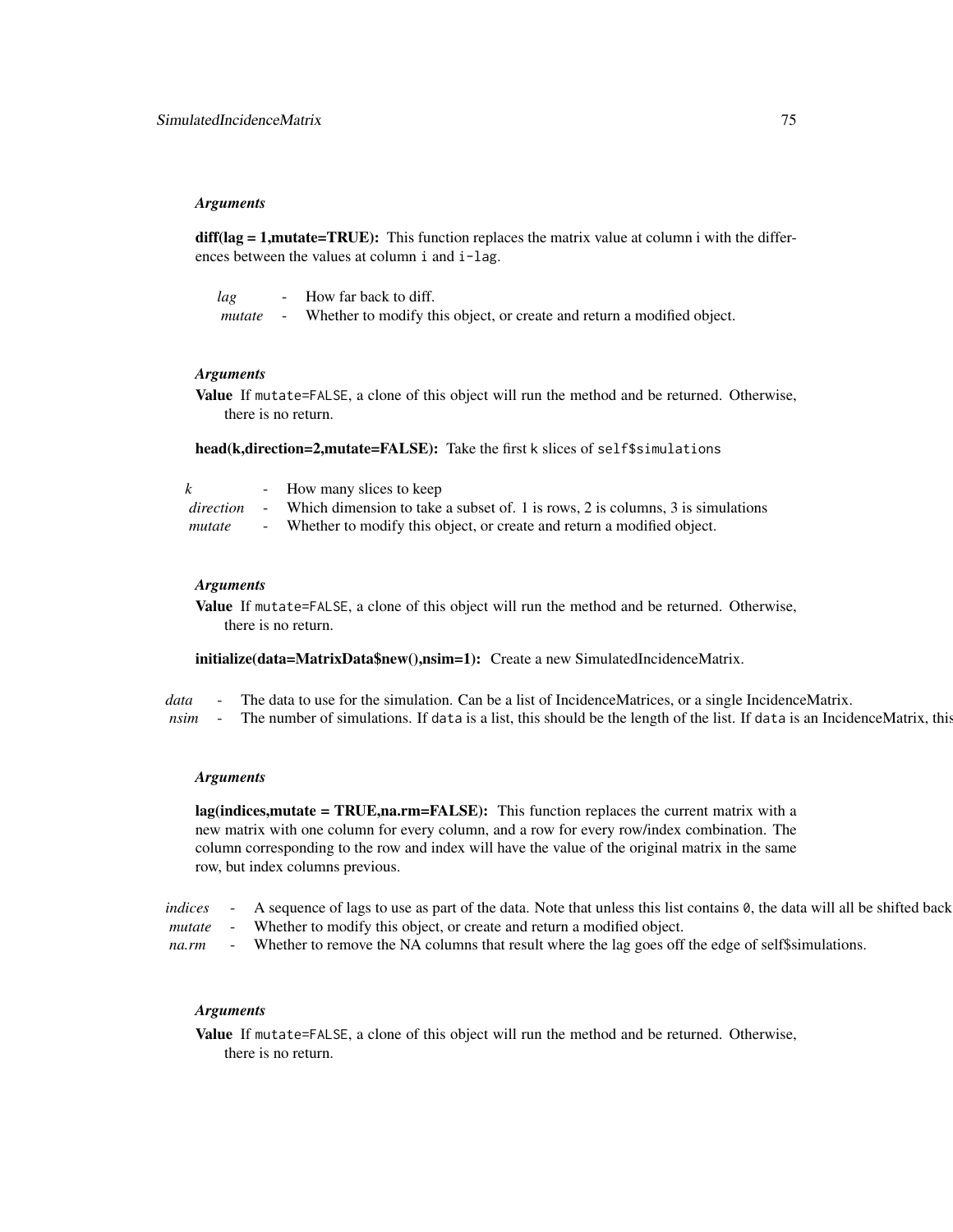### *Arguments*

**diff(lag = 1,mutate=TRUE):** This function replaces the matrix value at column i with the differences between the values at column i and i-lag.

| | | |
|---|---|---|
| *lag* | - | How far back to diff. |
| *mutate* | - | Whether to modify this object, or create and return a modified object. |

### *Arguments*

**Value** If mutate=FALSE, a clone of this object will run the method and be returned. Otherwise, there is no return.

**head(k,direction=2,mutate=FALSE):** Take the first k slices of self$simulations

| | | |
|---|---|---|
| *k* | - | How many slices to keep |
| *direction* | - | Which dimension to take a subset of. 1 is rows, 2 is columns, 3 is simulations |
| *mutate* | - | Whether to modify this object, or create and return a modified object. |

### *Arguments*

**Value** If mutate=FALSE, a clone of this object will run the method and be returned. Otherwise, there is no return.

**initialize(data=MatrixData$new(),nsim=1):** Create a new SimulatedIncidenceMatrix.

| | | |
|---|---|---|
| *data* | - | The data to use for the simulation. Can be a list of IncidenceMatrices, or a single IncidenceMatrix. |
| *nsim* | - | The number of simulations. If data is a list, this should be the length of the list. If data is an IncidenceMatrix, this |

### *Arguments*

**lag(indices,mutate = TRUE,na.rm=FALSE):** This function replaces the current matrix with a new matrix with one column for every column, and a row for every row/index combination. The column corresponding to the row and index will have the value of the original matrix in the same row, but index columns previous.

| | | |
|---|---|---|
| *indices* | - | A sequence of lags to use as part of the data. Note that unless this list contains 0, the data will all be shifted back |
| *mutate* | - | Whether to modify this object, or create and return a modified object. |
| *na.rm* | - | Whether to remove the NA columns that result where the lag goes off the edge of self$simulations. |

### *Arguments*

**Value** If mutate=FALSE, a clone of this object will run the method and be returned. Otherwise, there is no return.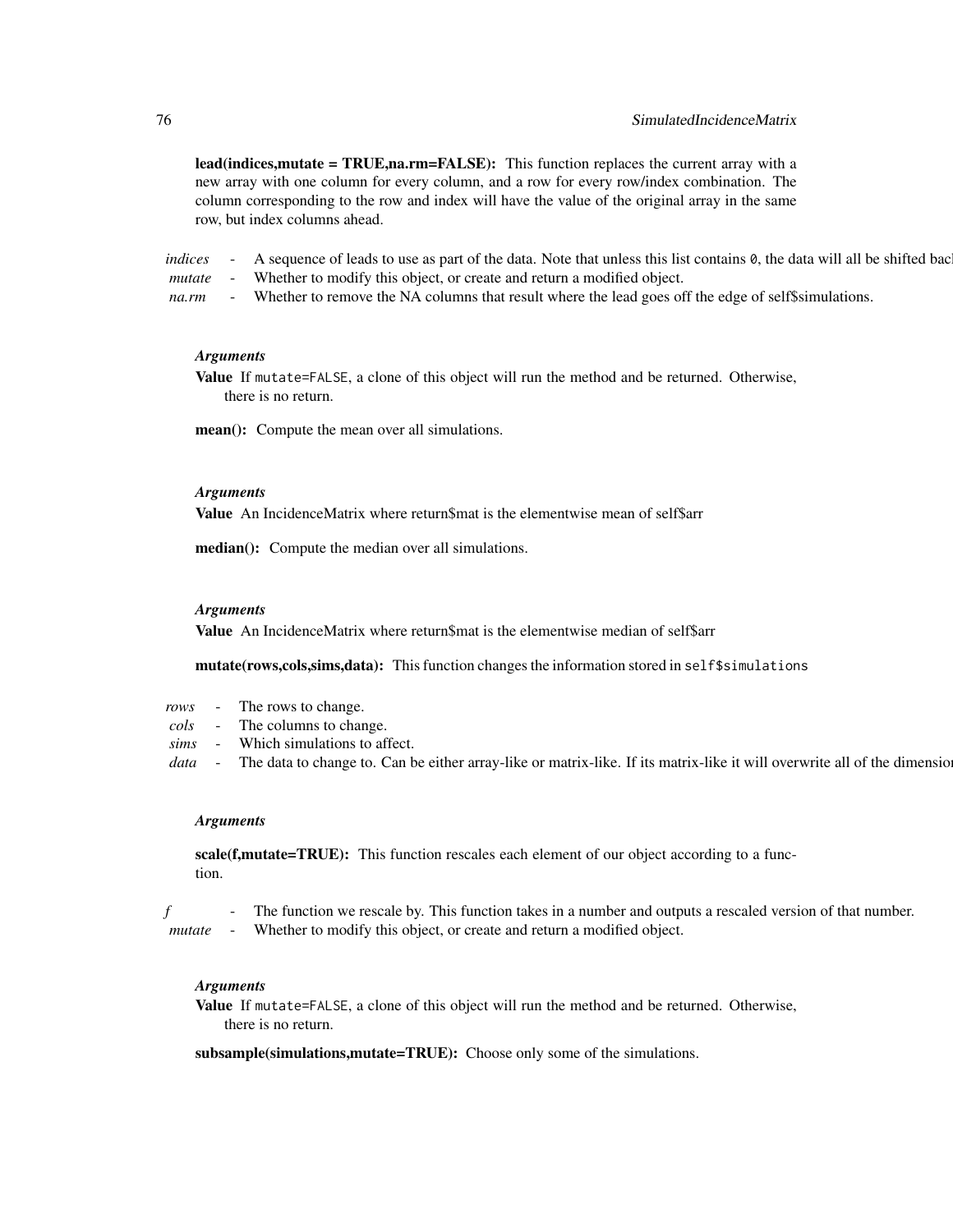**lead(indices,mutate = TRUE,na.rm=FALSE):** This function replaces the current array with a new array with one column for every column, and a row for every row/index combination. The column corresponding to the row and index will have the value of the original array in the same row, but index columns ahead.

| | | |
|---|---|---|
| *indices* | - | A sequence of leads to use as part of the data. Note that unless this list contains `0`, the data will all be shifted bac |
| *mutate* | - | Whether to modify this object, or create and return a modified object. |
| *na.rm* | - | Whether to remove the NA columns that result where the lead goes off the edge of self$simulations. |

*Arguments*

**Value** If `mutate=FALSE`, a clone of this object will run the method and be returned. Otherwise, there is no return.

**mean():** Compute the mean over all simulations.

*Arguments*

**Value** An IncidenceMatrix where return$mat is the elementwise mean of self$arr

**median():** Compute the median over all simulations.

*Arguments*

**Value** An IncidenceMatrix where return$mat is the elementwise median of self$arr

**mutate(rows,cols,sims,data):** This function changes the information stored in `self$simulations`

| | | |
|---|---|---|
| *rows* | - | The rows to change. |
| *cols* | - | The columns to change. |
| *sims* | - | Which simulations to affect. |
| *data* | - | The data to change to. Can be either array-like or matrix-like. If its matrix-like it will overwrite all of the dimensio |

*Arguments*

**scale(f,mutate=TRUE):** This function rescales each element of our object according to a function.

| | | |
|---|---|---|
| *f* | - | The function we rescale by. This function takes in a number and outputs a rescaled version of that number. |
| *mutate* | - | Whether to modify this object, or create and return a modified object. |

*Arguments*

**Value** If `mutate=FALSE`, a clone of this object will run the method and be returned. Otherwise, there is no return.

**subsample(simulations,mutate=TRUE):** Choose only some of the simulations.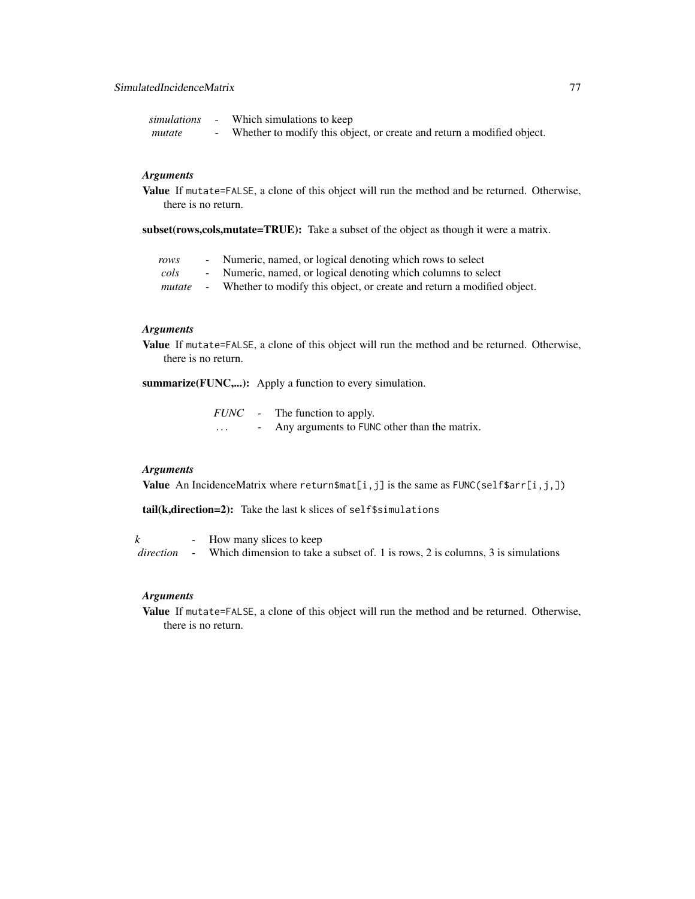| | | |
|---|---|---|
| *simulations* | - | Which simulations to keep |
| *mutate* | - | Whether to modify this object, or create and return a modified object. |

***Arguments***

**Value** If `mutate=FALSE`, a clone of this object will run the method and be returned. Otherwise, there is no return.

**subset(rows,cols,mutate=TRUE):** Take a subset of the object as though it were a matrix.

| | | |
|---|---|---|
| *rows* | - | Numeric, named, or logical denoting which rows to select |
| *cols* | - | Numeric, named, or logical denoting which columns to select |
| *mutate* | - | Whether to modify this object, or create and return a modified object. |

***Arguments***

**Value** If `mutate=FALSE`, a clone of this object will run the method and be returned. Otherwise, there is no return.

**summarize(FUNC,...):** Apply a function to every simulation.

| | | |
|---|---|---|
| *FUNC* | - | The function to apply. |
| ... | - | Any arguments to `FUNC` other than the matrix. |

***Arguments***

**Value** An IncidenceMatrix where `return$mat[i,j]` is the same as `FUNC(self$arr[i,j,])`

**tail(k,direction=2):** Take the last `k` slices of `self$simulations`

| | | |
|---|---|---|
| *k* | - | How many slices to keep |
| *direction* | - | Which dimension to take a subset of. 1 is rows, 2 is columns, 3 is simulations |

***Arguments***

**Value** If `mutate=FALSE`, a clone of this object will run the method and be returned. Otherwise, there is no return.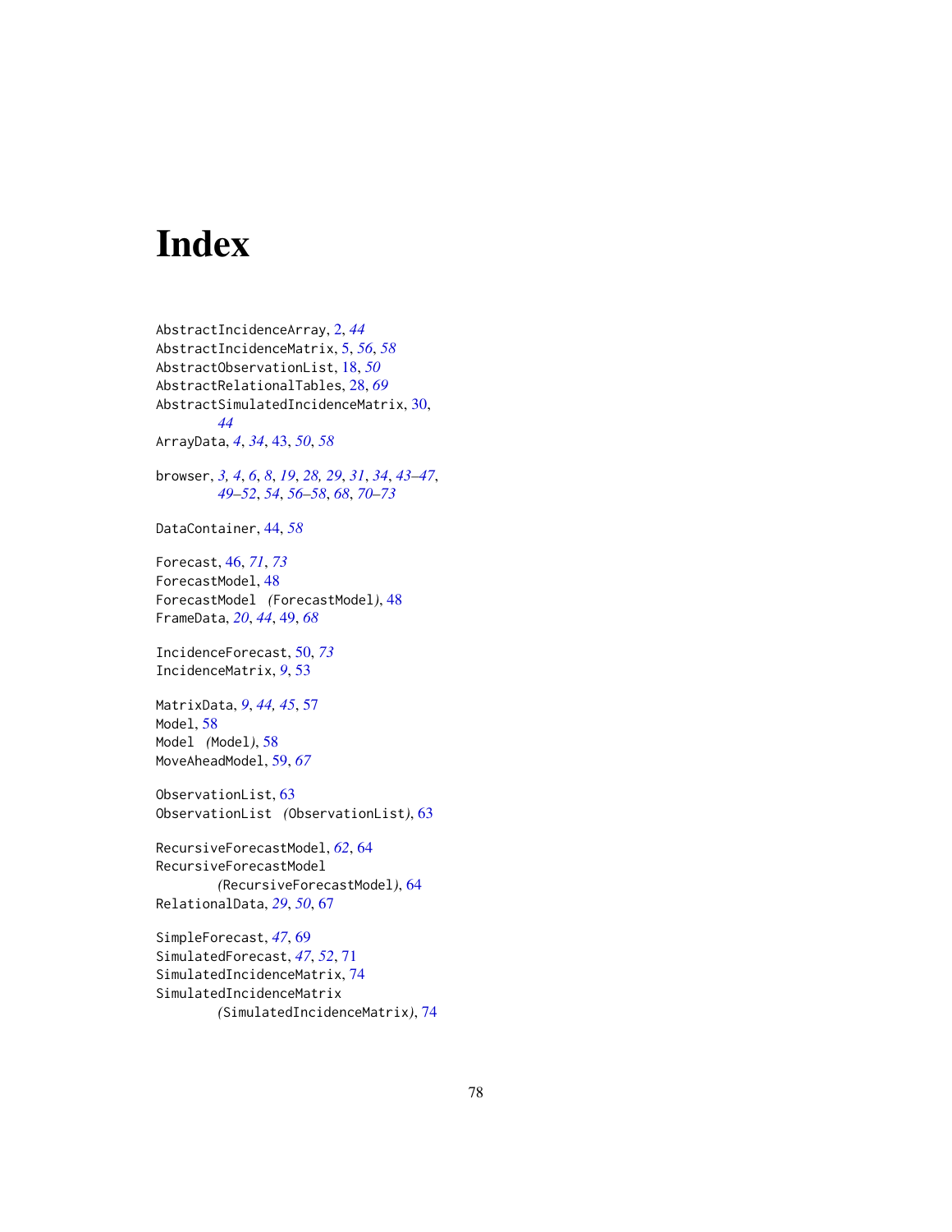# Index

AbstractIncidenceArray, 2, *44*
AbstractIncidenceMatrix, 5, *56*, *58*
AbstractObservationList, 18, *50*
AbstractRelationalTables, 28, *69*
AbstractSimulatedIncidenceMatrix, 30, *44*
ArrayData, *4*, *34*, 43, *50*, *58*

browser, *3, 4*, *6*, *8*, *19*, *28, 29*, *31*, *34*, *43–47*, *49–52*, *54*, *56–58*, *68*, *70–73*

DataContainer, 44, *58*

Forecast, 46, *71*, *73*
ForecastModel, 48
ForecastModel *(*ForecastModel*)*, 48
FrameData, *20*, *44*, 49, *68*

IncidenceForecast, 50, *73*
IncidenceMatrix, *9*, 53

MatrixData, *9*, *44, 45*, 57
Model, 58
Model *(*Model*)*, 58
MoveAheadModel, 59, *67*

ObservationList, 63
ObservationList *(*ObservationList*)*, 63

RecursiveForecastModel, *62*, 64
RecursiveForecastModel *(*RecursiveForecastModel*)*, 64
RelationalData, *29*, *50*, 67

SimpleForecast, *47*, 69
SimulatedForecast, *47*, *52*, 71
SimulatedIncidenceMatrix, 74
SimulatedIncidenceMatrix *(*SimulatedIncidenceMatrix*)*, 74